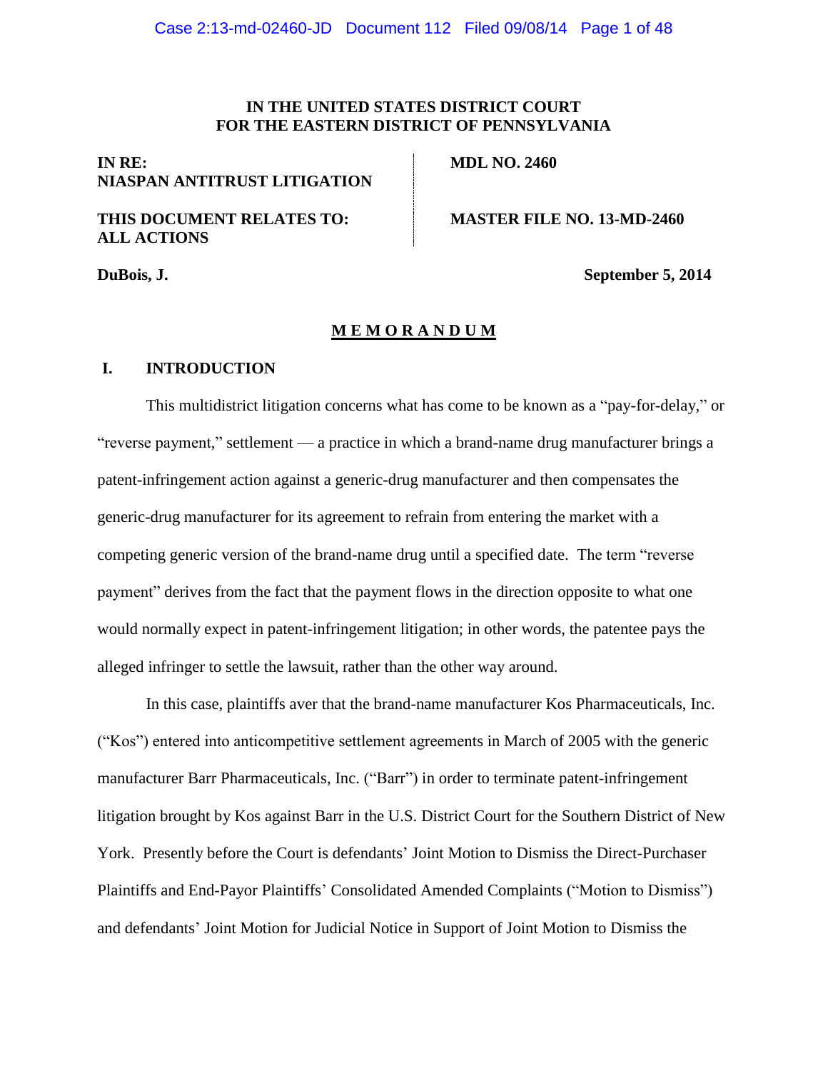**IN THE UNITED STATES DISTRICT COURT**
**FOR THE EASTERN DISTRICT OF PENNSYLVANIA**

| | |
|---|---|
| **IN RE:** **NIASPAN ANTITRUST LITIGATION** | **MDL NO. 2460** |
| **THIS DOCUMENT RELATES TO:** **ALL ACTIONS** | **MASTER FILE NO. 13-MD-2460** |

**DuBois, J.** **September 5, 2014**

# M E M O R A N D U M

## I. INTRODUCTION

This multidistrict litigation concerns what has come to be known as a "pay-for-delay," or "reverse payment," settlement — a practice in which a brand-name drug manufacturer brings a patent-infringement action against a generic-drug manufacturer and then compensates the generic-drug manufacturer for its agreement to refrain from entering the market with a competing generic version of the brand-name drug until a specified date. The term "reverse payment" derives from the fact that the payment flows in the direction opposite to what one would normally expect in patent-infringement litigation; in other words, the patentee pays the alleged infringer to settle the lawsuit, rather than the other way around.

In this case, plaintiffs aver that the brand-name manufacturer Kos Pharmaceuticals, Inc. ("Kos") entered into anticompetitive settlement agreements in March of 2005 with the generic manufacturer Barr Pharmaceuticals, Inc. ("Barr") in order to terminate patent-infringement litigation brought by Kos against Barr in the U.S. District Court for the Southern District of New York. Presently before the Court is defendants' Joint Motion to Dismiss the Direct-Purchaser Plaintiffs and End-Payor Plaintiffs' Consolidated Amended Complaints ("Motion to Dismiss") and defendants' Joint Motion for Judicial Notice in Support of Joint Motion to Dismiss the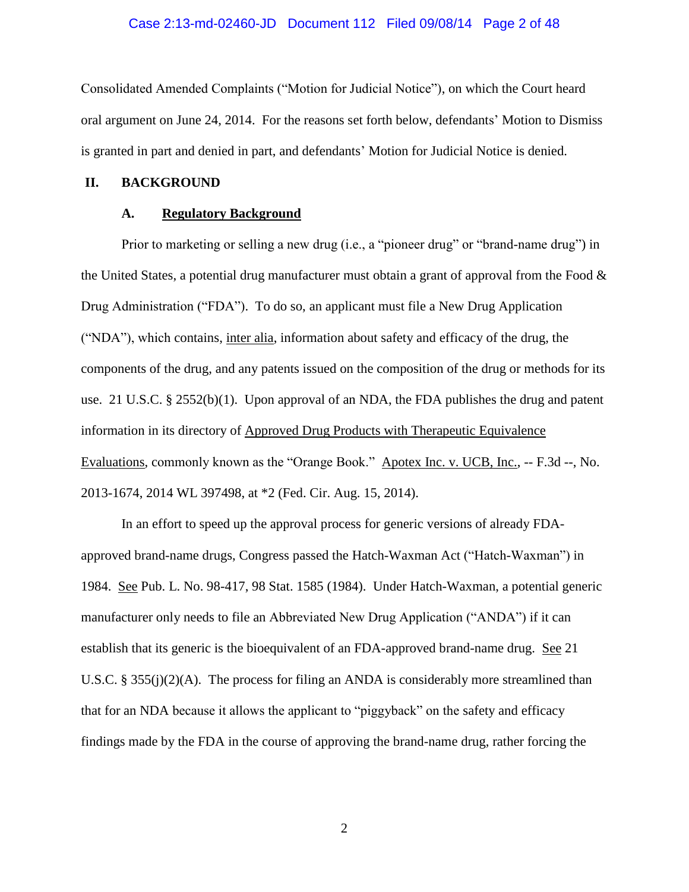Consolidated Amended Complaints ("Motion for Judicial Notice"), on which the Court heard oral argument on June 24, 2014. For the reasons set forth below, defendants' Motion to Dismiss is granted in part and denied in part, and defendants' Motion for Judicial Notice is denied.

## II. BACKGROUND

### A. Regulatory Background

Prior to marketing or selling a new drug (i.e., a "pioneer drug" or "brand-name drug") in the United States, a potential drug manufacturer must obtain a grant of approval from the Food & Drug Administration ("FDA"). To do so, an applicant must file a New Drug Application ("NDA"), which contains, inter alia, information about safety and efficacy of the drug, the components of the drug, and any patents issued on the composition of the drug or methods for its use. 21 U.S.C. § 2552(b)(1). Upon approval of an NDA, the FDA publishes the drug and patent information in its directory of Approved Drug Products with Therapeutic Equivalence Evaluations, commonly known as the "Orange Book." Apotex Inc. v. UCB, Inc., -- F.3d --, No. 2013-1674, 2014 WL 397498, at *2 (Fed. Cir. Aug. 15, 2014).

In an effort to speed up the approval process for generic versions of already FDA-approved brand-name drugs, Congress passed the Hatch-Waxman Act ("Hatch-Waxman") in 1984. See Pub. L. No. 98-417, 98 Stat. 1585 (1984). Under Hatch-Waxman, a potential generic manufacturer only needs to file an Abbreviated New Drug Application ("ANDA") if it can establish that its generic is the bioequivalent of an FDA-approved brand-name drug. See 21 U.S.C. § 355(j)(2)(A). The process for filing an ANDA is considerably more streamlined than that for an NDA because it allows the applicant to "piggyback" on the safety and efficacy findings made by the FDA in the course of approving the brand-name drug, rather forcing the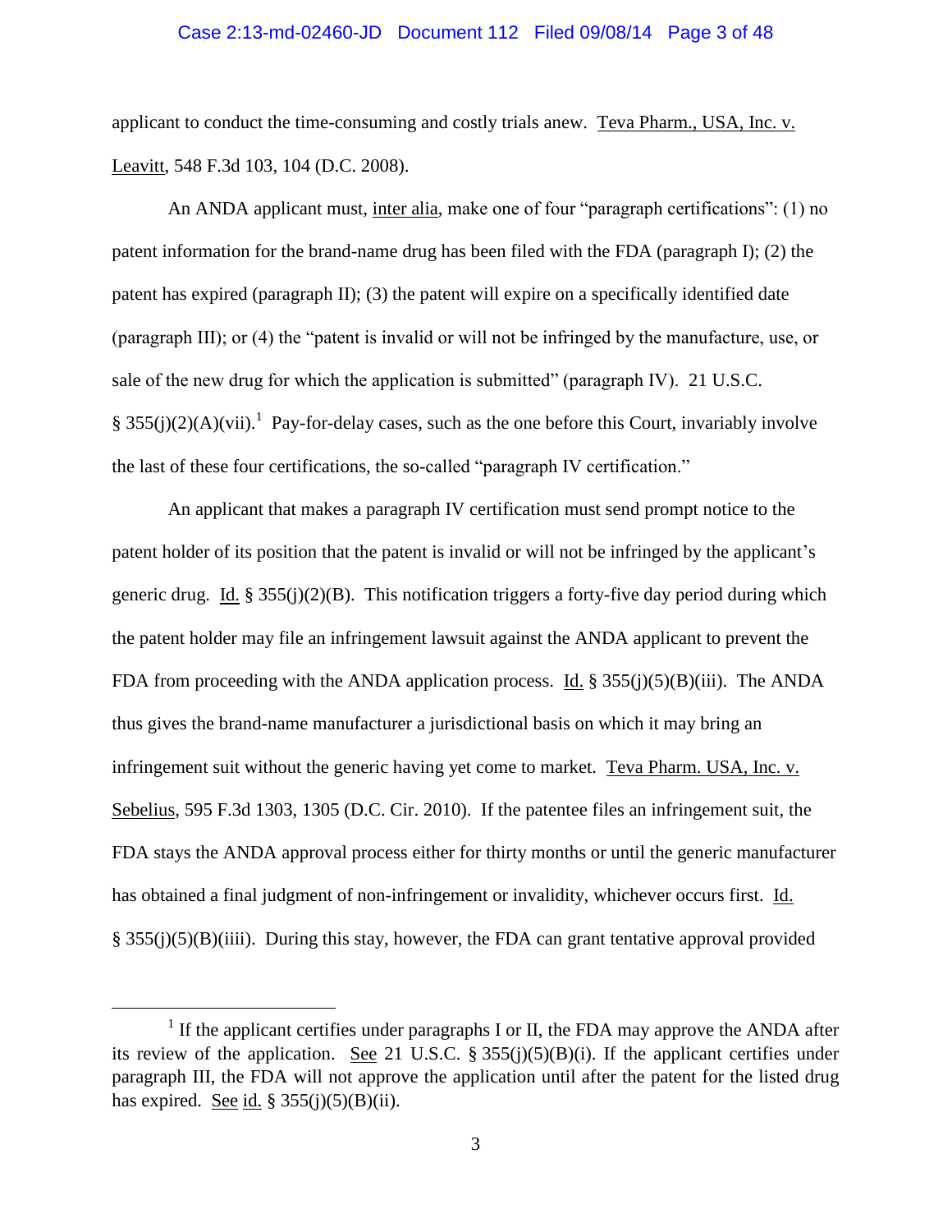applicant to conduct the time-consuming and costly trials anew. Teva Pharm., USA, Inc. v. Leavitt, 548 F.3d 103, 104 (D.C. 2008).

An ANDA applicant must, inter alia, make one of four "paragraph certifications": (1) no patent information for the brand-name drug has been filed with the FDA (paragraph I); (2) the patent has expired (paragraph II); (3) the patent will expire on a specifically identified date (paragraph III); or (4) the "patent is invalid or will not be infringed by the manufacture, use, or sale of the new drug for which the application is submitted" (paragraph IV). 21 U.S.C. § 355(j)(2)(A)(vii).[1] Pay-for-delay cases, such as the one before this Court, invariably involve the last of these four certifications, the so-called "paragraph IV certification."

An applicant that makes a paragraph IV certification must send prompt notice to the patent holder of its position that the patent is invalid or will not be infringed by the applicant's generic drug. Id. § 355(j)(2)(B). This notification triggers a forty-five day period during which the patent holder may file an infringement lawsuit against the ANDA applicant to prevent the FDA from proceeding with the ANDA application process. Id. § 355(j)(5)(B)(iii). The ANDA thus gives the brand-name manufacturer a jurisdictional basis on which it may bring an infringement suit without the generic having yet come to market. Teva Pharm. USA, Inc. v. Sebelius, 595 F.3d 1303, 1305 (D.C. Cir. 2010). If the patentee files an infringement suit, the FDA stays the ANDA approval process either for thirty months or until the generic manufacturer has obtained a final judgment of non-infringement or invalidity, whichever occurs first. Id. § 355(j)(5)(B)(iiii). During this stay, however, the FDA can grant tentative approval provided

---

[1] If the applicant certifies under paragraphs I or II, the FDA may approve the ANDA after its review of the application. See 21 U.S.C. § 355(j)(5)(B)(i). If the applicant certifies under paragraph III, the FDA will not approve the application until after the patent for the listed drug has expired. See id. § 355(j)(5)(B)(ii).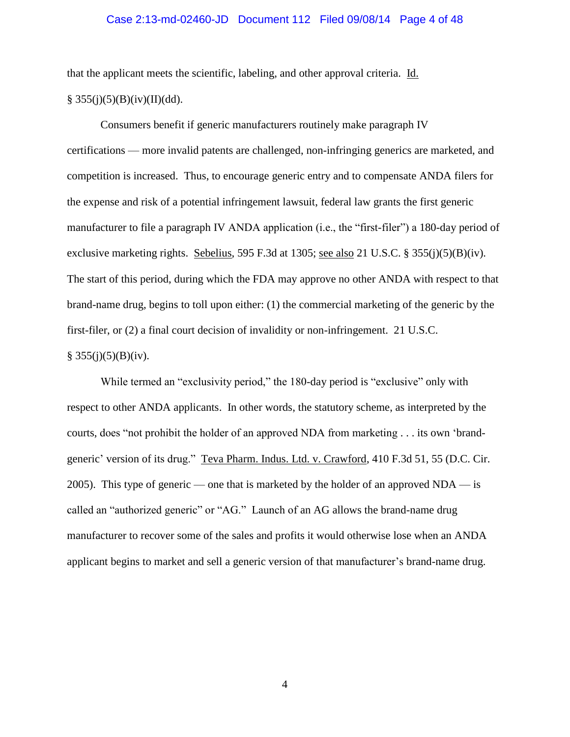that the applicant meets the scientific, labeling, and other approval criteria. Id. § 355(j)(5)(B)(iv)(II)(dd).

Consumers benefit if generic manufacturers routinely make paragraph IV certifications — more invalid patents are challenged, non-infringing generics are marketed, and competition is increased. Thus, to encourage generic entry and to compensate ANDA filers for the expense and risk of a potential infringement lawsuit, federal law grants the first generic manufacturer to file a paragraph IV ANDA application (i.e., the "first-filer") a 180-day period of exclusive marketing rights. Sebelius, 595 F.3d at 1305; see also 21 U.S.C. § 355(j)(5)(B)(iv). The start of this period, during which the FDA may approve no other ANDA with respect to that brand-name drug, begins to toll upon either: (1) the commercial marketing of the generic by the first-filer, or (2) a final court decision of invalidity or non-infringement. 21 U.S.C. § 355(j)(5)(B)(iv).

While termed an "exclusivity period," the 180-day period is "exclusive" only with respect to other ANDA applicants. In other words, the statutory scheme, as interpreted by the courts, does "not prohibit the holder of an approved NDA from marketing . . . its own 'brand-generic' version of its drug." Teva Pharm. Indus. Ltd. v. Crawford, 410 F.3d 51, 55 (D.C. Cir. 2005). This type of generic — one that is marketed by the holder of an approved NDA — is called an "authorized generic" or "AG." Launch of an AG allows the brand-name drug manufacturer to recover some of the sales and profits it would otherwise lose when an ANDA applicant begins to market and sell a generic version of that manufacturer's brand-name drug.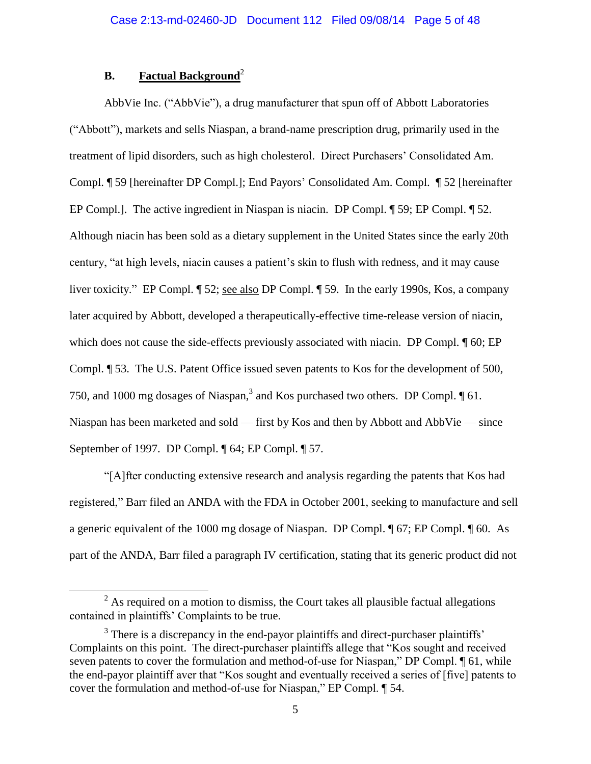### B. <u>Factual Background</u>[2]

AbbVie Inc. ("AbbVie"), a drug manufacturer that spun off of Abbott Laboratories ("Abbott"), markets and sells Niaspan, a brand-name prescription drug, primarily used in the treatment of lipid disorders, such as high cholesterol. Direct Purchasers' Consolidated Am. Compl. ¶ 59 [hereinafter DP Compl.]; End Payors' Consolidated Am. Compl. ¶ 52 [hereinafter EP Compl.]. The active ingredient in Niaspan is niacin. DP Compl. ¶ 59; EP Compl. ¶ 52. Although niacin has been sold as a dietary supplement in the United States since the early 20th century, "at high levels, niacin causes a patient's skin to flush with redness, and it may cause liver toxicity." EP Compl. ¶ 52; <u>see also</u> DP Compl. ¶ 59. In the early 1990s, Kos, a company later acquired by Abbott, developed a therapeutically-effective time-release version of niacin, which does not cause the side-effects previously associated with niacin. DP Compl. ¶ 60; EP Compl. ¶ 53. The U.S. Patent Office issued seven patents to Kos for the development of 500, 750, and 1000 mg dosages of Niaspan,[3] and Kos purchased two others. DP Compl. ¶ 61. Niaspan has been marketed and sold — first by Kos and then by Abbott and AbbVie — since September of 1997. DP Compl. ¶ 64; EP Compl. ¶ 57.

"[A]fter conducting extensive research and analysis regarding the patents that Kos had registered," Barr filed an ANDA with the FDA in October 2001, seeking to manufacture and sell a generic equivalent of the 1000 mg dosage of Niaspan. DP Compl. ¶ 67; EP Compl. ¶ 60. As part of the ANDA, Barr filed a paragraph IV certification, stating that its generic product did not

---

[2] As required on a motion to dismiss, the Court takes all plausible factual allegations contained in plaintiffs' Complaints to be true.

[3] There is a discrepancy in the end-payor plaintiffs and direct-purchaser plaintiffs' Complaints on this point. The direct-purchaser plaintiffs allege that "Kos sought and received seven patents to cover the formulation and method-of-use for Niaspan," DP Compl. ¶ 61, while the end-payor plaintiff aver that "Kos sought and eventually received a series of [five] patents to cover the formulation and method-of-use for Niaspan," EP Compl. ¶ 54.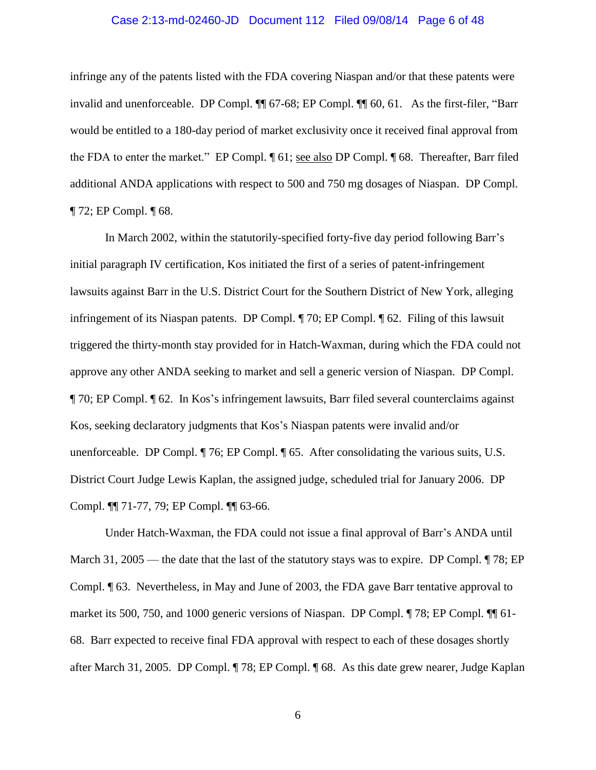infringe any of the patents listed with the FDA covering Niaspan and/or that these patents were invalid and unenforceable. DP Compl. ¶¶ 67-68; EP Compl. ¶¶ 60, 61. As the first-filer, "Barr would be entitled to a 180-day period of market exclusivity once it received final approval from the FDA to enter the market." EP Compl. ¶ 61; see also DP Compl. ¶ 68. Thereafter, Barr filed additional ANDA applications with respect to 500 and 750 mg dosages of Niaspan. DP Compl. ¶ 72; EP Compl. ¶ 68.

In March 2002, within the statutorily-specified forty-five day period following Barr's initial paragraph IV certification, Kos initiated the first of a series of patent-infringement lawsuits against Barr in the U.S. District Court for the Southern District of New York, alleging infringement of its Niaspan patents. DP Compl. ¶ 70; EP Compl. ¶ 62. Filing of this lawsuit triggered the thirty-month stay provided for in Hatch-Waxman, during which the FDA could not approve any other ANDA seeking to market and sell a generic version of Niaspan. DP Compl. ¶ 70; EP Compl. ¶ 62. In Kos's infringement lawsuits, Barr filed several counterclaims against Kos, seeking declaratory judgments that Kos's Niaspan patents were invalid and/or unenforceable. DP Compl. ¶ 76; EP Compl. ¶ 65. After consolidating the various suits, U.S. District Court Judge Lewis Kaplan, the assigned judge, scheduled trial for January 2006. DP Compl. ¶¶ 71-77, 79; EP Compl. ¶¶ 63-66.

Under Hatch-Waxman, the FDA could not issue a final approval of Barr's ANDA until March 31, 2005 — the date that the last of the statutory stays was to expire. DP Compl. ¶ 78; EP Compl. ¶ 63. Nevertheless, in May and June of 2003, the FDA gave Barr tentative approval to market its 500, 750, and 1000 generic versions of Niaspan. DP Compl. ¶ 78; EP Compl. ¶¶ 61-68. Barr expected to receive final FDA approval with respect to each of these dosages shortly after March 31, 2005. DP Compl. ¶ 78; EP Compl. ¶ 68. As this date grew nearer, Judge Kaplan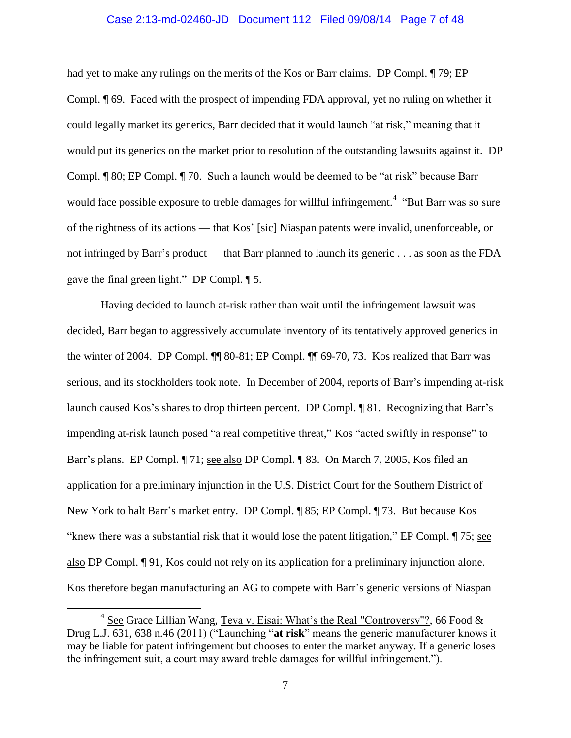had yet to make any rulings on the merits of the Kos or Barr claims. DP Compl. ¶ 79; EP Compl. ¶ 69. Faced with the prospect of impending FDA approval, yet no ruling on whether it could legally market its generics, Barr decided that it would launch "at risk," meaning that it would put its generics on the market prior to resolution of the outstanding lawsuits against it. DP Compl. ¶ 80; EP Compl. ¶ 70. Such a launch would be deemed to be "at risk" because Barr would face possible exposure to treble damages for willful infringement.[4] "But Barr was so sure of the rightness of its actions — that Kos' [sic] Niaspan patents were invalid, unenforceable, or not infringed by Barr's product — that Barr planned to launch its generic . . . as soon as the FDA gave the final green light." DP Compl. ¶ 5.

Having decided to launch at-risk rather than wait until the infringement lawsuit was decided, Barr began to aggressively accumulate inventory of its tentatively approved generics in the winter of 2004. DP Compl. ¶¶ 80-81; EP Compl. ¶¶ 69-70, 73. Kos realized that Barr was serious, and its stockholders took note. In December of 2004, reports of Barr's impending at-risk launch caused Kos's shares to drop thirteen percent. DP Compl. ¶ 81. Recognizing that Barr's impending at-risk launch posed "a real competitive threat," Kos "acted swiftly in response" to Barr's plans. EP Compl. ¶ 71; see also DP Compl. ¶ 83. On March 7, 2005, Kos filed an application for a preliminary injunction in the U.S. District Court for the Southern District of New York to halt Barr's market entry. DP Compl. ¶ 85; EP Compl. ¶ 73. But because Kos "knew there was a substantial risk that it would lose the patent litigation," EP Compl. ¶ 75; see also DP Compl. ¶ 91, Kos could not rely on its application for a preliminary injunction alone. Kos therefore began manufacturing an AG to compete with Barr's generic versions of Niaspan

[4] See Grace Lillian Wang, Teva v. Eisai: What's the Real "Controversy"?, 66 Food & Drug L.J. 631, 638 n.46 (2011) ("Launching "**at risk**" means the generic manufacturer knows it may be liable for patent infringement but chooses to enter the market anyway. If a generic loses the infringement suit, a court may award treble damages for willful infringement.").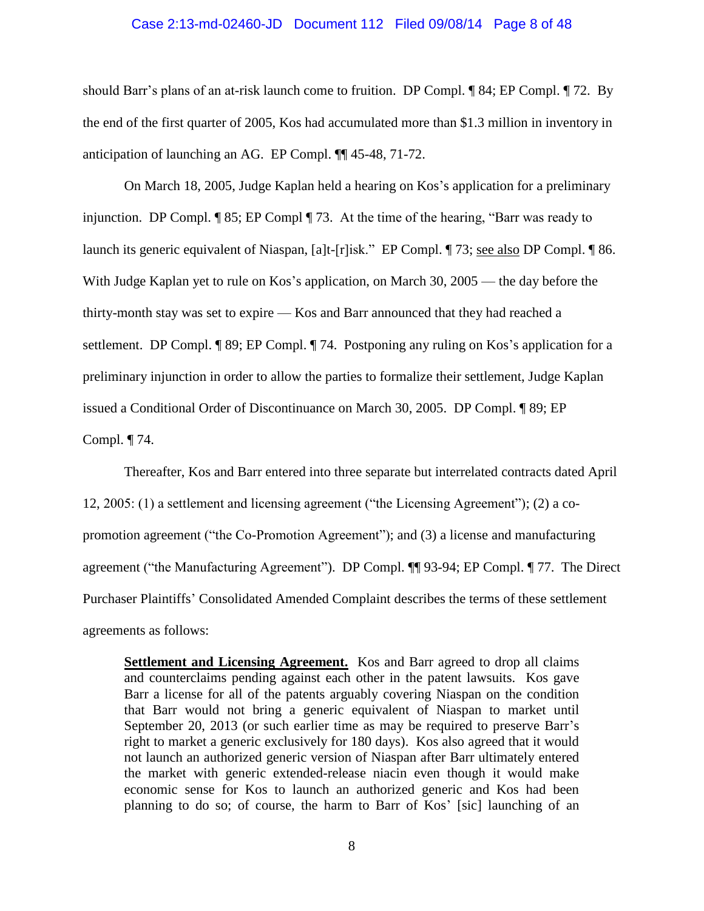should Barr's plans of an at-risk launch come to fruition. DP Compl. ¶ 84; EP Compl. ¶ 72. By the end of the first quarter of 2005, Kos had accumulated more than $1.3 million in inventory in anticipation of launching an AG. EP Compl. ¶¶ 45-48, 71-72.

On March 18, 2005, Judge Kaplan held a hearing on Kos's application for a preliminary injunction. DP Compl. ¶ 85; EP Compl ¶ 73. At the time of the hearing, "Barr was ready to launch its generic equivalent of Niaspan, [a]t-[r]isk." EP Compl. ¶ 73; see also DP Compl. ¶ 86. With Judge Kaplan yet to rule on Kos's application, on March 30, 2005 — the day before the thirty-month stay was set to expire — Kos and Barr announced that they had reached a settlement. DP Compl. ¶ 89; EP Compl. ¶ 74. Postponing any ruling on Kos's application for a preliminary injunction in order to allow the parties to formalize their settlement, Judge Kaplan issued a Conditional Order of Discontinuance on March 30, 2005. DP Compl. ¶ 89; EP Compl. ¶ 74.

Thereafter, Kos and Barr entered into three separate but interrelated contracts dated April 12, 2005: (1) a settlement and licensing agreement ("the Licensing Agreement"); (2) a co-promotion agreement ("the Co-Promotion Agreement"); and (3) a license and manufacturing agreement ("the Manufacturing Agreement"). DP Compl. ¶¶ 93-94; EP Compl. ¶ 77. The Direct Purchaser Plaintiffs' Consolidated Amended Complaint describes the terms of these settlement agreements as follows:

> **Settlement and Licensing Agreement.** Kos and Barr agreed to drop all claims and counterclaims pending against each other in the patent lawsuits. Kos gave Barr a license for all of the patents arguably covering Niaspan on the condition that Barr would not bring a generic equivalent of Niaspan to market until September 20, 2013 (or such earlier time as may be required to preserve Barr's right to market a generic exclusively for 180 days). Kos also agreed that it would not launch an authorized generic version of Niaspan after Barr ultimately entered the market with generic extended-release niacin even though it would make economic sense for Kos to launch an authorized generic and Kos had been planning to do so; of course, the harm to Barr of Kos' [sic] launching of an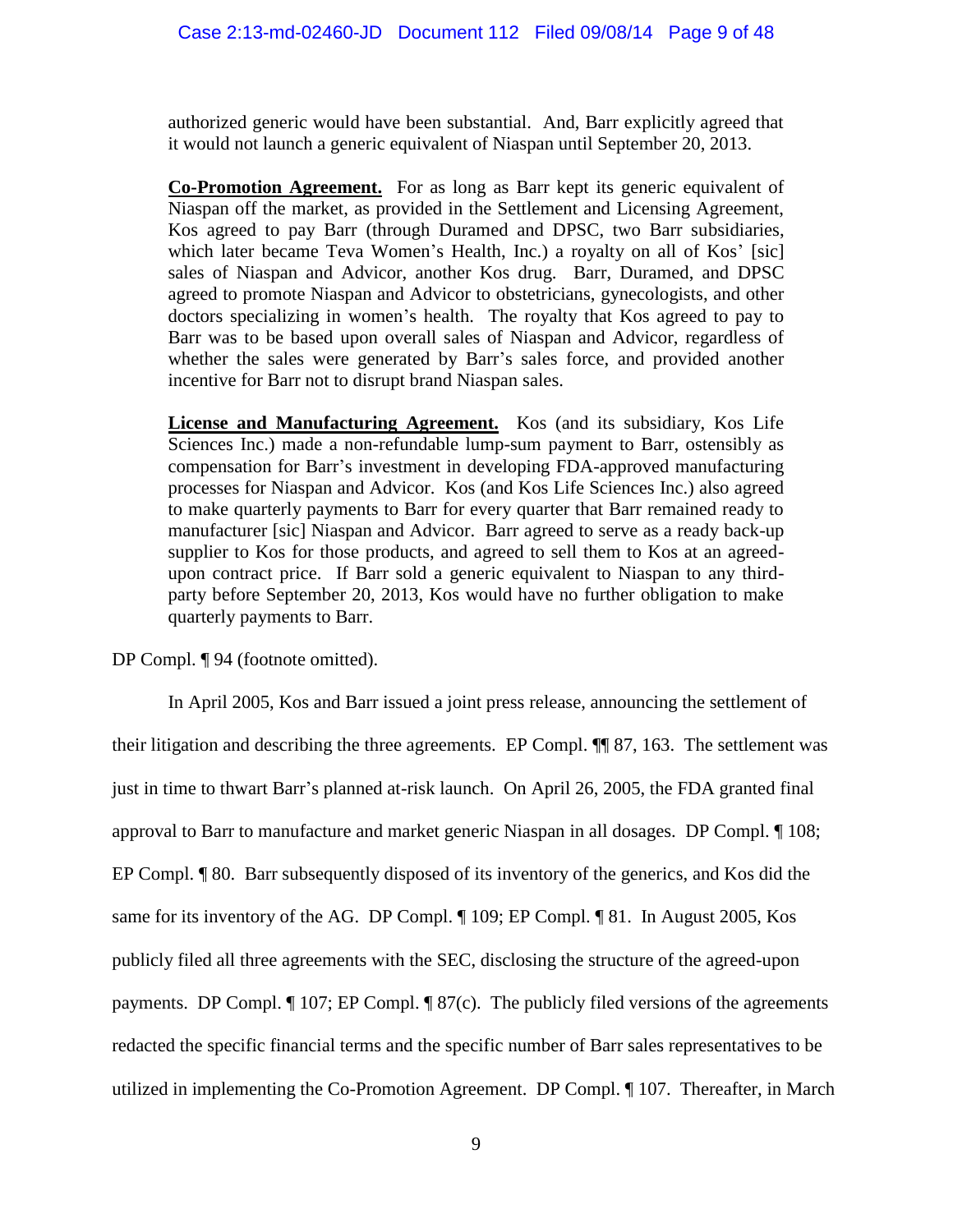> authorized generic would have been substantial. And, Barr explicitly agreed that it would not launch a generic equivalent of Niaspan until September 20, 2013.
>
> **Co-Promotion Agreement.** For as long as Barr kept its generic equivalent of Niaspan off the market, as provided in the Settlement and Licensing Agreement, Kos agreed to pay Barr (through Duramed and DPSC, two Barr subsidiaries, which later became Teva Women's Health, Inc.) a royalty on all of Kos' [sic] sales of Niaspan and Advicor, another Kos drug. Barr, Duramed, and DPSC agreed to promote Niaspan and Advicor to obstetricians, gynecologists, and other doctors specializing in women's health. The royalty that Kos agreed to pay to Barr was to be based upon overall sales of Niaspan and Advicor, regardless of whether the sales were generated by Barr's sales force, and provided another incentive for Barr not to disrupt brand Niaspan sales.
>
> **License and Manufacturing Agreement.** Kos (and its subsidiary, Kos Life Sciences Inc.) made a non-refundable lump-sum payment to Barr, ostensibly as compensation for Barr's investment in developing FDA-approved manufacturing processes for Niaspan and Advicor. Kos (and Kos Life Sciences Inc.) also agreed to make quarterly payments to Barr for every quarter that Barr remained ready to manufacturer [sic] Niaspan and Advicor. Barr agreed to serve as a ready back-up supplier to Kos for those products, and agreed to sell them to Kos at an agreed-upon contract price. If Barr sold a generic equivalent to Niaspan to any third-party before September 20, 2013, Kos would have no further obligation to make quarterly payments to Barr.

DP Compl. ¶ 94 (footnote omitted).

In April 2005, Kos and Barr issued a joint press release, announcing the settlement of their litigation and describing the three agreements. EP Compl. ¶¶ 87, 163. The settlement was just in time to thwart Barr's planned at-risk launch. On April 26, 2005, the FDA granted final approval to Barr to manufacture and market generic Niaspan in all dosages. DP Compl. ¶ 108; EP Compl. ¶ 80. Barr subsequently disposed of its inventory of the generics, and Kos did the same for its inventory of the AG. DP Compl. ¶ 109; EP Compl. ¶ 81. In August 2005, Kos publicly filed all three agreements with the SEC, disclosing the structure of the agreed-upon payments. DP Compl. ¶ 107; EP Compl. ¶ 87(c). The publicly filed versions of the agreements redacted the specific financial terms and the specific number of Barr sales representatives to be utilized in implementing the Co-Promotion Agreement. DP Compl. ¶ 107. Thereafter, in March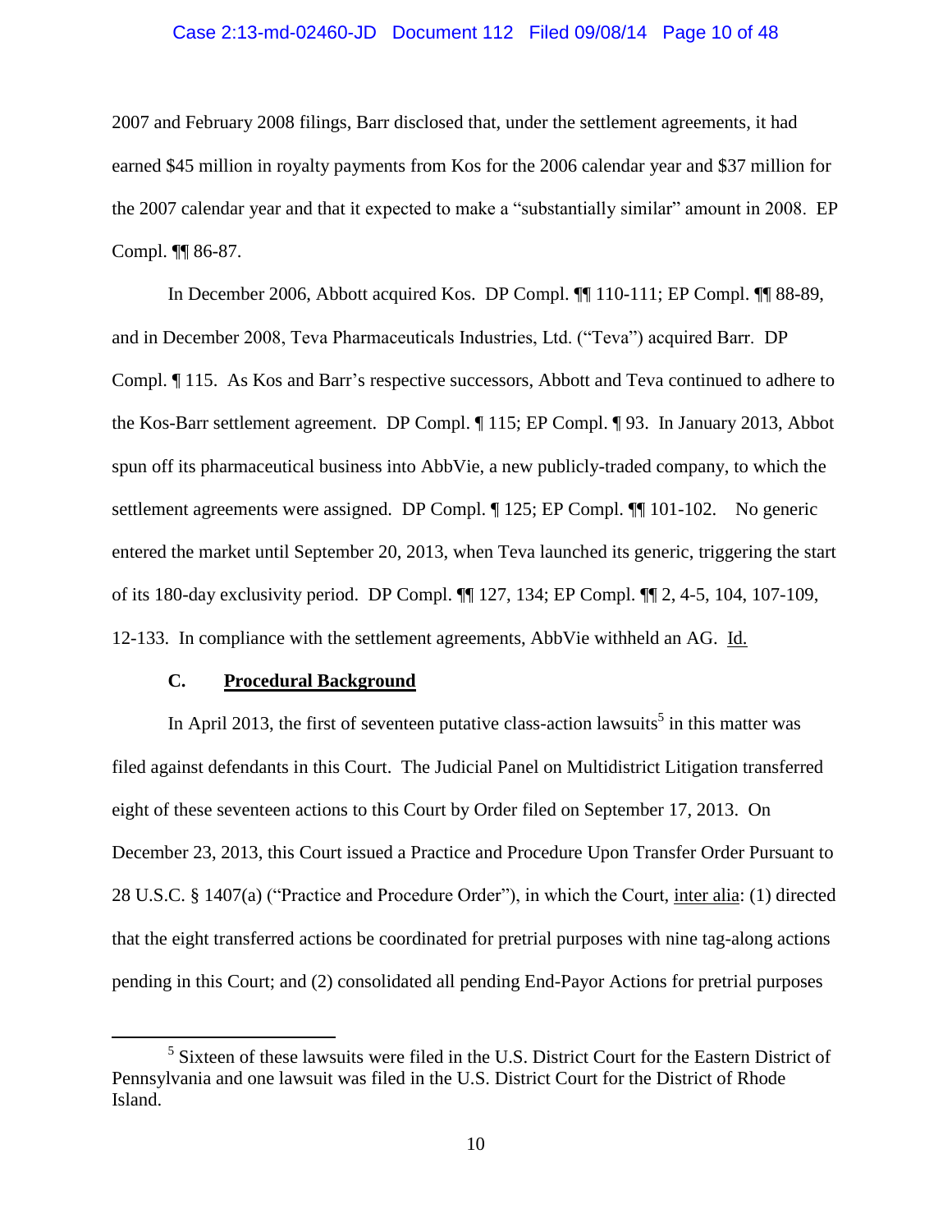2007 and February 2008 filings, Barr disclosed that, under the settlement agreements, it had earned $45 million in royalty payments from Kos for the 2006 calendar year and $37 million for the 2007 calendar year and that it expected to make a "substantially similar" amount in 2008. EP Compl. ¶¶ 86-87.

In December 2006, Abbott acquired Kos. DP Compl. ¶¶ 110-111; EP Compl. ¶¶ 88-89, and in December 2008, Teva Pharmaceuticals Industries, Ltd. ("Teva") acquired Barr. DP Compl. ¶ 115. As Kos and Barr's respective successors, Abbott and Teva continued to adhere to the Kos-Barr settlement agreement. DP Compl. ¶ 115; EP Compl. ¶ 93. In January 2013, Abbot spun off its pharmaceutical business into AbbVie, a new publicly-traded company, to which the settlement agreements were assigned. DP Compl. ¶ 125; EP Compl. ¶¶ 101-102. No generic entered the market until September 20, 2013, when Teva launched its generic, triggering the start of its 180-day exclusivity period. DP Compl. ¶¶ 127, 134; EP Compl. ¶¶ 2, 4-5, 104, 107-109, 12-133. In compliance with the settlement agreements, AbbVie withheld an AG. Id.

### C. Procedural Background

In April 2013, the first of seventeen putative class-action lawsuits[5] in this matter was filed against defendants in this Court. The Judicial Panel on Multidistrict Litigation transferred eight of these seventeen actions to this Court by Order filed on September 17, 2013. On December 23, 2013, this Court issued a Practice and Procedure Upon Transfer Order Pursuant to 28 U.S.C. § 1407(a) ("Practice and Procedure Order"), in which the Court, inter alia: (1) directed that the eight transferred actions be coordinated for pretrial purposes with nine tag-along actions pending in this Court; and (2) consolidated all pending End-Payor Actions for pretrial purposes

---

[5] Sixteen of these lawsuits were filed in the U.S. District Court for the Eastern District of Pennsylvania and one lawsuit was filed in the U.S. District Court for the District of Rhode Island.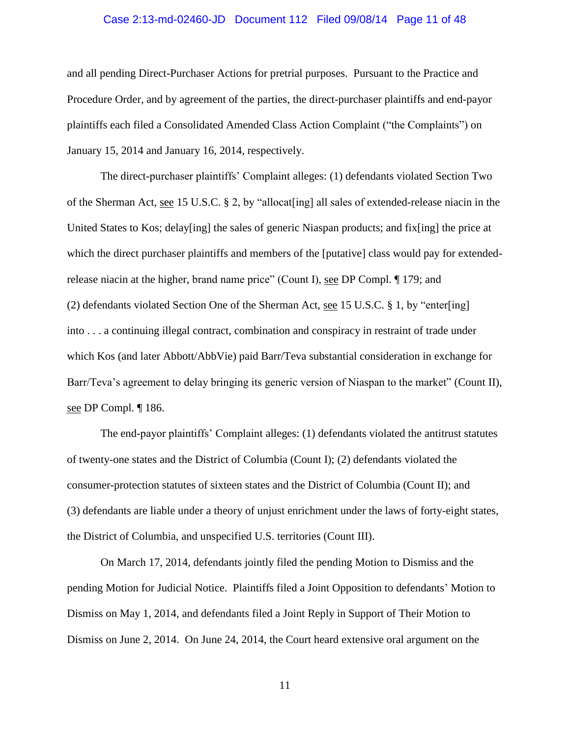and all pending Direct-Purchaser Actions for pretrial purposes. Pursuant to the Practice and Procedure Order, and by agreement of the parties, the direct-purchaser plaintiffs and end-payor plaintiffs each filed a Consolidated Amended Class Action Complaint ("the Complaints") on January 15, 2014 and January 16, 2014, respectively.

The direct-purchaser plaintiffs' Complaint alleges: (1) defendants violated Section Two of the Sherman Act, see 15 U.S.C. § 2, by "allocat[ing] all sales of extended-release niacin in the United States to Kos; delay[ing] the sales of generic Niaspan products; and fix[ing] the price at which the direct purchaser plaintiffs and members of the [putative] class would pay for extended-release niacin at the higher, brand name price" (Count I), see DP Compl. ¶ 179; and (2) defendants violated Section One of the Sherman Act, see 15 U.S.C. § 1, by "enter[ing] into . . . a continuing illegal contract, combination and conspiracy in restraint of trade under which Kos (and later Abbott/AbbVie) paid Barr/Teva substantial consideration in exchange for Barr/Teva's agreement to delay bringing its generic version of Niaspan to the market" (Count II), see DP Compl. ¶ 186.

The end-payor plaintiffs' Complaint alleges: (1) defendants violated the antitrust statutes of twenty-one states and the District of Columbia (Count I); (2) defendants violated the consumer-protection statutes of sixteen states and the District of Columbia (Count II); and (3) defendants are liable under a theory of unjust enrichment under the laws of forty-eight states, the District of Columbia, and unspecified U.S. territories (Count III).

On March 17, 2014, defendants jointly filed the pending Motion to Dismiss and the pending Motion for Judicial Notice. Plaintiffs filed a Joint Opposition to defendants' Motion to Dismiss on May 1, 2014, and defendants filed a Joint Reply in Support of Their Motion to Dismiss on June 2, 2014. On June 24, 2014, the Court heard extensive oral argument on the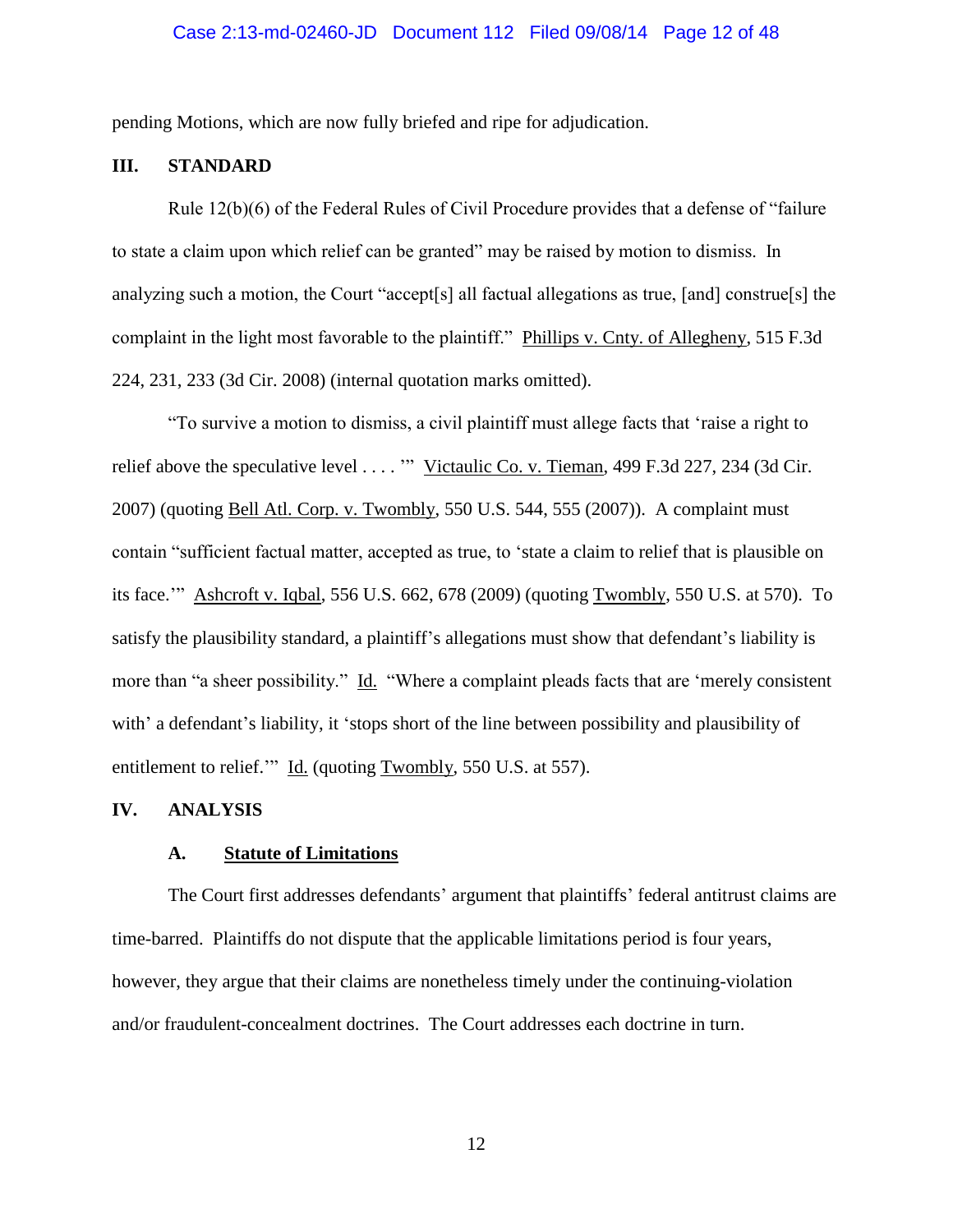pending Motions, which are now fully briefed and ripe for adjudication.

## III. STANDARD

Rule 12(b)(6) of the Federal Rules of Civil Procedure provides that a defense of "failure to state a claim upon which relief can be granted" may be raised by motion to dismiss. In analyzing such a motion, the Court "accept[s] all factual allegations as true, [and] construe[s] the complaint in the light most favorable to the plaintiff." Phillips v. Cnty. of Allegheny, 515 F.3d 224, 231, 233 (3d Cir. 2008) (internal quotation marks omitted).

"To survive a motion to dismiss, a civil plaintiff must allege facts that 'raise a right to relief above the speculative level . . . .'" Victaulic Co. v. Tieman, 499 F.3d 227, 234 (3d Cir. 2007) (quoting Bell Atl. Corp. v. Twombly, 550 U.S. 544, 555 (2007)). A complaint must contain "sufficient factual matter, accepted as true, to 'state a claim to relief that is plausible on its face.'" Ashcroft v. Iqbal, 556 U.S. 662, 678 (2009) (quoting Twombly, 550 U.S. at 570). To satisfy the plausibility standard, a plaintiff's allegations must show that defendant's liability is more than "a sheer possibility." Id. "Where a complaint pleads facts that are 'merely consistent with' a defendant's liability, it 'stops short of the line between possibility and plausibility of entitlement to relief.'" Id. (quoting Twombly, 550 U.S. at 557).

## IV. ANALYSIS

### A. Statute of Limitations

The Court first addresses defendants' argument that plaintiffs' federal antitrust claims are time-barred. Plaintiffs do not dispute that the applicable limitations period is four years, however, they argue that their claims are nonetheless timely under the continuing-violation and/or fraudulent-concealment doctrines. The Court addresses each doctrine in turn.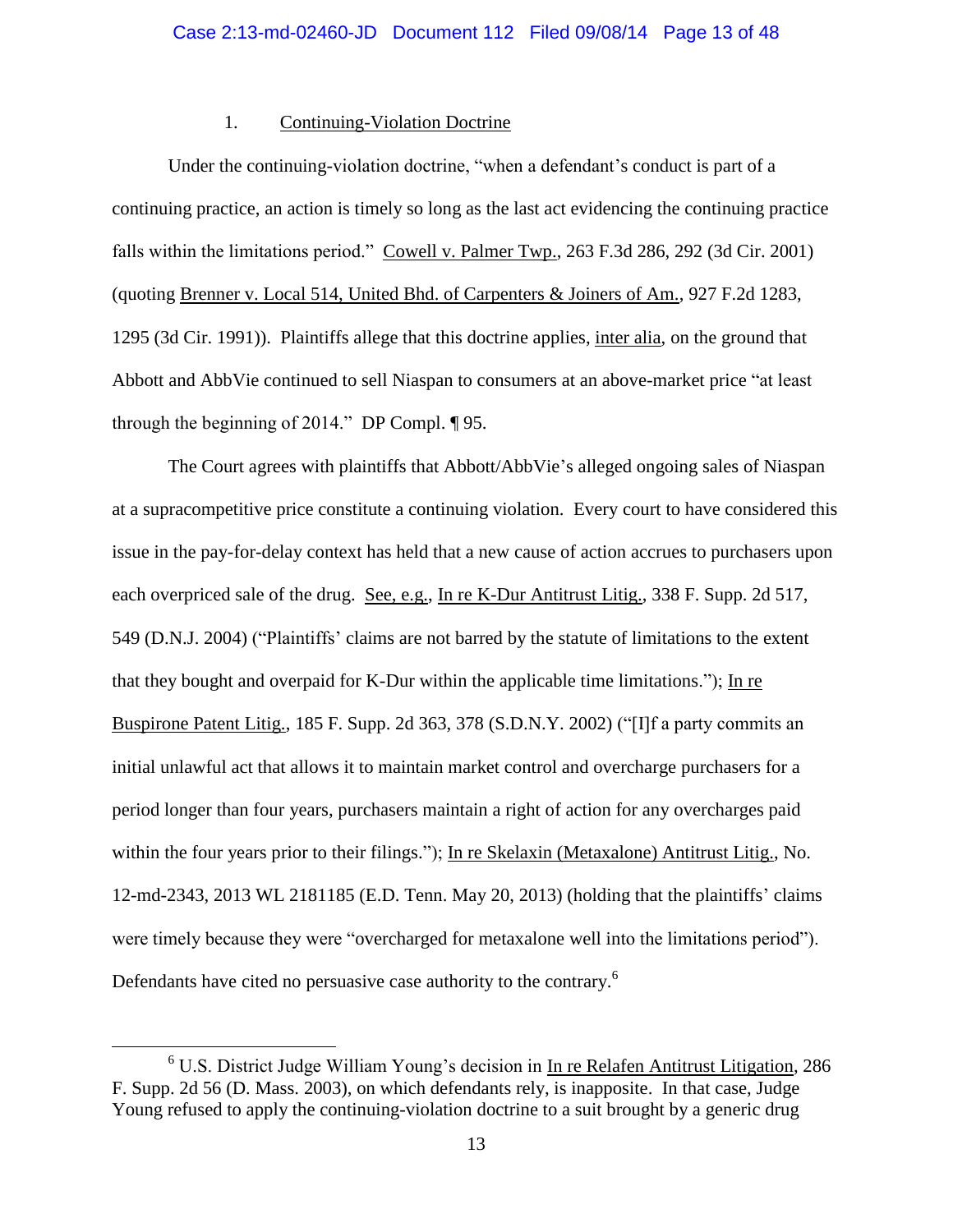### 1. Continuing-Violation Doctrine

Under the continuing-violation doctrine, "when a defendant's conduct is part of a continuing practice, an action is timely so long as the last act evidencing the continuing practice falls within the limitations period." Cowell v. Palmer Twp., 263 F.3d 286, 292 (3d Cir. 2001) (quoting Brenner v. Local 514, United Bhd. of Carpenters & Joiners of Am., 927 F.2d 1283, 1295 (3d Cir. 1991)). Plaintiffs allege that this doctrine applies, inter alia, on the ground that Abbott and AbbVie continued to sell Niaspan to consumers at an above-market price "at least through the beginning of 2014." DP Compl. ¶ 95.

The Court agrees with plaintiffs that Abbott/AbbVie's alleged ongoing sales of Niaspan at a supracompetitive price constitute a continuing violation. Every court to have considered this issue in the pay-for-delay context has held that a new cause of action accrues to purchasers upon each overpriced sale of the drug. See, e.g., In re K-Dur Antitrust Litig., 338 F. Supp. 2d 517, 549 (D.N.J. 2004) ("Plaintiffs' claims are not barred by the statute of limitations to the extent that they bought and overpaid for K-Dur within the applicable time limitations."); In re Buspirone Patent Litig., 185 F. Supp. 2d 363, 378 (S.D.N.Y. 2002) ("[I]f a party commits an initial unlawful act that allows it to maintain market control and overcharge purchasers for a period longer than four years, purchasers maintain a right of action for any overcharges paid within the four years prior to their filings."); In re Skelaxin (Metaxalone) Antitrust Litig., No. 12-md-2343, 2013 WL 2181185 (E.D. Tenn. May 20, 2013) (holding that the plaintiffs' claims were timely because they were "overcharged for metaxalone well into the limitations period"). Defendants have cited no persuasive case authority to the contrary.[6]

---

[6] U.S. District Judge William Young's decision in In re Relafen Antitrust Litigation, 286 F. Supp. 2d 56 (D. Mass. 2003), on which defendants rely, is inapposite. In that case, Judge Young refused to apply the continuing-violation doctrine to a suit brought by a generic drug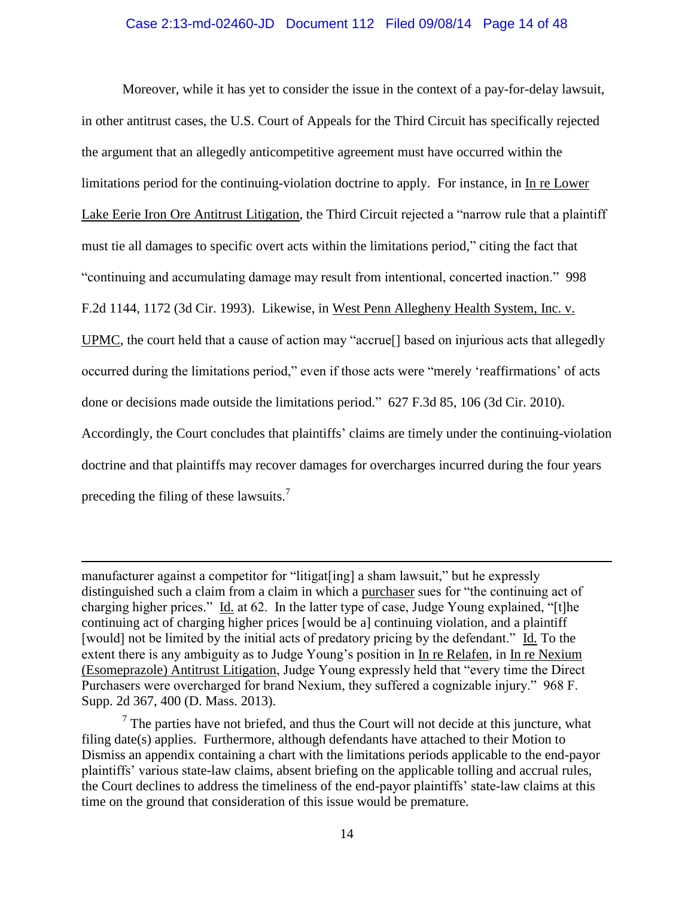Moreover, while it has yet to consider the issue in the context of a pay-for-delay lawsuit, in other antitrust cases, the U.S. Court of Appeals for the Third Circuit has specifically rejected the argument that an allegedly anticompetitive agreement must have occurred within the limitations period for the continuing-violation doctrine to apply. For instance, in In re Lower Lake Eerie Iron Ore Antitrust Litigation, the Third Circuit rejected a "narrow rule that a plaintiff must tie all damages to specific overt acts within the limitations period," citing the fact that "continuing and accumulating damage may result from intentional, concerted inaction." 998 F.2d 1144, 1172 (3d Cir. 1993). Likewise, in West Penn Allegheny Health System, Inc. v. UPMC, the court held that a cause of action may "accrue[] based on injurious acts that allegedly occurred during the limitations period," even if those acts were "merely 'reaffirmations' of acts done or decisions made outside the limitations period." 627 F.3d 85, 106 (3d Cir. 2010). Accordingly, the Court concludes that plaintiffs' claims are timely under the continuing-violation doctrine and that plaintiffs may recover damages for overcharges incurred during the four years preceding the filing of these lawsuits.[7]

---

manufacturer against a competitor for "litigat[ing] a sham lawsuit," but he expressly distinguished such a claim from a claim in which a purchaser sues for "the continuing act of charging higher prices." Id. at 62. In the latter type of case, Judge Young explained, "[t]he continuing act of charging higher prices [would be a] continuing violation, and a plaintiff [would] not be limited by the initial acts of predatory pricing by the defendant." Id. To the extent there is any ambiguity as to Judge Young's position in In re Relafen, in In re Nexium (Esomeprazole) Antitrust Litigation, Judge Young expressly held that "every time the Direct Purchasers were overcharged for brand Nexium, they suffered a cognizable injury." 968 F. Supp. 2d 367, 400 (D. Mass. 2013).

[7] The parties have not briefed, and thus the Court will not decide at this juncture, what filing date(s) applies. Furthermore, although defendants have attached to their Motion to Dismiss an appendix containing a chart with the limitations periods applicable to the end-payor plaintiffs' various state-law claims, absent briefing on the applicable tolling and accrual rules, the Court declines to address the timeliness of the end-payor plaintiffs' state-law claims at this time on the ground that consideration of this issue would be premature.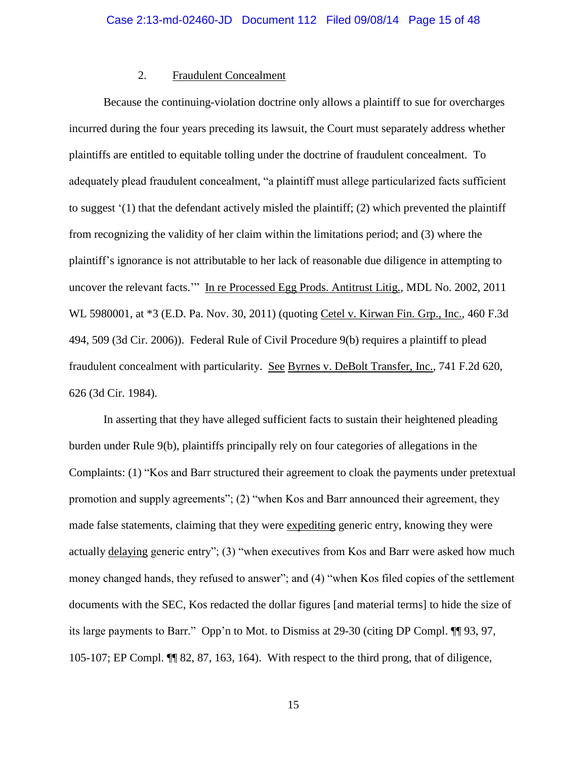### 2. Fraudulent Concealment

Because the continuing-violation doctrine only allows a plaintiff to sue for overcharges incurred during the four years preceding its lawsuit, the Court must separately address whether plaintiffs are entitled to equitable tolling under the doctrine of fraudulent concealment. To adequately plead fraudulent concealment, "a plaintiff must allege particularized facts sufficient to suggest '(1) that the defendant actively misled the plaintiff; (2) which prevented the plaintiff from recognizing the validity of her claim within the limitations period; and (3) where the plaintiff's ignorance is not attributable to her lack of reasonable due diligence in attempting to uncover the relevant facts.'" In re Processed Egg Prods. Antitrust Litig., MDL No. 2002, 2011 WL 5980001, at *3 (E.D. Pa. Nov. 30, 2011) (quoting Cetel v. Kirwan Fin. Grp., Inc., 460 F.3d 494, 509 (3d Cir. 2006)). Federal Rule of Civil Procedure 9(b) requires a plaintiff to plead fraudulent concealment with particularity. See Byrnes v. DeBolt Transfer, Inc., 741 F.2d 620, 626 (3d Cir. 1984).

In asserting that they have alleged sufficient facts to sustain their heightened pleading burden under Rule 9(b), plaintiffs principally rely on four categories of allegations in the Complaints: (1) "Kos and Barr structured their agreement to cloak the payments under pretextual promotion and supply agreements"; (2) "when Kos and Barr announced their agreement, they made false statements, claiming that they were expediting generic entry, knowing they were actually delaying generic entry"; (3) "when executives from Kos and Barr were asked how much money changed hands, they refused to answer"; and (4) "when Kos filed copies of the settlement documents with the SEC, Kos redacted the dollar figures [and material terms] to hide the size of its large payments to Barr." Opp'n to Mot. to Dismiss at 29-30 (citing DP Compl. ¶¶ 93, 97, 105-107; EP Compl. ¶¶ 82, 87, 163, 164). With respect to the third prong, that of diligence,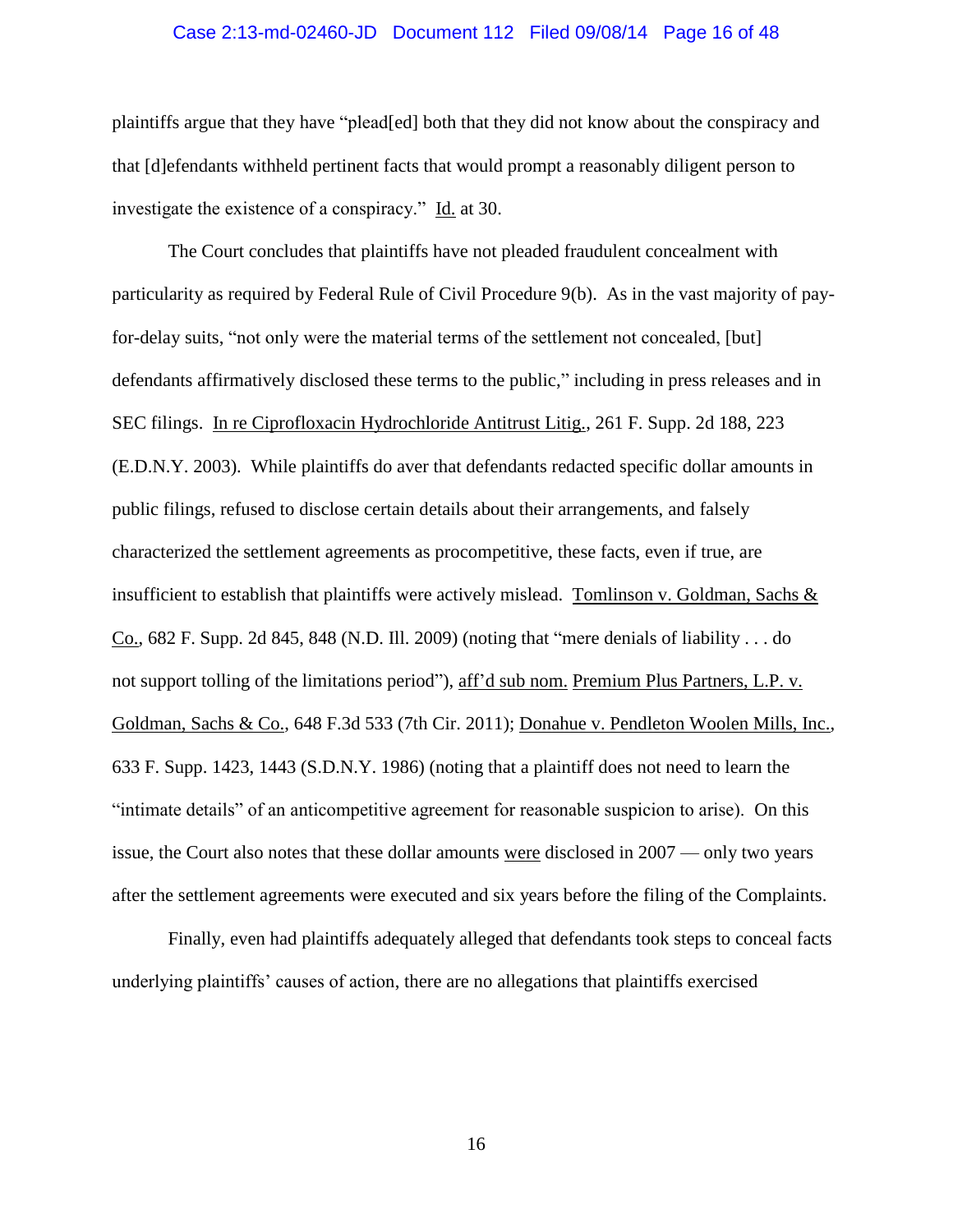plaintiffs argue that they have "plead[ed] both that they did not know about the conspiracy and that [d]efendants withheld pertinent facts that would prompt a reasonably diligent person to investigate the existence of a conspiracy." Id. at 30.

The Court concludes that plaintiffs have not pleaded fraudulent concealment with particularity as required by Federal Rule of Civil Procedure 9(b). As in the vast majority of pay-for-delay suits, "not only were the material terms of the settlement not concealed, [but] defendants affirmatively disclosed these terms to the public," including in press releases and in SEC filings. In re Ciprofloxacin Hydrochloride Antitrust Litig., 261 F. Supp. 2d 188, 223 (E.D.N.Y. 2003). While plaintiffs do aver that defendants redacted specific dollar amounts in public filings, refused to disclose certain details about their arrangements, and falsely characterized the settlement agreements as procompetitive, these facts, even if true, are insufficient to establish that plaintiffs were actively mislead. Tomlinson v. Goldman, Sachs & Co., 682 F. Supp. 2d 845, 848 (N.D. Ill. 2009) (noting that "mere denials of liability . . . do not support tolling of the limitations period"), aff'd sub nom. Premium Plus Partners, L.P. v. Goldman, Sachs & Co., 648 F.3d 533 (7th Cir. 2011); Donahue v. Pendleton Woolen Mills, Inc., 633 F. Supp. 1423, 1443 (S.D.N.Y. 1986) (noting that a plaintiff does not need to learn the "intimate details" of an anticompetitive agreement for reasonable suspicion to arise). On this issue, the Court also notes that these dollar amounts were disclosed in 2007 — only two years after the settlement agreements were executed and six years before the filing of the Complaints.

Finally, even had plaintiffs adequately alleged that defendants took steps to conceal facts underlying plaintiffs' causes of action, there are no allegations that plaintiffs exercised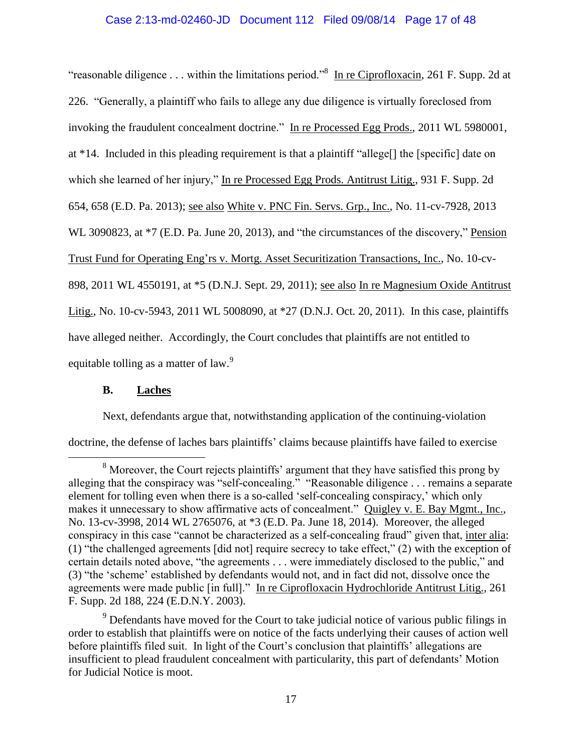"reasonable diligence . . . within the limitations period."[8] In re Ciprofloxacin, 261 F. Supp. 2d at 226. "Generally, a plaintiff who fails to allege any due diligence is virtually foreclosed from invoking the fraudulent concealment doctrine." In re Processed Egg Prods., 2011 WL 5980001, at *14. Included in this pleading requirement is that a plaintiff "allege[] the [specific] date on which she learned of her injury," In re Processed Egg Prods. Antitrust Litig., 931 F. Supp. 2d 654, 658 (E.D. Pa. 2013); see also White v. PNC Fin. Servs. Grp., Inc., No. 11-cv-7928, 2013 WL 3090823, at *7 (E.D. Pa. June 20, 2013), and "the circumstances of the discovery," Pension Trust Fund for Operating Eng'rs v. Mortg. Asset Securitization Transactions, Inc., No. 10-cv-898, 2011 WL 4550191, at *5 (D.N.J. Sept. 29, 2011); see also In re Magnesium Oxide Antitrust Litig., No. 10-cv-5943, 2011 WL 5008090, at *27 (D.N.J. Oct. 20, 2011). In this case, plaintiffs have alleged neither. Accordingly, the Court concludes that plaintiffs are not entitled to equitable tolling as a matter of law.[9]

### B. Laches

Next, defendants argue that, notwithstanding application of the continuing-violation doctrine, the defense of laches bars plaintiffs' claims because plaintiffs have failed to exercise

---

[8] Moreover, the Court rejects plaintiffs' argument that they have satisfied this prong by alleging that the conspiracy was "self-concealing." "Reasonable diligence . . . remains a separate element for tolling even when there is a so-called 'self-concealing conspiracy,' which only makes it unnecessary to show affirmative acts of concealment." Quigley v. E. Bay Mgmt., Inc., No. 13-cv-3998, 2014 WL 2765076, at *3 (E.D. Pa. June 18, 2014). Moreover, the alleged conspiracy in this case "cannot be characterized as a self-concealing fraud" given that, inter alia: (1) "the challenged agreements [did not] require secrecy to take effect," (2) with the exception of certain details noted above, "the agreements . . . were immediately disclosed to the public," and (3) "the 'scheme' established by defendants would not, and in fact did not, dissolve once the agreements were made public [in full]." In re Ciprofloxacin Hydrochloride Antitrust Litig., 261 F. Supp. 2d 188, 224 (E.D.N.Y. 2003).

[9] Defendants have moved for the Court to take judicial notice of various public filings in order to establish that plaintiffs were on notice of the facts underlying their causes of action well before plaintiffs filed suit. In light of the Court's conclusion that plaintiffs' allegations are insufficient to plead fraudulent concealment with particularity, this part of defendants' Motion for Judicial Notice is moot.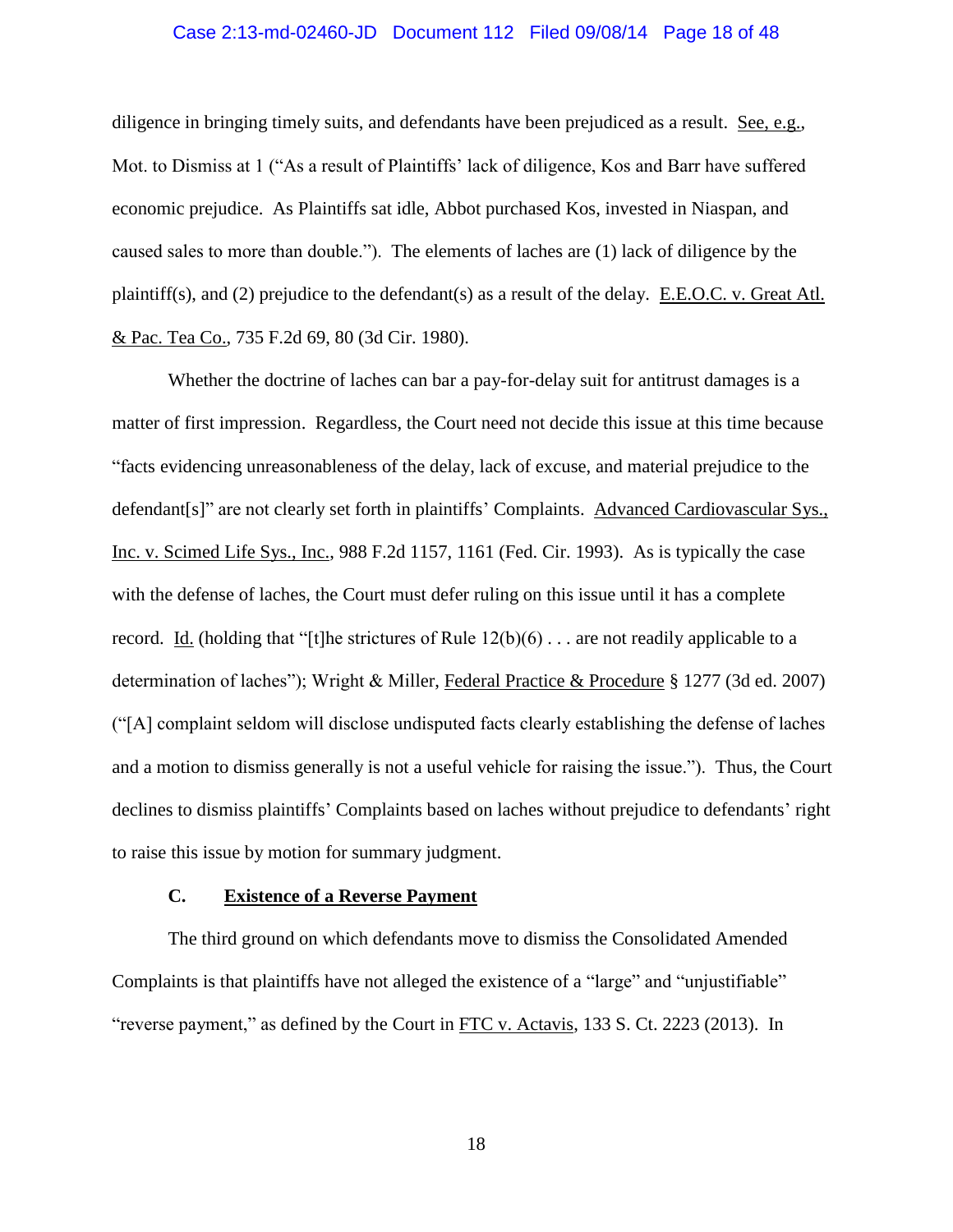diligence in bringing timely suits, and defendants have been prejudiced as a result. See, e.g., Mot. to Dismiss at 1 ("As a result of Plaintiffs' lack of diligence, Kos and Barr have suffered economic prejudice. As Plaintiffs sat idle, Abbot purchased Kos, invested in Niaspan, and caused sales to more than double."). The elements of laches are (1) lack of diligence by the plaintiff(s), and (2) prejudice to the defendant(s) as a result of the delay. E.E.O.C. v. Great Atl. & Pac. Tea Co., 735 F.2d 69, 80 (3d Cir. 1980).

Whether the doctrine of laches can bar a pay-for-delay suit for antitrust damages is a matter of first impression. Regardless, the Court need not decide this issue at this time because "facts evidencing unreasonableness of the delay, lack of excuse, and material prejudice to the defendant[s]" are not clearly set forth in plaintiffs' Complaints. Advanced Cardiovascular Sys., Inc. v. Scimed Life Sys., Inc., 988 F.2d 1157, 1161 (Fed. Cir. 1993). As is typically the case with the defense of laches, the Court must defer ruling on this issue until it has a complete record. Id. (holding that "[t]he strictures of Rule 12(b)(6) . . . are not readily applicable to a determination of laches"); Wright & Miller, Federal Practice & Procedure § 1277 (3d ed. 2007) ("[A] complaint seldom will disclose undisputed facts clearly establishing the defense of laches and a motion to dismiss generally is not a useful vehicle for raising the issue."). Thus, the Court declines to dismiss plaintiffs' Complaints based on laches without prejudice to defendants' right to raise this issue by motion for summary judgment.

### C. Existence of a Reverse Payment

The third ground on which defendants move to dismiss the Consolidated Amended Complaints is that plaintiffs have not alleged the existence of a "large" and "unjustifiable" "reverse payment," as defined by the Court in FTC v. Actavis, 133 S. Ct. 2223 (2013). In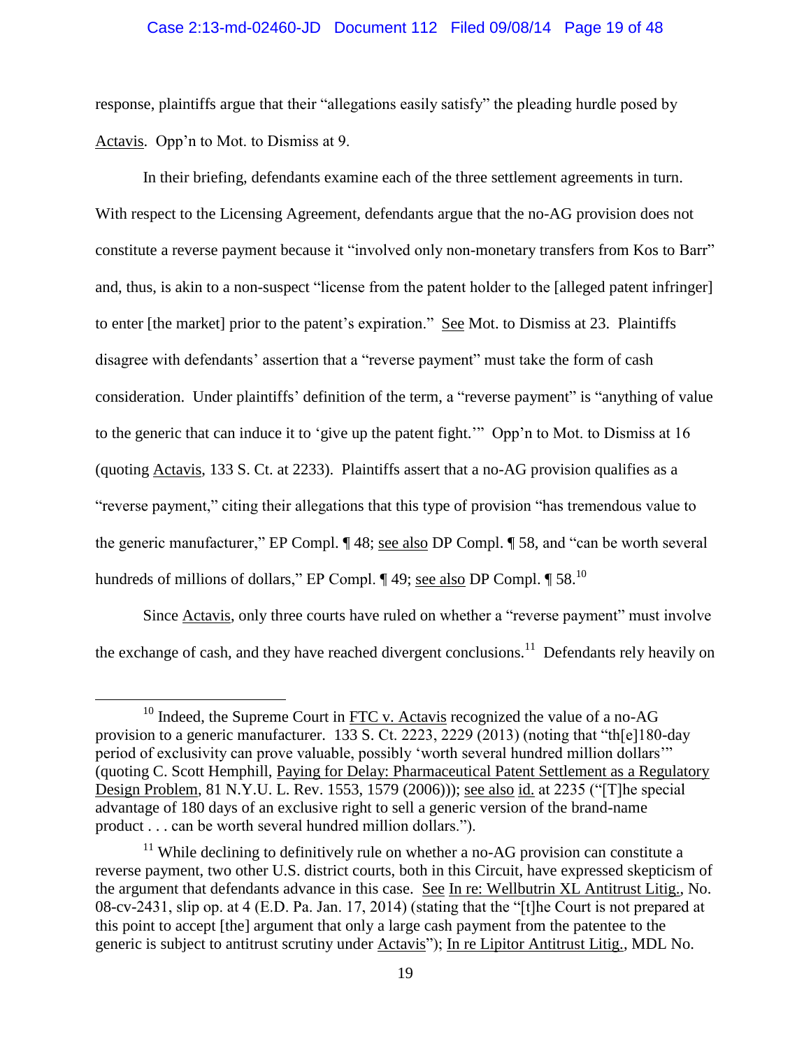response, plaintiffs argue that their "allegations easily satisfy" the pleading hurdle posed by Actavis. Opp'n to Mot. to Dismiss at 9.

In their briefing, defendants examine each of the three settlement agreements in turn. With respect to the Licensing Agreement, defendants argue that the no-AG provision does not constitute a reverse payment because it "involved only non-monetary transfers from Kos to Barr" and, thus, is akin to a non-suspect "license from the patent holder to the [alleged patent infringer] to enter [the market] prior to the patent's expiration." See Mot. to Dismiss at 23. Plaintiffs disagree with defendants' assertion that a "reverse payment" must take the form of cash consideration. Under plaintiffs' definition of the term, a "reverse payment" is "anything of value to the generic that can induce it to 'give up the patent fight.'" Opp'n to Mot. to Dismiss at 16 (quoting Actavis, 133 S. Ct. at 2233). Plaintiffs assert that a no-AG provision qualifies as a "reverse payment," citing their allegations that this type of provision "has tremendous value to the generic manufacturer," EP Compl. ¶ 48; see also DP Compl. ¶ 58, and "can be worth several hundreds of millions of dollars," EP Compl. ¶ 49; see also DP Compl. ¶ 58.[10]

Since Actavis, only three courts have ruled on whether a "reverse payment" must involve the exchange of cash, and they have reached divergent conclusions.[11] Defendants rely heavily on

---

[10] Indeed, the Supreme Court in FTC v. Actavis recognized the value of a no-AG provision to a generic manufacturer. 133 S. Ct. 2223, 2229 (2013) (noting that "th[e]180-day period of exclusivity can prove valuable, possibly 'worth several hundred million dollars'" (quoting C. Scott Hemphill, Paying for Delay: Pharmaceutical Patent Settlement as a Regulatory Design Problem, 81 N.Y.U. L. Rev. 1553, 1579 (2006))); see also id. at 2235 ("[T]he special advantage of 180 days of an exclusive right to sell a generic version of the brand-name product . . . can be worth several hundred million dollars.").

[11] While declining to definitively rule on whether a no-AG provision can constitute a reverse payment, two other U.S. district courts, both in this Circuit, have expressed skepticism of the argument that defendants advance in this case. See In re: Wellbutrin XL Antitrust Litig., No. 08-cv-2431, slip op. at 4 (E.D. Pa. Jan. 17, 2014) (stating that the "[t]he Court is not prepared at this point to accept [the] argument that only a large cash payment from the patentee to the generic is subject to antitrust scrutiny under Actavis"); In re Lipitor Antitrust Litig., MDL No.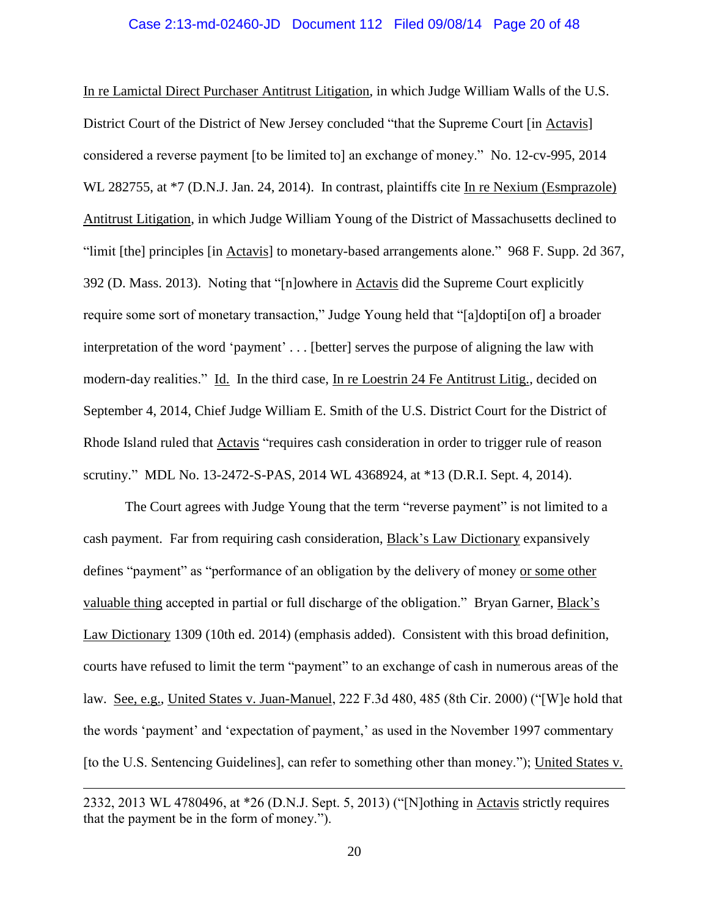In re Lamictal Direct Purchaser Antitrust Litigation, in which Judge William Walls of the U.S. District Court of the District of New Jersey concluded "that the Supreme Court [in Actavis] considered a reverse payment [to be limited to] an exchange of money." No. 12-cv-995, 2014 WL 282755, at *7 (D.N.J. Jan. 24, 2014). In contrast, plaintiffs cite In re Nexium (Esmprazole) Antitrust Litigation, in which Judge William Young of the District of Massachusetts declined to "limit [the] principles [in Actavis] to monetary-based arrangements alone." 968 F. Supp. 2d 367, 392 (D. Mass. 2013). Noting that "[n]owhere in Actavis did the Supreme Court explicitly require some sort of monetary transaction," Judge Young held that "[a]dopti[on of] a broader interpretation of the word 'payment' . . . [better] serves the purpose of aligning the law with modern-day realities." Id. In the third case, In re Loestrin 24 Fe Antitrust Litig., decided on September 4, 2014, Chief Judge William E. Smith of the U.S. District Court for the District of Rhode Island ruled that Actavis "requires cash consideration in order to trigger rule of reason scrutiny." MDL No. 13-2472-S-PAS, 2014 WL 4368924, at *13 (D.R.I. Sept. 4, 2014).

The Court agrees with Judge Young that the term "reverse payment" is not limited to a cash payment. Far from requiring cash consideration, Black's Law Dictionary expansively defines "payment" as "performance of an obligation by the delivery of money or some other valuable thing accepted in partial or full discharge of the obligation." Bryan Garner, Black's Law Dictionary 1309 (10th ed. 2014) (emphasis added). Consistent with this broad definition, courts have refused to limit the term "payment" to an exchange of cash in numerous areas of the law. See, e.g., United States v. Juan-Manuel, 222 F.3d 480, 485 (8th Cir. 2000) ("[W]e hold that the words 'payment' and 'expectation of payment,' as used in the November 1997 commentary [to the U.S. Sentencing Guidelines], can refer to something other than money."); United States v.

---

2332, 2013 WL 4780496, at *26 (D.N.J. Sept. 5, 2013) ("[N]othing in Actavis strictly requires that the payment be in the form of money.").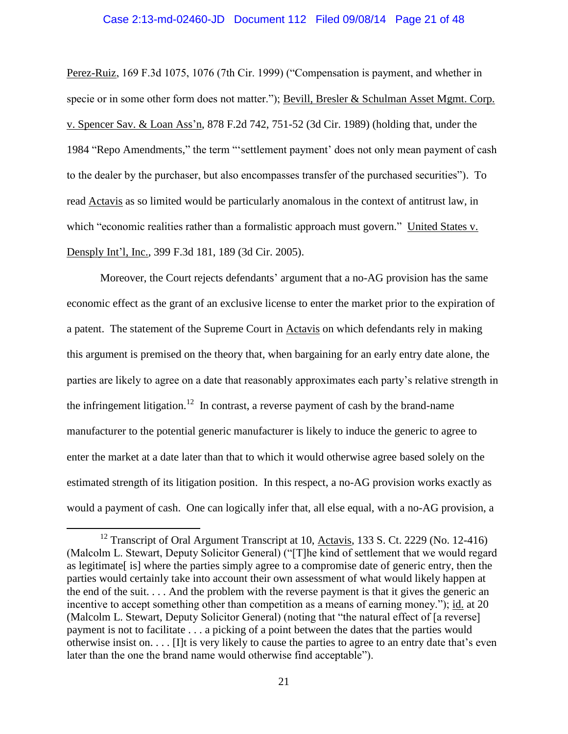Perez-Ruiz, 169 F.3d 1075, 1076 (7th Cir. 1999) ("Compensation is payment, and whether in specie or in some other form does not matter."); Bevill, Bresler & Schulman Asset Mgmt. Corp. v. Spencer Sav. & Loan Ass'n, 878 F.2d 742, 751-52 (3d Cir. 1989) (holding that, under the 1984 "Repo Amendments," the term "'settlement payment' does not only mean payment of cash to the dealer by the purchaser, but also encompasses transfer of the purchased securities"). To read Actavis as so limited would be particularly anomalous in the context of antitrust law, in which "economic realities rather than a formalistic approach must govern." United States v. Densply Int'l, Inc., 399 F.3d 181, 189 (3d Cir. 2005).

Moreover, the Court rejects defendants' argument that a no-AG provision has the same economic effect as the grant of an exclusive license to enter the market prior to the expiration of a patent. The statement of the Supreme Court in Actavis on which defendants rely in making this argument is premised on the theory that, when bargaining for an early entry date alone, the parties are likely to agree on a date that reasonably approximates each party's relative strength in the infringement litigation.[12] In contrast, a reverse payment of cash by the brand-name manufacturer to the potential generic manufacturer is likely to induce the generic to agree to enter the market at a date later than that to which it would otherwise agree based solely on the estimated strength of its litigation position. In this respect, a no-AG provision works exactly as would a payment of cash. One can logically infer that, all else equal, with a no-AG provision, a

---

[12] Transcript of Oral Argument Transcript at 10, Actavis, 133 S. Ct. 2229 (No. 12-416) (Malcolm L. Stewart, Deputy Solicitor General) ("[T]he kind of settlement that we would regard as legitimate[ is] where the parties simply agree to a compromise date of generic entry, then the parties would certainly take into account their own assessment of what would likely happen at the end of the suit. . . . And the problem with the reverse payment is that it gives the generic an incentive to accept something other than competition as a means of earning money."); id. at 20 (Malcolm L. Stewart, Deputy Solicitor General) (noting that "the natural effect of [a reverse] payment is not to facilitate . . . a picking of a point between the dates that the parties would otherwise insist on. . . . [I]t is very likely to cause the parties to agree to an entry date that's even later than the one the brand name would otherwise find acceptable").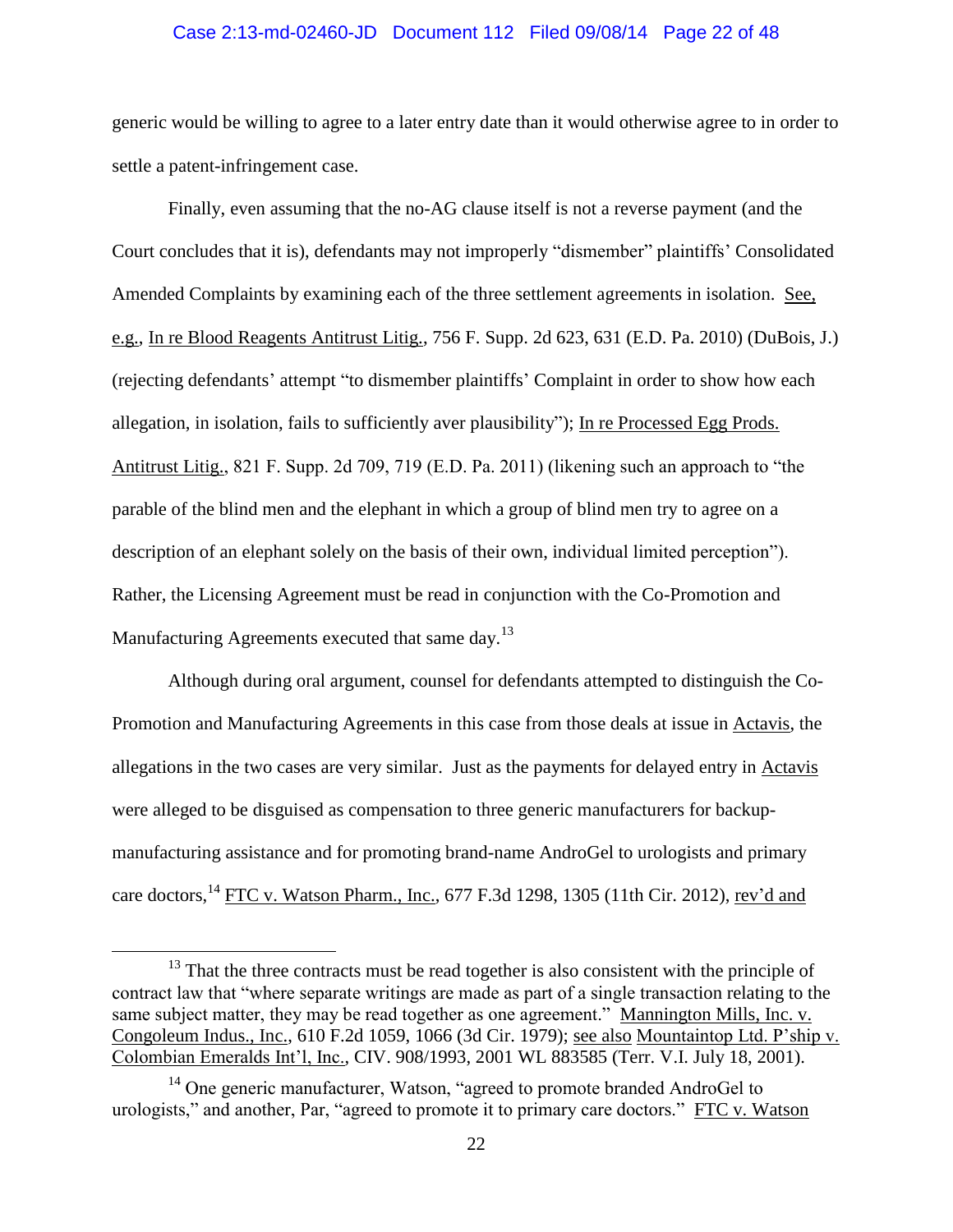generic would be willing to agree to a later entry date than it would otherwise agree to in order to settle a patent-infringement case.

Finally, even assuming that the no-AG clause itself is not a reverse payment (and the Court concludes that it is), defendants may not improperly "dismember" plaintiffs' Consolidated Amended Complaints by examining each of the three settlement agreements in isolation. See, e.g., In re Blood Reagents Antitrust Litig., 756 F. Supp. 2d 623, 631 (E.D. Pa. 2010) (DuBois, J.) (rejecting defendants' attempt "to dismember plaintiffs' Complaint in order to show how each allegation, in isolation, fails to sufficiently aver plausibility"); In re Processed Egg Prods. Antitrust Litig., 821 F. Supp. 2d 709, 719 (E.D. Pa. 2011) (likening such an approach to "the parable of the blind men and the elephant in which a group of blind men try to agree on a description of an elephant solely on the basis of their own, individual limited perception"). Rather, the Licensing Agreement must be read in conjunction with the Co-Promotion and Manufacturing Agreements executed that same day.[13]

Although during oral argument, counsel for defendants attempted to distinguish the Co-Promotion and Manufacturing Agreements in this case from those deals at issue in Actavis, the allegations in the two cases are very similar. Just as the payments for delayed entry in Actavis were alleged to be disguised as compensation to three generic manufacturers for backup-manufacturing assistance and for promoting brand-name AndroGel to urologists and primary care doctors,[14] FTC v. Watson Pharm., Inc., 677 F.3d 1298, 1305 (11th Cir. 2012), rev'd and

---

[13] That the three contracts must be read together is also consistent with the principle of contract law that "where separate writings are made as part of a single transaction relating to the same subject matter, they may be read together as one agreement." Mannington Mills, Inc. v. Congoleum Indus., Inc., 610 F.2d 1059, 1066 (3d Cir. 1979); see also Mountaintop Ltd. P'ship v. Colombian Emeralds Int'l, Inc., CIV. 908/1993, 2001 WL 883585 (Terr. V.I. July 18, 2001).

[14] One generic manufacturer, Watson, "agreed to promote branded AndroGel to urologists," and another, Par, "agreed to promote it to primary care doctors." FTC v. Watson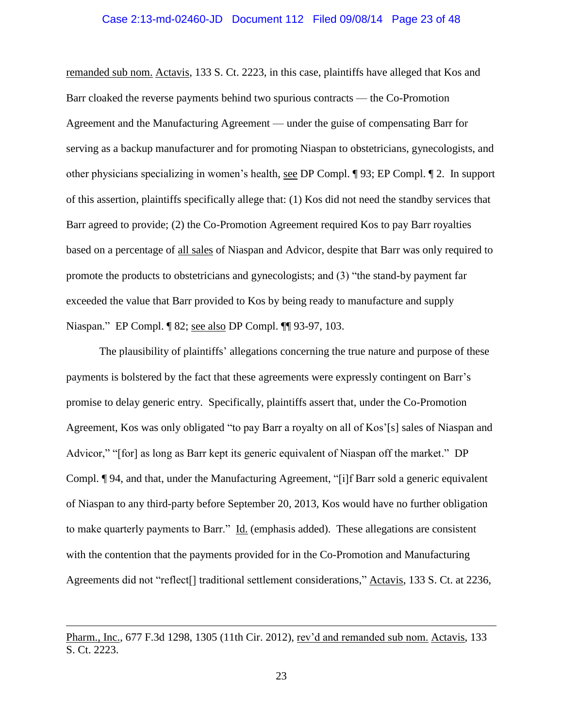remanded sub nom. Actavis, 133 S. Ct. 2223, in this case, plaintiffs have alleged that Kos and Barr cloaked the reverse payments behind two spurious contracts — the Co-Promotion Agreement and the Manufacturing Agreement — under the guise of compensating Barr for serving as a backup manufacturer and for promoting Niaspan to obstetricians, gynecologists, and other physicians specializing in women's health, see DP Compl. ¶ 93; EP Compl. ¶ 2. In support of this assertion, plaintiffs specifically allege that: (1) Kos did not need the standby services that Barr agreed to provide; (2) the Co-Promotion Agreement required Kos to pay Barr royalties based on a percentage of all sales of Niaspan and Advicor, despite that Barr was only required to promote the products to obstetricians and gynecologists; and (3) "the stand-by payment far exceeded the value that Barr provided to Kos by being ready to manufacture and supply Niaspan." EP Compl. ¶ 82; see also DP Compl. ¶¶ 93-97, 103.

The plausibility of plaintiffs' allegations concerning the true nature and purpose of these payments is bolstered by the fact that these agreements were expressly contingent on Barr's promise to delay generic entry. Specifically, plaintiffs assert that, under the Co-Promotion Agreement, Kos was only obligated "to pay Barr a royalty on all of Kos'[s] sales of Niaspan and Advicor," "[for] as long as Barr kept its generic equivalent of Niaspan off the market." DP Compl. ¶ 94, and that, under the Manufacturing Agreement, "[i]f Barr sold a generic equivalent of Niaspan to any third-party before September 20, 2013, Kos would have no further obligation to make quarterly payments to Barr." Id. (emphasis added). These allegations are consistent with the contention that the payments provided for in the Co-Promotion and Manufacturing Agreements did not "reflect[] traditional settlement considerations," Actavis, 133 S. Ct. at 2236,

---

Pharm., Inc., 677 F.3d 1298, 1305 (11th Cir. 2012), rev'd and remanded sub nom. Actavis, 133 S. Ct. 2223.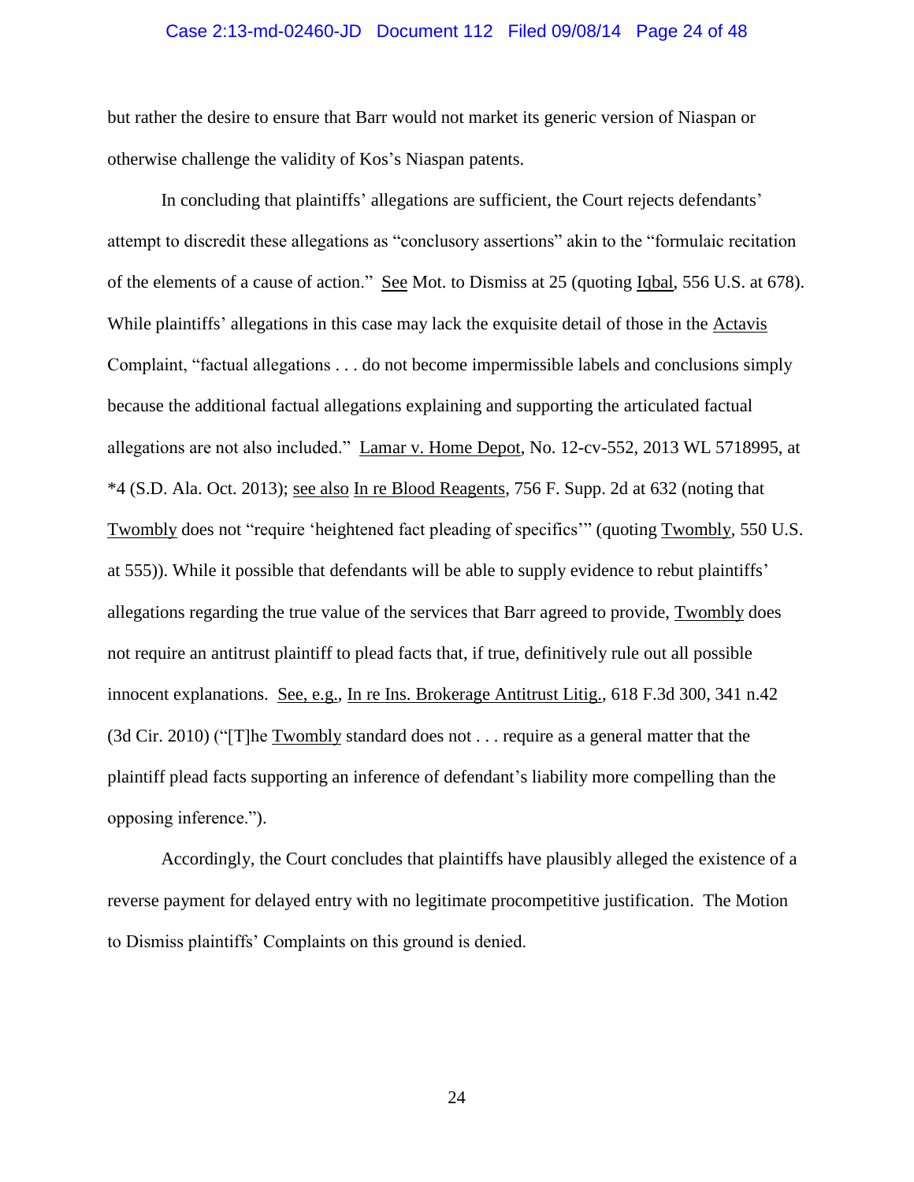but rather the desire to ensure that Barr would not market its generic version of Niaspan or otherwise challenge the validity of Kos's Niaspan patents.

In concluding that plaintiffs' allegations are sufficient, the Court rejects defendants' attempt to discredit these allegations as "conclusory assertions" akin to the "formulaic recitation of the elements of a cause of action." See Mot. to Dismiss at 25 (quoting Iqbal, 556 U.S. at 678). While plaintiffs' allegations in this case may lack the exquisite detail of those in the Actavis Complaint, "factual allegations . . . do not become impermissible labels and conclusions simply because the additional factual allegations explaining and supporting the articulated factual allegations are not also included." Lamar v. Home Depot, No. 12-cv-552, 2013 WL 5718995, at *4 (S.D. Ala. Oct. 2013); see also In re Blood Reagents, 756 F. Supp. 2d at 632 (noting that Twombly does not "require 'heightened fact pleading of specifics'" (quoting Twombly, 550 U.S. at 555)). While it possible that defendants will be able to supply evidence to rebut plaintiffs' allegations regarding the true value of the services that Barr agreed to provide, Twombly does not require an antitrust plaintiff to plead facts that, if true, definitively rule out all possible innocent explanations. See, e.g., In re Ins. Brokerage Antitrust Litig., 618 F.3d 300, 341 n.42 (3d Cir. 2010) ("[T]he Twombly standard does not . . . require as a general matter that the plaintiff plead facts supporting an inference of defendant's liability more compelling than the opposing inference.").

Accordingly, the Court concludes that plaintiffs have plausibly alleged the existence of a reverse payment for delayed entry with no legitimate procompetitive justification. The Motion to Dismiss plaintiffs' Complaints on this ground is denied.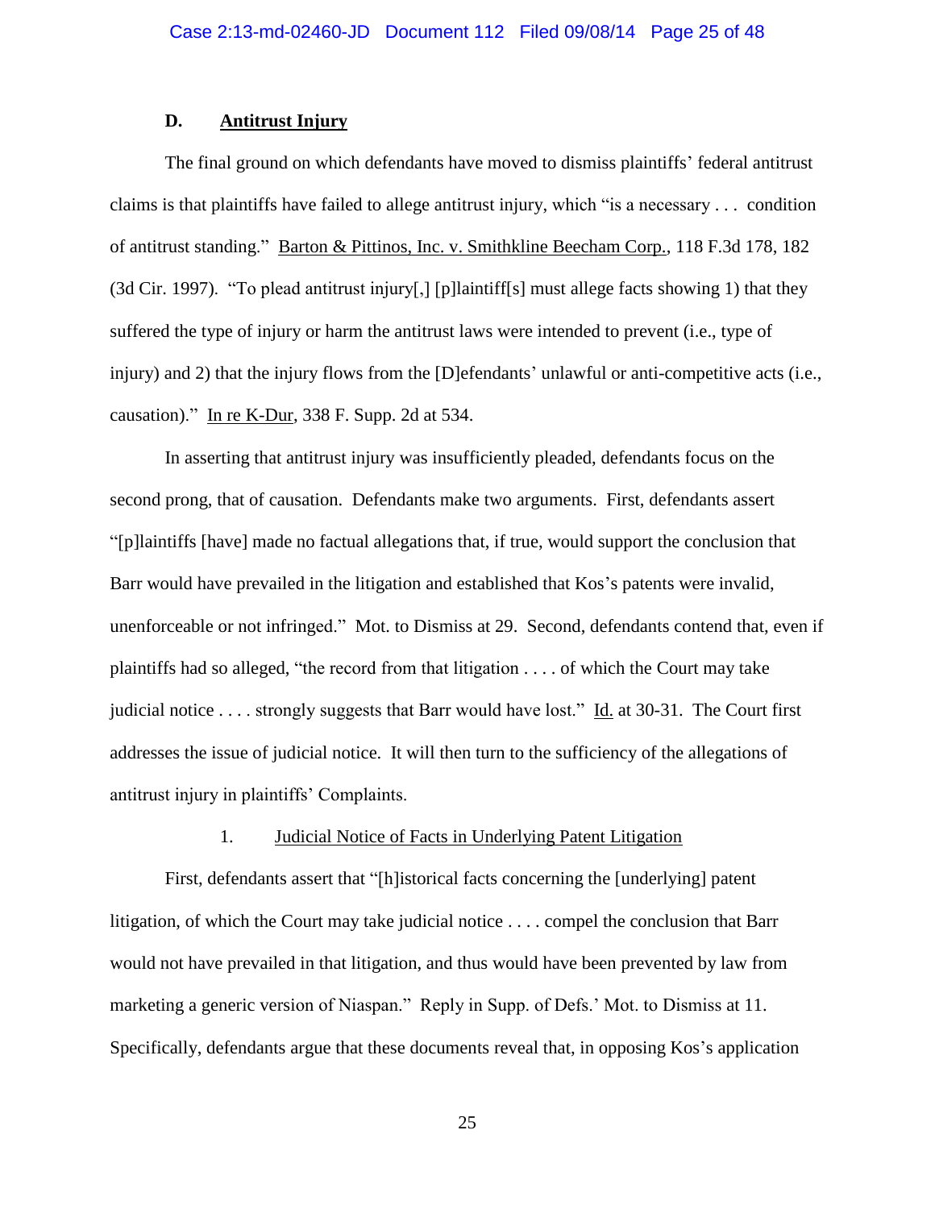### D. Antitrust Injury

The final ground on which defendants have moved to dismiss plaintiffs' federal antitrust claims is that plaintiffs have failed to allege antitrust injury, which "is a necessary . . . condition of antitrust standing." Barton & Pittinos, Inc. v. Smithkline Beecham Corp., 118 F.3d 178, 182 (3d Cir. 1997). "To plead antitrust injury[,] [p]laintiff[s] must allege facts showing 1) that they suffered the type of injury or harm the antitrust laws were intended to prevent (i.e., type of injury) and 2) that the injury flows from the [D]efendants' unlawful or anti-competitive acts (i.e., causation)." In re K-Dur, 338 F. Supp. 2d at 534.

In asserting that antitrust injury was insufficiently pleaded, defendants focus on the second prong, that of causation. Defendants make two arguments. First, defendants assert "[p]laintiffs [have] made no factual allegations that, if true, would support the conclusion that Barr would have prevailed in the litigation and established that Kos's patents were invalid, unenforceable or not infringed." Mot. to Dismiss at 29. Second, defendants contend that, even if plaintiffs had so alleged, "the record from that litigation . . . . of which the Court may take judicial notice . . . . strongly suggests that Barr would have lost." Id. at 30-31. The Court first addresses the issue of judicial notice. It will then turn to the sufficiency of the allegations of antitrust injury in plaintiffs' Complaints.

#### 1. Judicial Notice of Facts in Underlying Patent Litigation

First, defendants assert that "[h]istorical facts concerning the [underlying] patent litigation, of which the Court may take judicial notice . . . . compel the conclusion that Barr would not have prevailed in that litigation, and thus would have been prevented by law from marketing a generic version of Niaspan." Reply in Supp. of Defs.' Mot. to Dismiss at 11. Specifically, defendants argue that these documents reveal that, in opposing Kos's application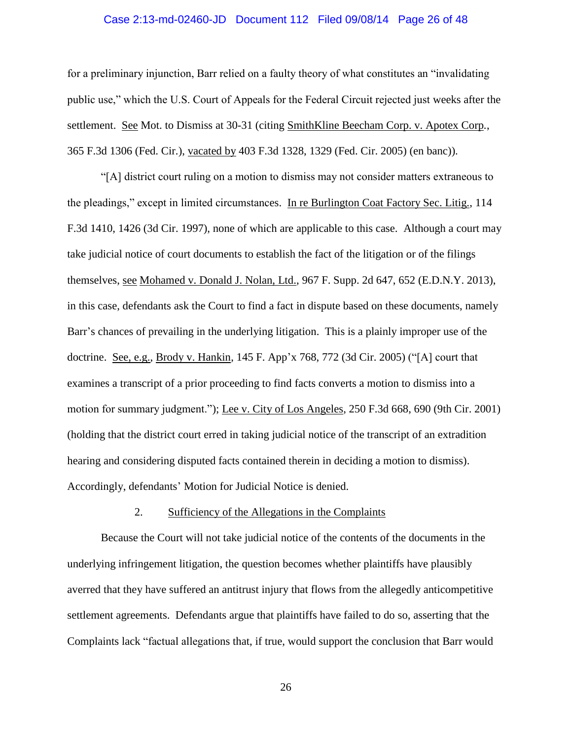for a preliminary injunction, Barr relied on a faulty theory of what constitutes an "invalidating public use," which the U.S. Court of Appeals for the Federal Circuit rejected just weeks after the settlement. See Mot. to Dismiss at 30-31 (citing SmithKline Beecham Corp. v. Apotex Corp., 365 F.3d 1306 (Fed. Cir.), vacated by 403 F.3d 1328, 1329 (Fed. Cir. 2005) (en banc)).

"[A] district court ruling on a motion to dismiss may not consider matters extraneous to the pleadings," except in limited circumstances. In re Burlington Coat Factory Sec. Litig., 114 F.3d 1410, 1426 (3d Cir. 1997), none of which are applicable to this case. Although a court may take judicial notice of court documents to establish the fact of the litigation or of the filings themselves, see Mohamed v. Donald J. Nolan, Ltd., 967 F. Supp. 2d 647, 652 (E.D.N.Y. 2013), in this case, defendants ask the Court to find a fact in dispute based on these documents, namely Barr's chances of prevailing in the underlying litigation. This is a plainly improper use of the doctrine. See, e.g., Brody v. Hankin, 145 F. App'x 768, 772 (3d Cir. 2005) ("[A] court that examines a transcript of a prior proceeding to find facts converts a motion to dismiss into a motion for summary judgment."); Lee v. City of Los Angeles, 250 F.3d 668, 690 (9th Cir. 2001) (holding that the district court erred in taking judicial notice of the transcript of an extradition hearing and considering disputed facts contained therein in deciding a motion to dismiss). Accordingly, defendants' Motion for Judicial Notice is denied.

### 2. Sufficiency of the Allegations in the Complaints

Because the Court will not take judicial notice of the contents of the documents in the underlying infringement litigation, the question becomes whether plaintiffs have plausibly averred that they have suffered an antitrust injury that flows from the allegedly anticompetitive settlement agreements. Defendants argue that plaintiffs have failed to do so, asserting that the Complaints lack "factual allegations that, if true, would support the conclusion that Barr would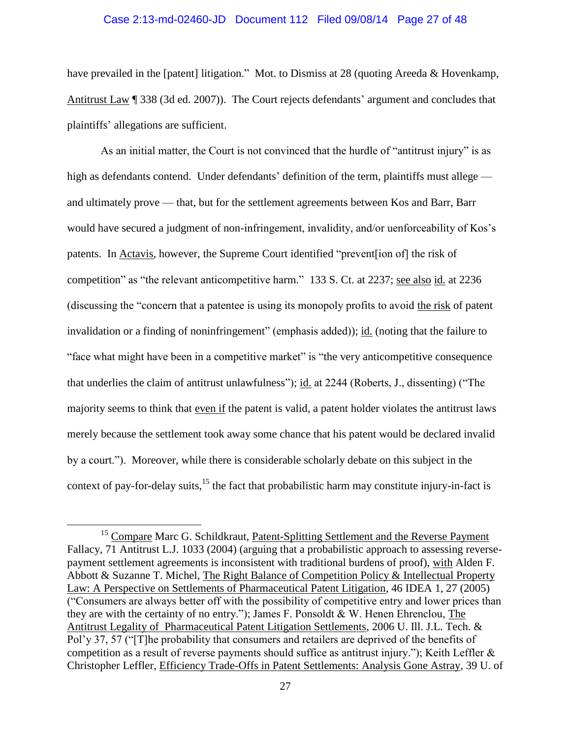have prevailed in the [patent] litigation." Mot. to Dismiss at 28 (quoting Areeda & Hovenkamp, Antitrust Law ¶ 338 (3d ed. 2007)). The Court rejects defendants' argument and concludes that plaintiffs' allegations are sufficient.

As an initial matter, the Court is not convinced that the hurdle of "antitrust injury" is as high as defendants contend. Under defendants' definition of the term, plaintiffs must allege — and ultimately prove — that, but for the settlement agreements between Kos and Barr, Barr would have secured a judgment of non-infringement, invalidity, and/or uenforceability of Kos's patents. In Actavis, however, the Supreme Court identified "prevent[ion of] the risk of competition" as "the relevant anticompetitive harm." 133 S. Ct. at 2237; see also id. at 2236 (discussing the "concern that a patentee is using its monopoly profits to avoid the risk of patent invalidation or a finding of noninfringement" (emphasis added)); id. (noting that the failure to "face what might have been in a competitive market" is "the very anticompetitive consequence that underlies the claim of antitrust unlawfulness"); id. at 2244 (Roberts, J., dissenting) ("The majority seems to think that even if the patent is valid, a patent holder violates the antitrust laws merely because the settlement took away some chance that his patent would be declared invalid by a court."). Moreover, while there is considerable scholarly debate on this subject in the context of pay-for-delay suits,[15] the fact that probabilistic harm may constitute injury-in-fact is

---

[15] Compare Marc G. Schildkraut, Patent-Splitting Settlement and the Reverse Payment Fallacy, 71 Antitrust L.J. 1033 (2004) (arguing that a probabilistic approach to assessing reverse-payment settlement agreements is inconsistent with traditional burdens of proof), with Alden F. Abbott & Suzanne T. Michel, The Right Balance of Competition Policy & Intellectual Property Law: A Perspective on Settlements of Pharmaceutical Patent Litigation, 46 IDEA 1, 27 (2005) ("Consumers are always better off with the possibility of competitive entry and lower prices than they are with the certainty of no entry."); James F. Ponsoldt & W. Henen Ehrenclou, The Antitrust Legality of Pharmaceutical Patent Litigation Settlements, 2006 U. Ill. J.L. Tech. & Pol'y 37, 57 ("[T]he probability that consumers and retailers are deprived of the benefits of competition as a result of reverse payments should suffice as antitrust injury."); Keith Leffler & Christopher Leffler, Efficiency Trade-Offs in Patent Settlements: Analysis Gone Astray, 39 U. of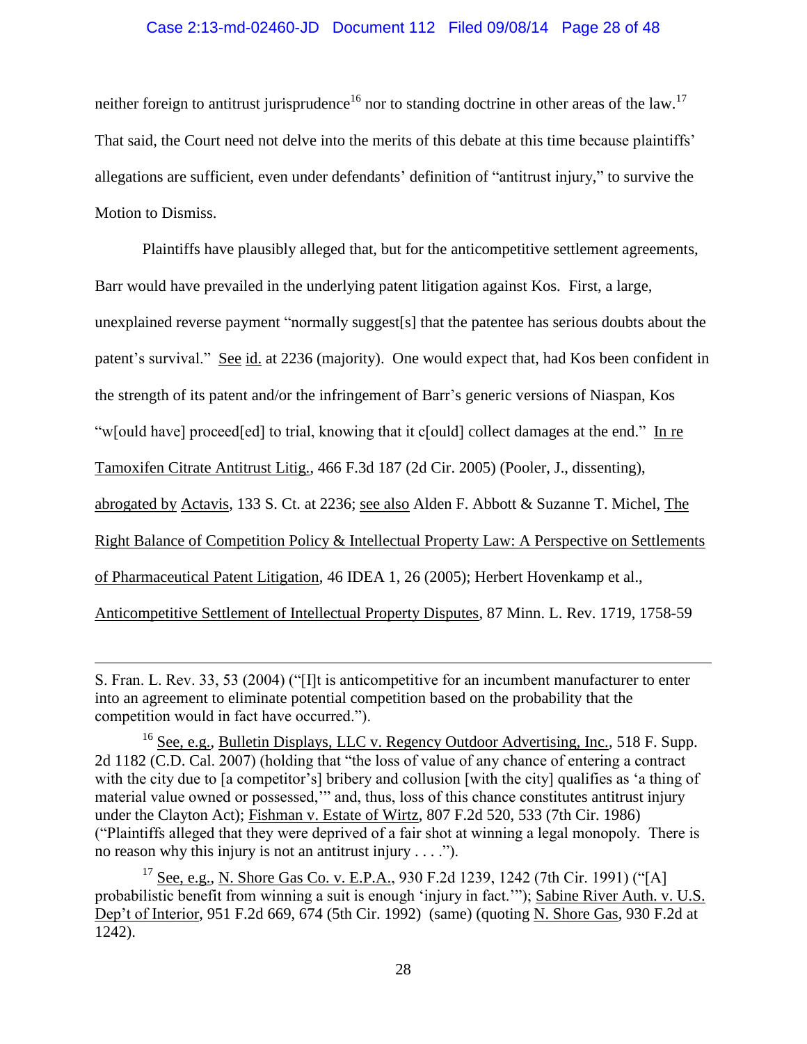neither foreign to antitrust jurisprudence[16] nor to standing doctrine in other areas of the law.[17] That said, the Court need not delve into the merits of this debate at this time because plaintiffs' allegations are sufficient, even under defendants' definition of "antitrust injury," to survive the Motion to Dismiss.

Plaintiffs have plausibly alleged that, but for the anticompetitive settlement agreements, Barr would have prevailed in the underlying patent litigation against Kos. First, a large, unexplained reverse payment "normally suggest[s] that the patentee has serious doubts about the patent's survival." See id. at 2236 (majority). One would expect that, had Kos been confident in the strength of its patent and/or the infringement of Barr's generic versions of Niaspan, Kos "w[ould have] proceed[ed] to trial, knowing that it c[ould] collect damages at the end." In re Tamoxifen Citrate Antitrust Litig., 466 F.3d 187 (2d Cir. 2005) (Pooler, J., dissenting), abrogated by Actavis, 133 S. Ct. at 2236; see also Alden F. Abbott & Suzanne T. Michel, The Right Balance of Competition Policy & Intellectual Property Law: A Perspective on Settlements of Pharmaceutical Patent Litigation, 46 IDEA 1, 26 (2005); Herbert Hovenkamp et al., Anticompetitive Settlement of Intellectual Property Disputes, 87 Minn. L. Rev. 1719, 1758-59

---

S. Fran. L. Rev. 33, 53 (2004) ("[I]t is anticompetitive for an incumbent manufacturer to enter into an agreement to eliminate potential competition based on the probability that the competition would in fact have occurred.").

[16] See, e.g., Bulletin Displays, LLC v. Regency Outdoor Advertising, Inc., 518 F. Supp. 2d 1182 (C.D. Cal. 2007) (holding that "the loss of value of any chance of entering a contract with the city due to [a competitor's] bribery and collusion [with the city] qualifies as 'a thing of material value owned or possessed,'" and, thus, loss of this chance constitutes antitrust injury under the Clayton Act); Fishman v. Estate of Wirtz, 807 F.2d 520, 533 (7th Cir. 1986) ("Plaintiffs alleged that they were deprived of a fair shot at winning a legal monopoly. There is no reason why this injury is not an antitrust injury . . . .").

[17] See, e.g., N. Shore Gas Co. v. E.P.A., 930 F.2d 1239, 1242 (7th Cir. 1991) ("[A] probabilistic benefit from winning a suit is enough 'injury in fact.'"); Sabine River Auth. v. U.S. Dep't of Interior, 951 F.2d 669, 674 (5th Cir. 1992) (same) (quoting N. Shore Gas, 930 F.2d at 1242).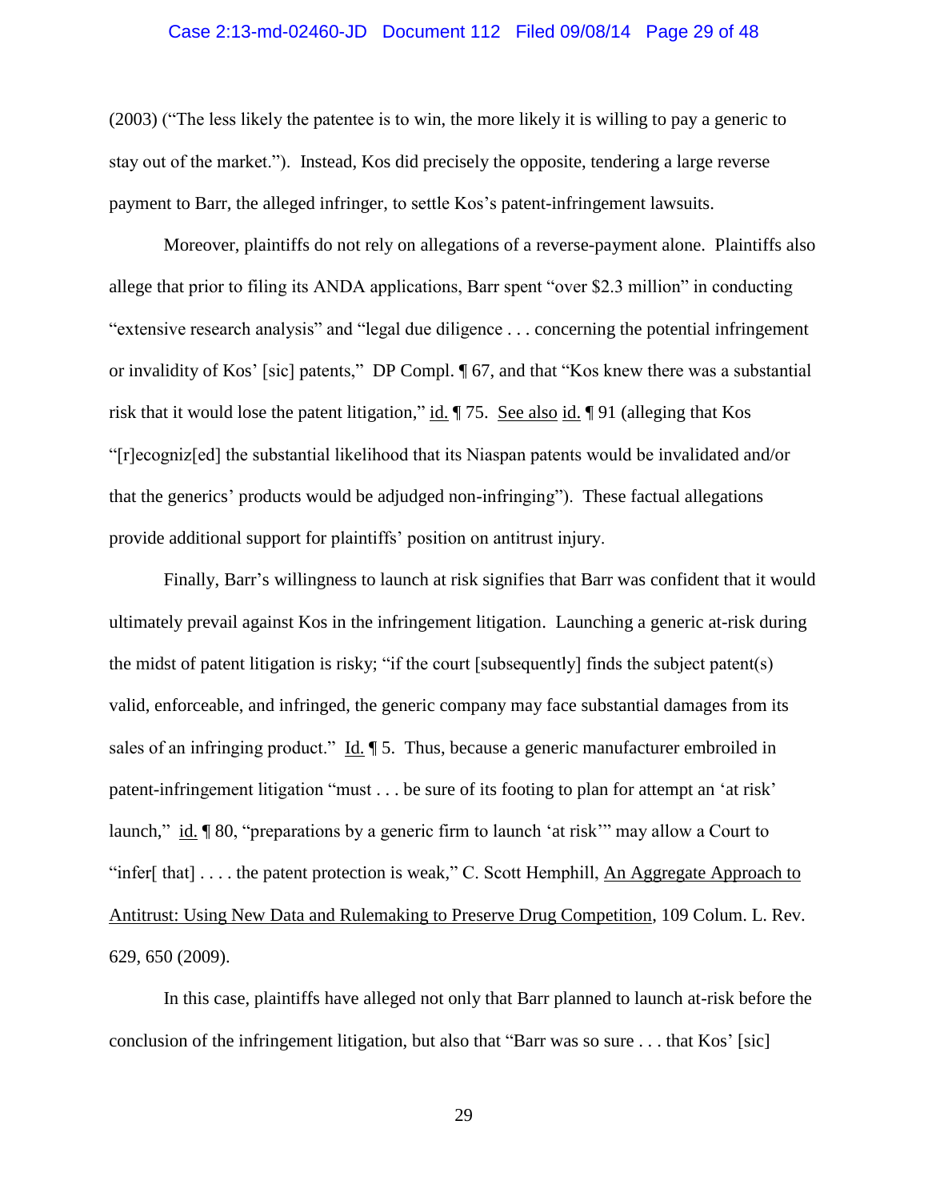(2003) ("The less likely the patentee is to win, the more likely it is willing to pay a generic to stay out of the market."). Instead, Kos did precisely the opposite, tendering a large reverse payment to Barr, the alleged infringer, to settle Kos's patent-infringement lawsuits.

Moreover, plaintiffs do not rely on allegations of a reverse-payment alone. Plaintiffs also allege that prior to filing its ANDA applications, Barr spent "over $2.3 million" in conducting "extensive research analysis" and "legal due diligence . . . concerning the potential infringement or invalidity of Kos' [sic] patents," DP Compl. ¶ 67, and that "Kos knew there was a substantial risk that it would lose the patent litigation," id. ¶ 75. See also id. ¶ 91 (alleging that Kos "[r]ecogniz[ed] the substantial likelihood that its Niaspan patents would be invalidated and/or that the generics' products would be adjudged non-infringing"). These factual allegations provide additional support for plaintiffs' position on antitrust injury.

Finally, Barr's willingness to launch at risk signifies that Barr was confident that it would ultimately prevail against Kos in the infringement litigation. Launching a generic at-risk during the midst of patent litigation is risky; "if the court [subsequently] finds the subject patent(s) valid, enforceable, and infringed, the generic company may face substantial damages from its sales of an infringing product." Id. ¶ 5. Thus, because a generic manufacturer embroiled in patent-infringement litigation "must . . . be sure of its footing to plan for attempt an 'at risk' launch," id. ¶ 80, "preparations by a generic firm to launch 'at risk'" may allow a Court to "infer[ that] . . . . the patent protection is weak," C. Scott Hemphill, An Aggregate Approach to Antitrust: Using New Data and Rulemaking to Preserve Drug Competition, 109 Colum. L. Rev. 629, 650 (2009).

In this case, plaintiffs have alleged not only that Barr planned to launch at-risk before the conclusion of the infringement litigation, but also that "Barr was so sure . . . that Kos' [sic]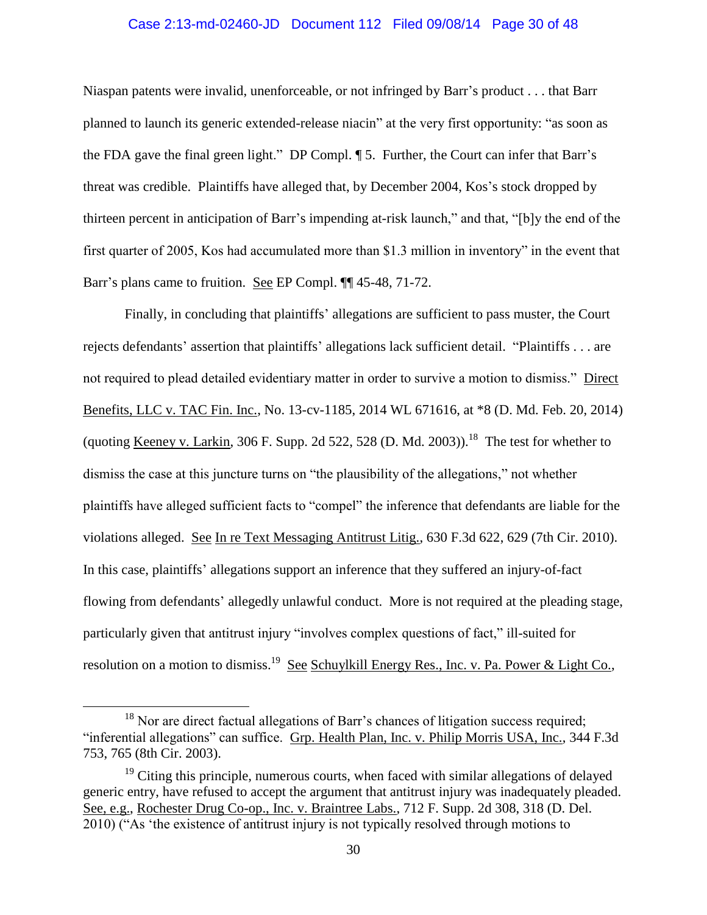Niaspan patents were invalid, unenforceable, or not infringed by Barr's product . . . that Barr planned to launch its generic extended-release niacin" at the very first opportunity: "as soon as the FDA gave the final green light." DP Compl. ¶ 5. Further, the Court can infer that Barr's threat was credible. Plaintiffs have alleged that, by December 2004, Kos's stock dropped by thirteen percent in anticipation of Barr's impending at-risk launch," and that, "[b]y the end of the first quarter of 2005, Kos had accumulated more than $1.3 million in inventory" in the event that Barr's plans came to fruition. See EP Compl. ¶¶ 45-48, 71-72.

Finally, in concluding that plaintiffs' allegations are sufficient to pass muster, the Court rejects defendants' assertion that plaintiffs' allegations lack sufficient detail. "Plaintiffs . . . are not required to plead detailed evidentiary matter in order to survive a motion to dismiss." Direct Benefits, LLC v. TAC Fin. Inc., No. 13-cv-1185, 2014 WL 671616, at *8 (D. Md. Feb. 20, 2014) (quoting Keeney v. Larkin, 306 F. Supp. 2d 522, 528 (D. Md. 2003)).[18] The test for whether to dismiss the case at this juncture turns on "the plausibility of the allegations," not whether plaintiffs have alleged sufficient facts to "compel" the inference that defendants are liable for the violations alleged. See In re Text Messaging Antitrust Litig., 630 F.3d 622, 629 (7th Cir. 2010). In this case, plaintiffs' allegations support an inference that they suffered an injury-of-fact flowing from defendants' allegedly unlawful conduct. More is not required at the pleading stage, particularly given that antitrust injury "involves complex questions of fact," ill-suited for resolution on a motion to dismiss.[19] See Schuylkill Energy Res., Inc. v. Pa. Power & Light Co.,

---

[18] Nor are direct factual allegations of Barr's chances of litigation success required; "inferential allegations" can suffice. Grp. Health Plan, Inc. v. Philip Morris USA, Inc., 344 F.3d 753, 765 (8th Cir. 2003).

[19] Citing this principle, numerous courts, when faced with similar allegations of delayed generic entry, have refused to accept the argument that antitrust injury was inadequately pleaded. See, e.g., Rochester Drug Co-op., Inc. v. Braintree Labs., 712 F. Supp. 2d 308, 318 (D. Del. 2010) ("As 'the existence of antitrust injury is not typically resolved through motions to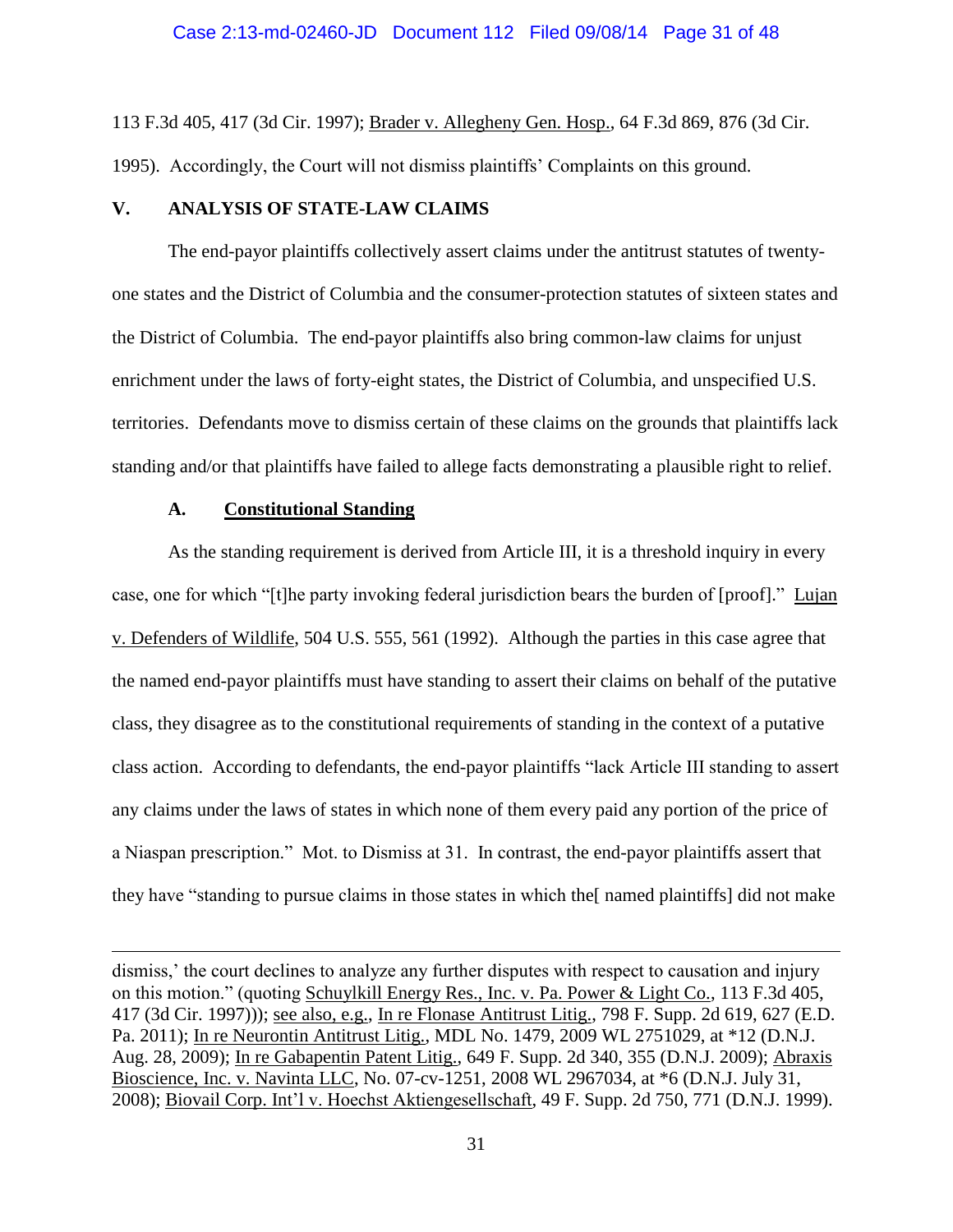113 F.3d 405, 417 (3d Cir. 1997); Brader v. Allegheny Gen. Hosp., 64 F.3d 869, 876 (3d Cir. 1995). Accordingly, the Court will not dismiss plaintiffs' Complaints on this ground.

## V. ANALYSIS OF STATE-LAW CLAIMS

The end-payor plaintiffs collectively assert claims under the antitrust statutes of twenty-one states and the District of Columbia and the consumer-protection statutes of sixteen states and the District of Columbia. The end-payor plaintiffs also bring common-law claims for unjust enrichment under the laws of forty-eight states, the District of Columbia, and unspecified U.S. territories. Defendants move to dismiss certain of these claims on the grounds that plaintiffs lack standing and/or that plaintiffs have failed to allege facts demonstrating a plausible right to relief.

### A. Constitutional Standing

As the standing requirement is derived from Article III, it is a threshold inquiry in every case, one for which "[t]he party invoking federal jurisdiction bears the burden of [proof]." Lujan v. Defenders of Wildlife, 504 U.S. 555, 561 (1992). Although the parties in this case agree that the named end-payor plaintiffs must have standing to assert their claims on behalf of the putative class, they disagree as to the constitutional requirements of standing in the context of a putative class action. According to defendants, the end-payor plaintiffs "lack Article III standing to assert any claims under the laws of states in which none of them every paid any portion of the price of a Niaspan prescription." Mot. to Dismiss at 31. In contrast, the end-payor plaintiffs assert that they have "standing to pursue claims in those states in which the[ named plaintiffs] did not make

---

dismiss,' the court declines to analyze any further disputes with respect to causation and injury on this motion." (quoting Schuylkill Energy Res., Inc. v. Pa. Power & Light Co., 113 F.3d 405, 417 (3d Cir. 1997))); see also, e.g., In re Flonase Antitrust Litig., 798 F. Supp. 2d 619, 627 (E.D. Pa. 2011); In re Neurontin Antitrust Litig., MDL No. 1479, 2009 WL 2751029, at *12 (D.N.J. Aug. 28, 2009); In re Gabapentin Patent Litig., 649 F. Supp. 2d 340, 355 (D.N.J. 2009); Abraxis Bioscience, Inc. v. Navinta LLC, No. 07-cv-1251, 2008 WL 2967034, at *6 (D.N.J. July 31, 2008); Biovail Corp. Int'l v. Hoechst Aktiengesellschaft, 49 F. Supp. 2d 750, 771 (D.N.J. 1999).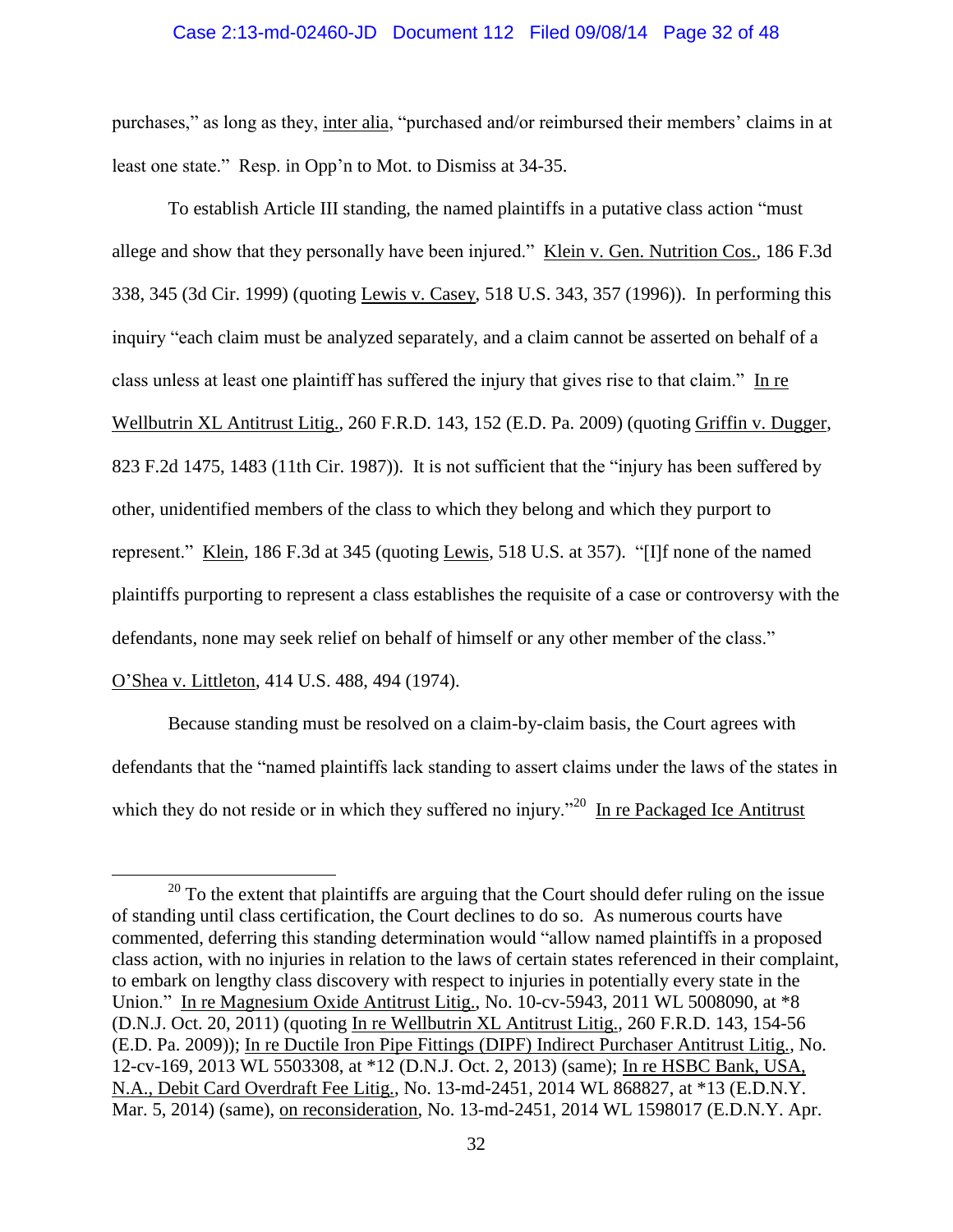purchases," as long as they, inter alia, "purchased and/or reimbursed their members' claims in at least one state." Resp. in Opp'n to Mot. to Dismiss at 34-35.

To establish Article III standing, the named plaintiffs in a putative class action "must allege and show that they personally have been injured." Klein v. Gen. Nutrition Cos., 186 F.3d 338, 345 (3d Cir. 1999) (quoting Lewis v. Casey, 518 U.S. 343, 357 (1996)). In performing this inquiry "each claim must be analyzed separately, and a claim cannot be asserted on behalf of a class unless at least one plaintiff has suffered the injury that gives rise to that claim." In re Wellbutrin XL Antitrust Litig., 260 F.R.D. 143, 152 (E.D. Pa. 2009) (quoting Griffin v. Dugger, 823 F.2d 1475, 1483 (11th Cir. 1987)). It is not sufficient that the "injury has been suffered by other, unidentified members of the class to which they belong and which they purport to represent." Klein, 186 F.3d at 345 (quoting Lewis, 518 U.S. at 357). "[I]f none of the named plaintiffs purporting to represent a class establishes the requisite of a case or controversy with the defendants, none may seek relief on behalf of himself or any other member of the class." O'Shea v. Littleton, 414 U.S. 488, 494 (1974).

Because standing must be resolved on a claim-by-claim basis, the Court agrees with defendants that the "named plaintiffs lack standing to assert claims under the laws of the states in which they do not reside or in which they suffered no injury."[20] In re Packaged Ice Antitrust

---

[20] To the extent that plaintiffs are arguing that the Court should defer ruling on the issue of standing until class certification, the Court declines to do so. As numerous courts have commented, deferring this standing determination would "allow named plaintiffs in a proposed class action, with no injuries in relation to the laws of certain states referenced in their complaint, to embark on lengthy class discovery with respect to injuries in potentially every state in the Union." In re Magnesium Oxide Antitrust Litig., No. 10-cv-5943, 2011 WL 5008090, at *8 (D.N.J. Oct. 20, 2011) (quoting In re Wellbutrin XL Antitrust Litig., 260 F.R.D. 143, 154-56 (E.D. Pa. 2009)); In re Ductile Iron Pipe Fittings (DIPF) Indirect Purchaser Antitrust Litig., No. 12-cv-169, 2013 WL 5503308, at *12 (D.N.J. Oct. 2, 2013) (same); In re HSBC Bank, USA, N.A., Debit Card Overdraft Fee Litig., No. 13-md-2451, 2014 WL 868827, at *13 (E.D.N.Y. Mar. 5, 2014) (same), on reconsideration, No. 13-md-2451, 2014 WL 1598017 (E.D.N.Y. Apr.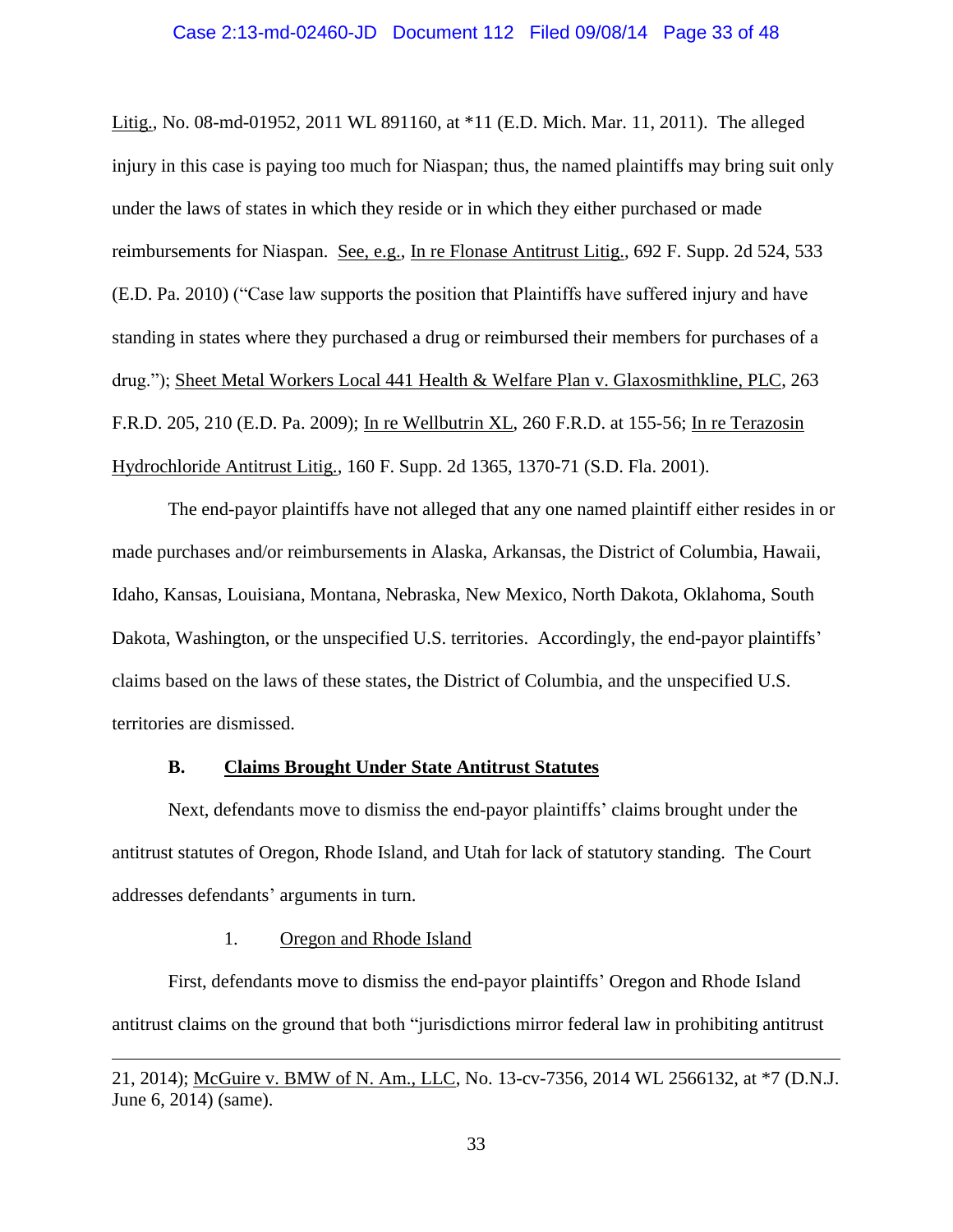Litig., No. 08-md-01952, 2011 WL 891160, at *11 (E.D. Mich. Mar. 11, 2011). The alleged injury in this case is paying too much for Niaspan; thus, the named plaintiffs may bring suit only under the laws of states in which they reside or in which they either purchased or made reimbursements for Niaspan. See, e.g., In re Flonase Antitrust Litig., 692 F. Supp. 2d 524, 533 (E.D. Pa. 2010) ("Case law supports the position that Plaintiffs have suffered injury and have standing in states where they purchased a drug or reimbursed their members for purchases of a drug."); Sheet Metal Workers Local 441 Health & Welfare Plan v. Glaxosmithkline, PLC, 263 F.R.D. 205, 210 (E.D. Pa. 2009); In re Wellbutrin XL, 260 F.R.D. at 155-56; In re Terazosin Hydrochloride Antitrust Litig., 160 F. Supp. 2d 1365, 1370-71 (S.D. Fla. 2001).

The end-payor plaintiffs have not alleged that any one named plaintiff either resides in or made purchases and/or reimbursements in Alaska, Arkansas, the District of Columbia, Hawaii, Idaho, Kansas, Louisiana, Montana, Nebraska, New Mexico, North Dakota, Oklahoma, South Dakota, Washington, or the unspecified U.S. territories. Accordingly, the end-payor plaintiffs' claims based on the laws of these states, the District of Columbia, and the unspecified U.S. territories are dismissed.

### B. Claims Brought Under State Antitrust Statutes

Next, defendants move to dismiss the end-payor plaintiffs' claims brought under the antitrust statutes of Oregon, Rhode Island, and Utah for lack of statutory standing. The Court addresses defendants' arguments in turn.

#### 1. Oregon and Rhode Island

First, defendants move to dismiss the end-payor plaintiffs' Oregon and Rhode Island antitrust claims on the ground that both "jurisdictions mirror federal law in prohibiting antitrust

---

21, 2014); McGuire v. BMW of N. Am., LLC, No. 13-cv-7356, 2014 WL 2566132, at *7 (D.N.J. June 6, 2014) (same).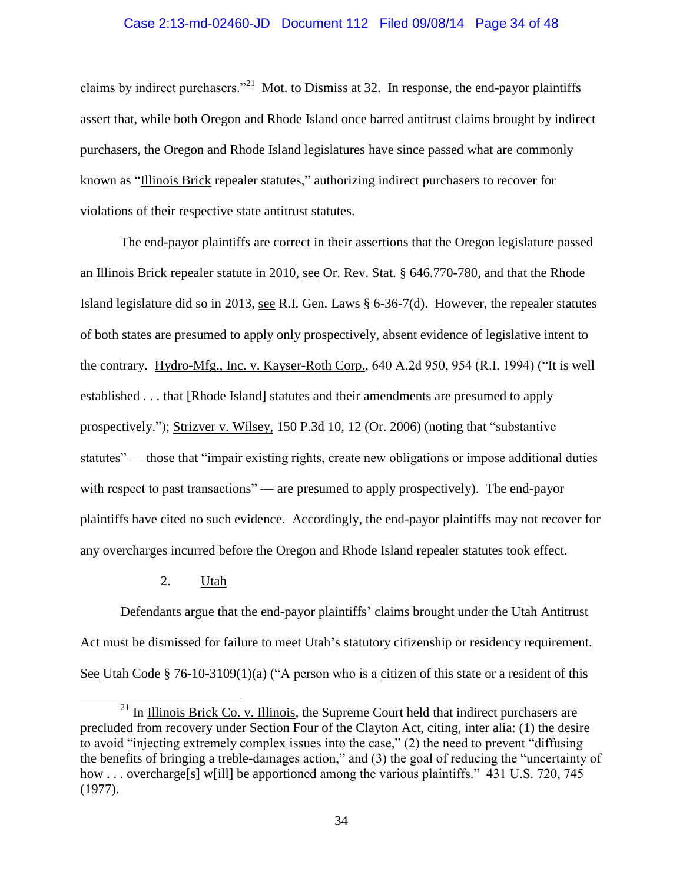claims by indirect purchasers."[21] Mot. to Dismiss at 32. In response, the end-payor plaintiffs assert that, while both Oregon and Rhode Island once barred antitrust claims brought by indirect purchasers, the Oregon and Rhode Island legislatures have since passed what are commonly known as "Illinois Brick repealer statutes," authorizing indirect purchasers to recover for violations of their respective state antitrust statutes.

The end-payor plaintiffs are correct in their assertions that the Oregon legislature passed an Illinois Brick repealer statute in 2010, see Or. Rev. Stat. § 646.770-780, and that the Rhode Island legislature did so in 2013, see R.I. Gen. Laws § 6-36-7(d). However, the repealer statutes of both states are presumed to apply only prospectively, absent evidence of legislative intent to the contrary. Hydro-Mfg., Inc. v. Kayser-Roth Corp., 640 A.2d 950, 954 (R.I. 1994) ("It is well established . . . that [Rhode Island] statutes and their amendments are presumed to apply prospectively."); Strizver v. Wilsey, 150 P.3d 10, 12 (Or. 2006) (noting that "substantive statutes" — those that "impair existing rights, create new obligations or impose additional duties with respect to past transactions" — are presumed to apply prospectively). The end-payor plaintiffs have cited no such evidence. Accordingly, the end-payor plaintiffs may not recover for any overcharges incurred before the Oregon and Rhode Island repealer statutes took effect.

2. Utah

Defendants argue that the end-payor plaintiffs' claims brought under the Utah Antitrust Act must be dismissed for failure to meet Utah's statutory citizenship or residency requirement. See Utah Code § 76-10-3109(1)(a) ("A person who is a citizen of this state or a resident of this

[21] In Illinois Brick Co. v. Illinois, the Supreme Court held that indirect purchasers are precluded from recovery under Section Four of the Clayton Act, citing, inter alia: (1) the desire to avoid "injecting extremely complex issues into the case," (2) the need to prevent "diffusing the benefits of bringing a treble-damages action," and (3) the goal of reducing the "uncertainty of how . . . overcharge[s] w[ill] be apportioned among the various plaintiffs." 431 U.S. 720, 745 (1977).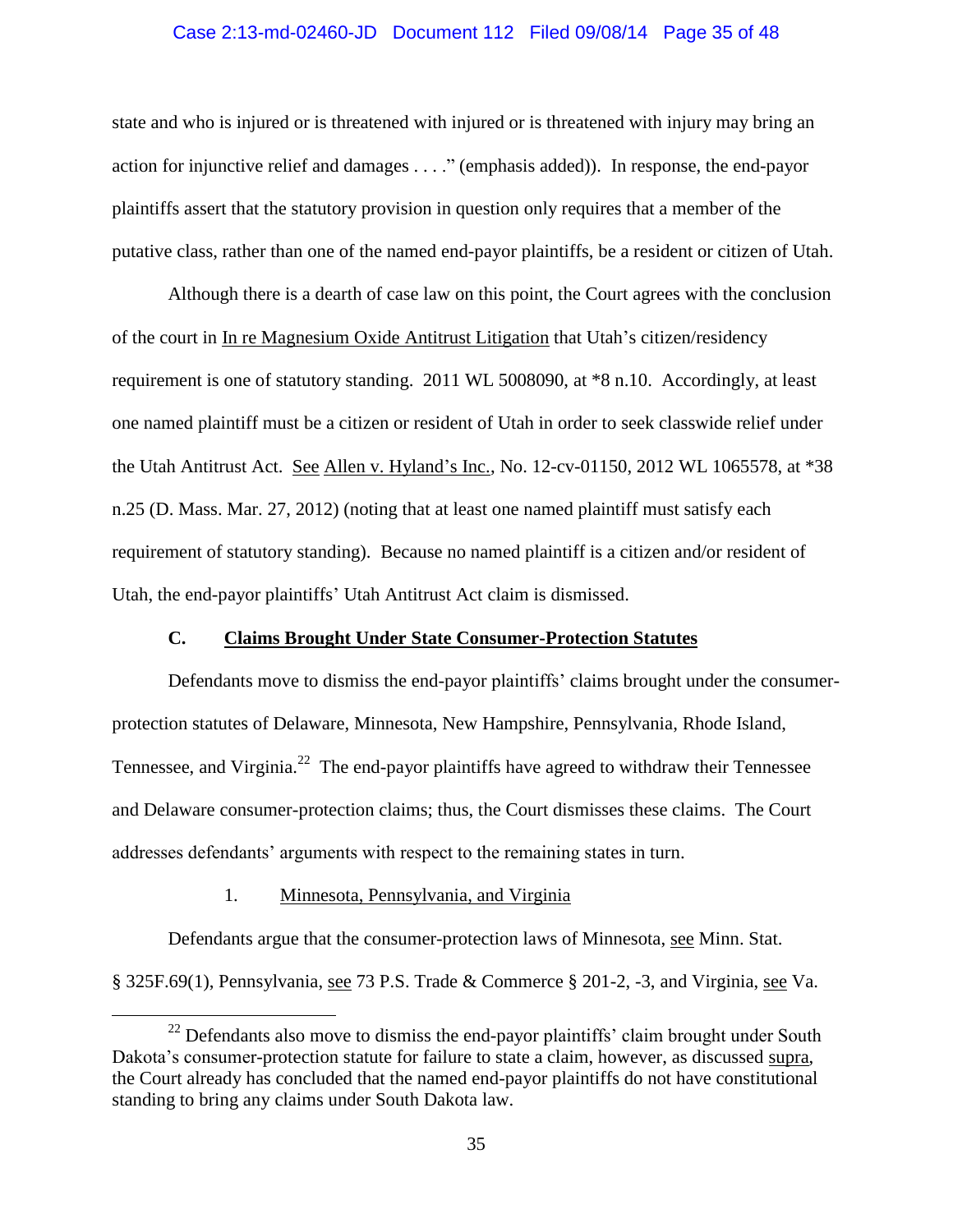state and who is injured or is threatened with injured or is threatened with injury may bring an action for injunctive relief and damages . . . ." (emphasis added)). In response, the end-payor plaintiffs assert that the statutory provision in question only requires that a member of the putative class, rather than one of the named end-payor plaintiffs, be a resident or citizen of Utah.

Although there is a dearth of case law on this point, the Court agrees with the conclusion of the court in In re Magnesium Oxide Antitrust Litigation that Utah's citizen/residency requirement is one of statutory standing. 2011 WL 5008090, at *8 n.10. Accordingly, at least one named plaintiff must be a citizen or resident of Utah in order to seek classwide relief under the Utah Antitrust Act. See Allen v. Hyland's Inc., No. 12-cv-01150, 2012 WL 1065578, at *38 n.25 (D. Mass. Mar. 27, 2012) (noting that at least one named plaintiff must satisfy each requirement of statutory standing). Because no named plaintiff is a citizen and/or resident of Utah, the end-payor plaintiffs' Utah Antitrust Act claim is dismissed.

### C. Claims Brought Under State Consumer-Protection Statutes

Defendants move to dismiss the end-payor plaintiffs' claims brought under the consumer-protection statutes of Delaware, Minnesota, New Hampshire, Pennsylvania, Rhode Island, Tennessee, and Virginia.[22] The end-payor plaintiffs have agreed to withdraw their Tennessee and Delaware consumer-protection claims; thus, the Court dismisses these claims. The Court addresses defendants' arguments with respect to the remaining states in turn.

#### 1. Minnesota, Pennsylvania, and Virginia

Defendants argue that the consumer-protection laws of Minnesota, see Minn. Stat. § 325F.69(1), Pennsylvania, see 73 P.S. Trade & Commerce § 201-2, -3, and Virginia, see Va.

[22] Defendants also move to dismiss the end-payor plaintiffs' claim brought under South Dakota's consumer-protection statute for failure to state a claim, however, as discussed supra, the Court already has concluded that the named end-payor plaintiffs do not have constitutional standing to bring any claims under South Dakota law.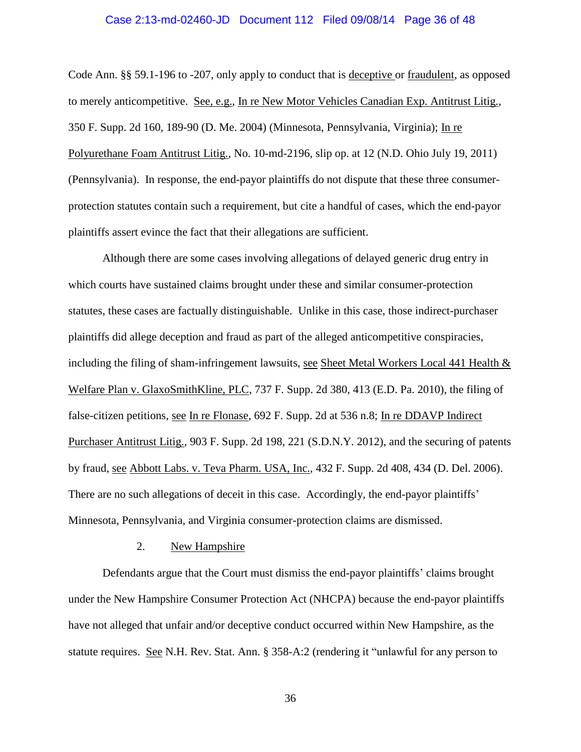Code Ann. §§ 59.1-196 to -207, only apply to conduct that is deceptive or fraudulent, as opposed to merely anticompetitive. See, e.g., In re New Motor Vehicles Canadian Exp. Antitrust Litig., 350 F. Supp. 2d 160, 189-90 (D. Me. 2004) (Minnesota, Pennsylvania, Virginia); In re Polyurethane Foam Antitrust Litig., No. 10-md-2196, slip op. at 12 (N.D. Ohio July 19, 2011) (Pennsylvania). In response, the end-payor plaintiffs do not dispute that these three consumer-protection statutes contain such a requirement, but cite a handful of cases, which the end-payor plaintiffs assert evince the fact that their allegations are sufficient.

Although there are some cases involving allegations of delayed generic drug entry in which courts have sustained claims brought under these and similar consumer-protection statutes, these cases are factually distinguishable. Unlike in this case, those indirect-purchaser plaintiffs did allege deception and fraud as part of the alleged anticompetitive conspiracies, including the filing of sham-infringement lawsuits, see Sheet Metal Workers Local 441 Health & Welfare Plan v. GlaxoSmithKline, PLC, 737 F. Supp. 2d 380, 413 (E.D. Pa. 2010), the filing of false-citizen petitions, see In re Flonase, 692 F. Supp. 2d at 536 n.8; In re DDAVP Indirect Purchaser Antitrust Litig., 903 F. Supp. 2d 198, 221 (S.D.N.Y. 2012), and the securing of patents by fraud, see Abbott Labs. v. Teva Pharm. USA, Inc., 432 F. Supp. 2d 408, 434 (D. Del. 2006). There are no such allegations of deceit in this case. Accordingly, the end-payor plaintiffs' Minnesota, Pennsylvania, and Virginia consumer-protection claims are dismissed.

### 2. New Hampshire

Defendants argue that the Court must dismiss the end-payor plaintiffs' claims brought under the New Hampshire Consumer Protection Act (NHCPA) because the end-payor plaintiffs have not alleged that unfair and/or deceptive conduct occurred within New Hampshire, as the statute requires. See N.H. Rev. Stat. Ann. § 358-A:2 (rendering it "unlawful for any person to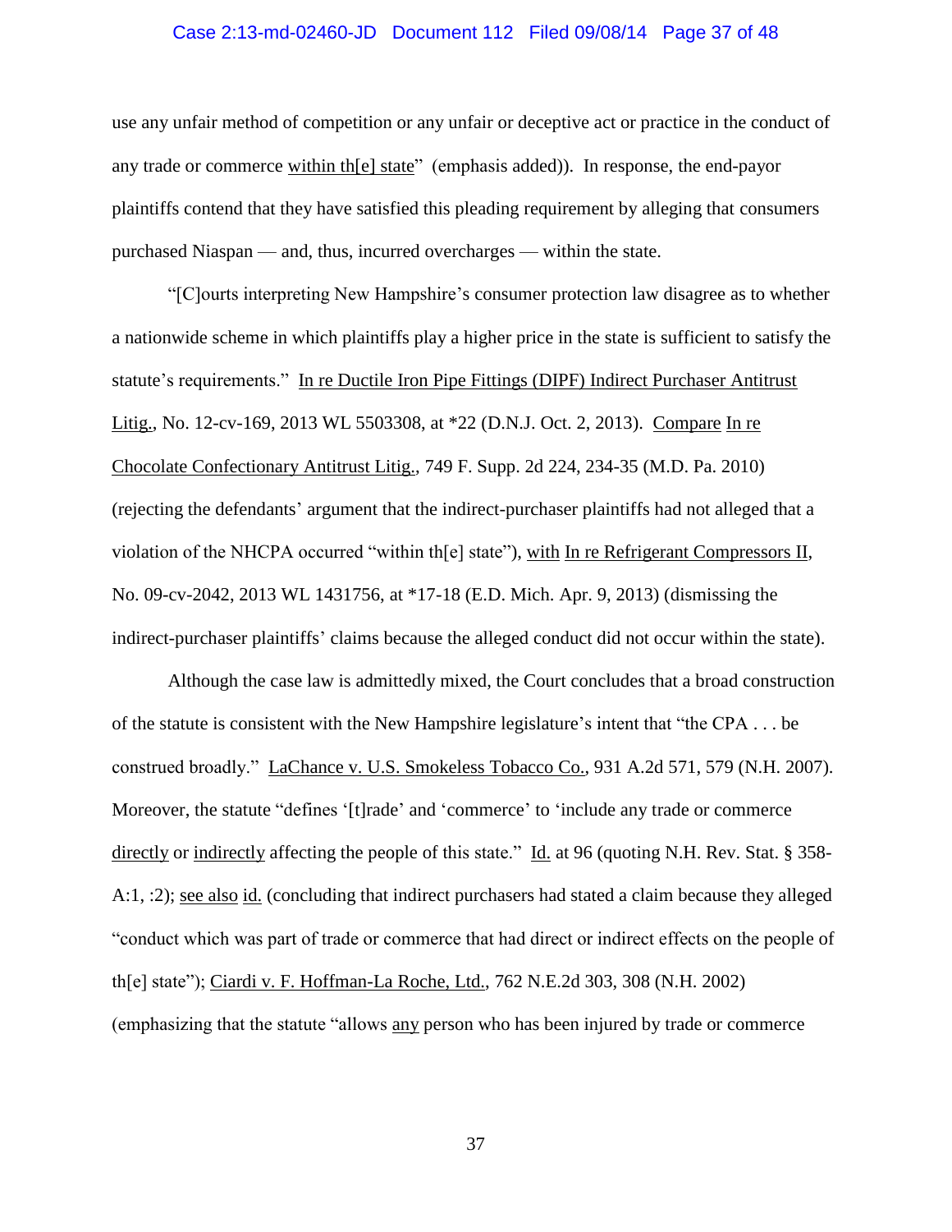use any unfair method of competition or any unfair or deceptive act or practice in the conduct of any trade or commerce within th[e] state" (emphasis added)). In response, the end-payor plaintiffs contend that they have satisfied this pleading requirement by alleging that consumers purchased Niaspan — and, thus, incurred overcharges — within the state.

"[C]ourts interpreting New Hampshire's consumer protection law disagree as to whether a nationwide scheme in which plaintiffs play a higher price in the state is sufficient to satisfy the statute's requirements." In re Ductile Iron Pipe Fittings (DIPF) Indirect Purchaser Antitrust Litig., No. 12-cv-169, 2013 WL 5503308, at *22 (D.N.J. Oct. 2, 2013). Compare In re Chocolate Confectionary Antitrust Litig., 749 F. Supp. 2d 224, 234-35 (M.D. Pa. 2010) (rejecting the defendants' argument that the indirect-purchaser plaintiffs had not alleged that a violation of the NHCPA occurred "within th[e] state"), with In re Refrigerant Compressors II, No. 09-cv-2042, 2013 WL 1431756, at *17-18 (E.D. Mich. Apr. 9, 2013) (dismissing the indirect-purchaser plaintiffs' claims because the alleged conduct did not occur within the state).

Although the case law is admittedly mixed, the Court concludes that a broad construction of the statute is consistent with the New Hampshire legislature's intent that "the CPA . . . be construed broadly." LaChance v. U.S. Smokeless Tobacco Co., 931 A.2d 571, 579 (N.H. 2007). Moreover, the statute "defines '[t]rade' and 'commerce' to 'include any trade or commerce directly or indirectly affecting the people of this state." Id. at 96 (quoting N.H. Rev. Stat. § 358-A:1, :2); see also id. (concluding that indirect purchasers had stated a claim because they alleged "conduct which was part of trade or commerce that had direct or indirect effects on the people of th[e] state"); Ciardi v. F. Hoffman-La Roche, Ltd., 762 N.E.2d 303, 308 (N.H. 2002) (emphasizing that the statute "allows any person who has been injured by trade or commerce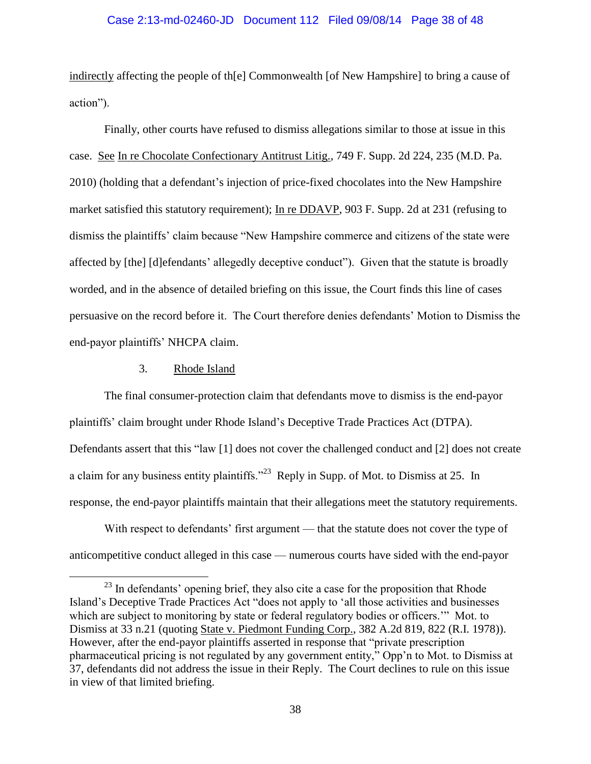indirectly affecting the people of th[e] Commonwealth [of New Hampshire] to bring a cause of action").

Finally, other courts have refused to dismiss allegations similar to those at issue in this case. See In re Chocolate Confectionary Antitrust Litig., 749 F. Supp. 2d 224, 235 (M.D. Pa. 2010) (holding that a defendant's injection of price-fixed chocolates into the New Hampshire market satisfied this statutory requirement); In re DDAVP, 903 F. Supp. 2d at 231 (refusing to dismiss the plaintiffs' claim because "New Hampshire commerce and citizens of the state were affected by [the] [d]efendants' allegedly deceptive conduct"). Given that the statute is broadly worded, and in the absence of detailed briefing on this issue, the Court finds this line of cases persuasive on the record before it. The Court therefore denies defendants' Motion to Dismiss the end-payor plaintiffs' NHCPA claim.

3. Rhode Island

The final consumer-protection claim that defendants move to dismiss is the end-payor plaintiffs' claim brought under Rhode Island's Deceptive Trade Practices Act (DTPA). Defendants assert that this "law [1] does not cover the challenged conduct and [2] does not create a claim for any business entity plaintiffs."[23] Reply in Supp. of Mot. to Dismiss at 25. In response, the end-payor plaintiffs maintain that their allegations meet the statutory requirements.

With respect to defendants' first argument — that the statute does not cover the type of anticompetitive conduct alleged in this case — numerous courts have sided with the end-payor

[23] In defendants' opening brief, they also cite a case for the proposition that Rhode Island's Deceptive Trade Practices Act "does not apply to 'all those activities and businesses which are subject to monitoring by state or federal regulatory bodies or officers.'" Mot. to Dismiss at 33 n.21 (quoting State v. Piedmont Funding Corp., 382 A.2d 819, 822 (R.I. 1978)). However, after the end-payor plaintiffs asserted in response that "private prescription pharmaceutical pricing is not regulated by any government entity," Opp'n to Mot. to Dismiss at 37, defendants did not address the issue in their Reply. The Court declines to rule on this issue in view of that limited briefing.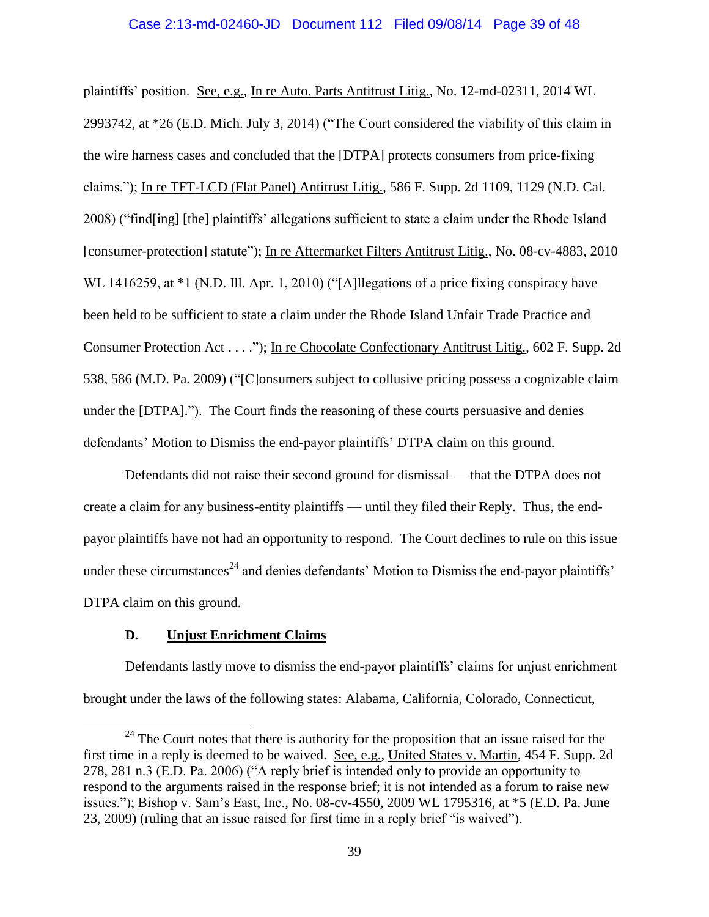plaintiffs' position. See, e.g., In re Auto. Parts Antitrust Litig., No. 12-md-02311, 2014 WL 2993742, at *26 (E.D. Mich. July 3, 2014) ("The Court considered the viability of this claim in the wire harness cases and concluded that the [DTPA] protects consumers from price-fixing claims."); In re TFT-LCD (Flat Panel) Antitrust Litig., 586 F. Supp. 2d 1109, 1129 (N.D. Cal. 2008) ("find[ing] [the] plaintiffs' allegations sufficient to state a claim under the Rhode Island [consumer-protection] statute"); In re Aftermarket Filters Antitrust Litig., No. 08-cv-4883, 2010 WL 1416259, at *1 (N.D. Ill. Apr. 1, 2010) ("[A]llegations of a price fixing conspiracy have been held to be sufficient to state a claim under the Rhode Island Unfair Trade Practice and Consumer Protection Act . . . ."); In re Chocolate Confectionary Antitrust Litig., 602 F. Supp. 2d 538, 586 (M.D. Pa. 2009) ("[C]onsumers subject to collusive pricing possess a cognizable claim under the [DTPA]."). The Court finds the reasoning of these courts persuasive and denies defendants' Motion to Dismiss the end-payor plaintiffs' DTPA claim on this ground.

Defendants did not raise their second ground for dismissal — that the DTPA does not create a claim for any business-entity plaintiffs — until they filed their Reply. Thus, the end-payor plaintiffs have not had an opportunity to respond. The Court declines to rule on this issue under these circumstances[24] and denies defendants' Motion to Dismiss the end-payor plaintiffs' DTPA claim on this ground.

### D. Unjust Enrichment Claims

Defendants lastly move to dismiss the end-payor plaintiffs' claims for unjust enrichment brought under the laws of the following states: Alabama, California, Colorado, Connecticut,

---

[24] The Court notes that there is authority for the proposition that an issue raised for the first time in a reply is deemed to be waived. See, e.g., United States v. Martin, 454 F. Supp. 2d 278, 281 n.3 (E.D. Pa. 2006) ("A reply brief is intended only to provide an opportunity to respond to the arguments raised in the response brief; it is not intended as a forum to raise new issues."); Bishop v. Sam's East, Inc., No. 08-cv-4550, 2009 WL 1795316, at *5 (E.D. Pa. June 23, 2009) (ruling that an issue raised for first time in a reply brief "is waived").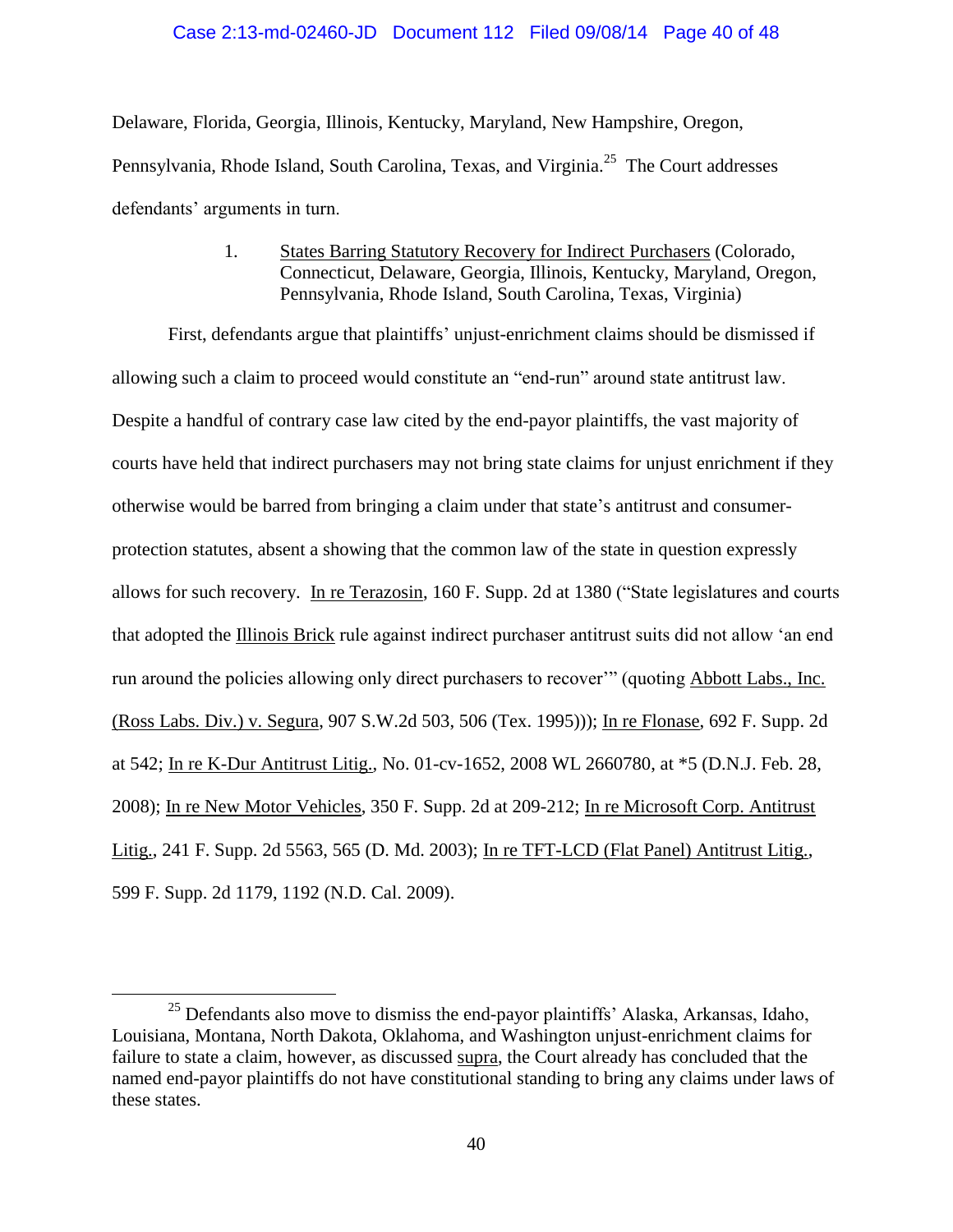Delaware, Florida, Georgia, Illinois, Kentucky, Maryland, New Hampshire, Oregon, Pennsylvania, Rhode Island, South Carolina, Texas, and Virginia.[25] The Court addresses defendants' arguments in turn.

1. States Barring Statutory Recovery for Indirect Purchasers (Colorado, Connecticut, Delaware, Georgia, Illinois, Kentucky, Maryland, Oregon, Pennsylvania, Rhode Island, South Carolina, Texas, Virginia)

First, defendants argue that plaintiffs' unjust-enrichment claims should be dismissed if allowing such a claim to proceed would constitute an "end-run" around state antitrust law. Despite a handful of contrary case law cited by the end-payor plaintiffs, the vast majority of courts have held that indirect purchasers may not bring state claims for unjust enrichment if they otherwise would be barred from bringing a claim under that state's antitrust and consumer-protection statutes, absent a showing that the common law of the state in question expressly allows for such recovery. In re Terazosin, 160 F. Supp. 2d at 1380 ("State legislatures and courts that adopted the Illinois Brick rule against indirect purchaser antitrust suits did not allow 'an end run around the policies allowing only direct purchasers to recover'" (quoting Abbott Labs., Inc. (Ross Labs. Div.) v. Segura, 907 S.W.2d 503, 506 (Tex. 1995))); In re Flonase, 692 F. Supp. 2d at 542; In re K-Dur Antitrust Litig., No. 01-cv-1652, 2008 WL 2660780, at *5 (D.N.J. Feb. 28, 2008); In re New Motor Vehicles, 350 F. Supp. 2d at 209-212; In re Microsoft Corp. Antitrust Litig., 241 F. Supp. 2d 5563, 565 (D. Md. 2003); In re TFT-LCD (Flat Panel) Antitrust Litig., 599 F. Supp. 2d 1179, 1192 (N.D. Cal. 2009).

---

[25] Defendants also move to dismiss the end-payor plaintiffs' Alaska, Arkansas, Idaho, Louisiana, Montana, North Dakota, Oklahoma, and Washington unjust-enrichment claims for failure to state a claim, however, as discussed supra, the Court already has concluded that the named end-payor plaintiffs do not have constitutional standing to bring any claims under laws of these states.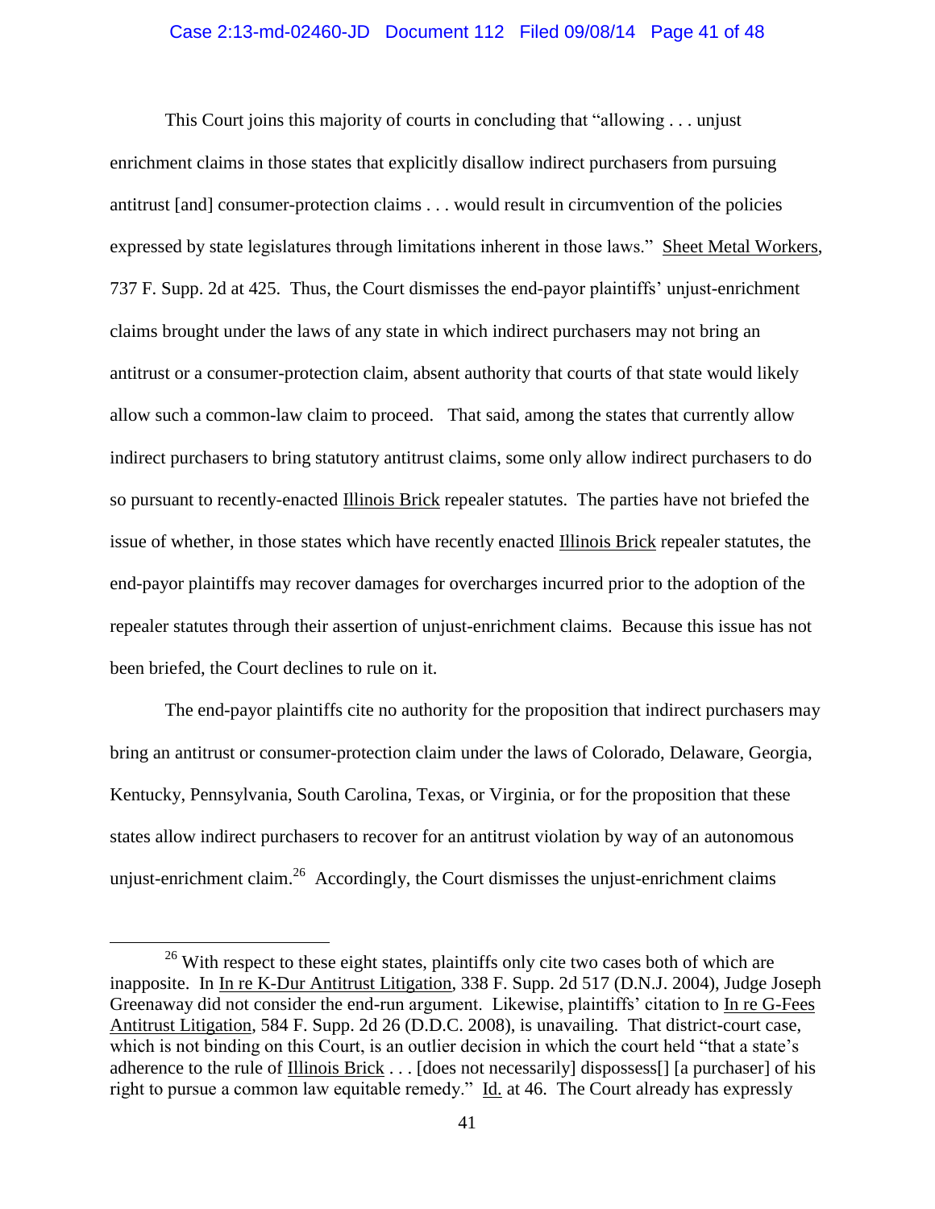This Court joins this majority of courts in concluding that "allowing . . . unjust enrichment claims in those states that explicitly disallow indirect purchasers from pursuing antitrust [and] consumer-protection claims . . . would result in circumvention of the policies expressed by state legislatures through limitations inherent in those laws." Sheet Metal Workers, 737 F. Supp. 2d at 425. Thus, the Court dismisses the end-payor plaintiffs' unjust-enrichment claims brought under the laws of any state in which indirect purchasers may not bring an antitrust or a consumer-protection claim, absent authority that courts of that state would likely allow such a common-law claim to proceed. That said, among the states that currently allow indirect purchasers to bring statutory antitrust claims, some only allow indirect purchasers to do so pursuant to recently-enacted Illinois Brick repealer statutes. The parties have not briefed the issue of whether, in those states which have recently enacted Illinois Brick repealer statutes, the end-payor plaintiffs may recover damages for overcharges incurred prior to the adoption of the repealer statutes through their assertion of unjust-enrichment claims. Because this issue has not been briefed, the Court declines to rule on it.

The end-payor plaintiffs cite no authority for the proposition that indirect purchasers may bring an antitrust or consumer-protection claim under the laws of Colorado, Delaware, Georgia, Kentucky, Pennsylvania, South Carolina, Texas, or Virginia, or for the proposition that these states allow indirect purchasers to recover for an antitrust violation by way of an autonomous unjust-enrichment claim.[26] Accordingly, the Court dismisses the unjust-enrichment claims

[26] With respect to these eight states, plaintiffs only cite two cases both of which are inapposite. In In re K-Dur Antitrust Litigation, 338 F. Supp. 2d 517 (D.N.J. 2004), Judge Joseph Greenaway did not consider the end-run argument. Likewise, plaintiffs' citation to In re G-Fees Antitrust Litigation, 584 F. Supp. 2d 26 (D.D.C. 2008), is unavailing. That district-court case, which is not binding on this Court, is an outlier decision in which the court held "that a state's adherence to the rule of Illinois Brick . . . [does not necessarily] dispossess[] [a purchaser] of his right to pursue a common law equitable remedy." Id. at 46. The Court already has expressly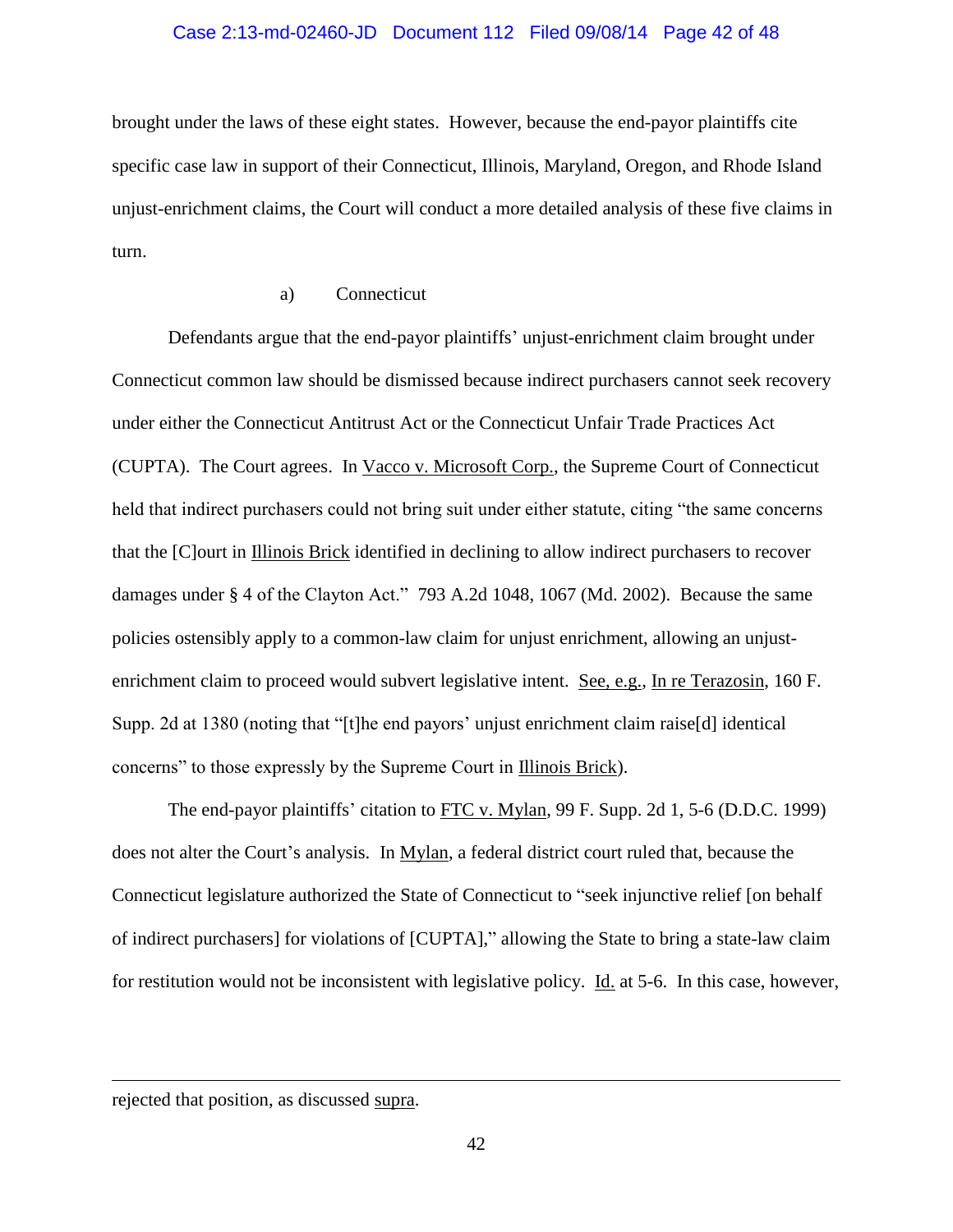brought under the laws of these eight states. However, because the end-payor plaintiffs cite specific case law in support of their Connecticut, Illinois, Maryland, Oregon, and Rhode Island unjust-enrichment claims, the Court will conduct a more detailed analysis of these five claims in turn.

a) Connecticut

Defendants argue that the end-payor plaintiffs' unjust-enrichment claim brought under Connecticut common law should be dismissed because indirect purchasers cannot seek recovery under either the Connecticut Antitrust Act or the Connecticut Unfair Trade Practices Act (CUPTA). The Court agrees. In Vacco v. Microsoft Corp., the Supreme Court of Connecticut held that indirect purchasers could not bring suit under either statute, citing "the same concerns that the [C]ourt in Illinois Brick identified in declining to allow indirect purchasers to recover damages under § 4 of the Clayton Act." 793 A.2d 1048, 1067 (Md. 2002). Because the same policies ostensibly apply to a common-law claim for unjust enrichment, allowing an unjust-enrichment claim to proceed would subvert legislative intent. See, e.g., In re Terazosin, 160 F. Supp. 2d at 1380 (noting that "[t]he end payors' unjust enrichment claim raise[d] identical concerns" to those expressly by the Supreme Court in Illinois Brick).

The end-payor plaintiffs' citation to FTC v. Mylan, 99 F. Supp. 2d 1, 5-6 (D.D.C. 1999) does not alter the Court's analysis. In Mylan, a federal district court ruled that, because the Connecticut legislature authorized the State of Connecticut to "seek injunctive relief [on behalf of indirect purchasers] for violations of [CUPTA]," allowing the State to bring a state-law claim for restitution would not be inconsistent with legislative policy. Id. at 5-6. In this case, however,

---

rejected that position, as discussed supra.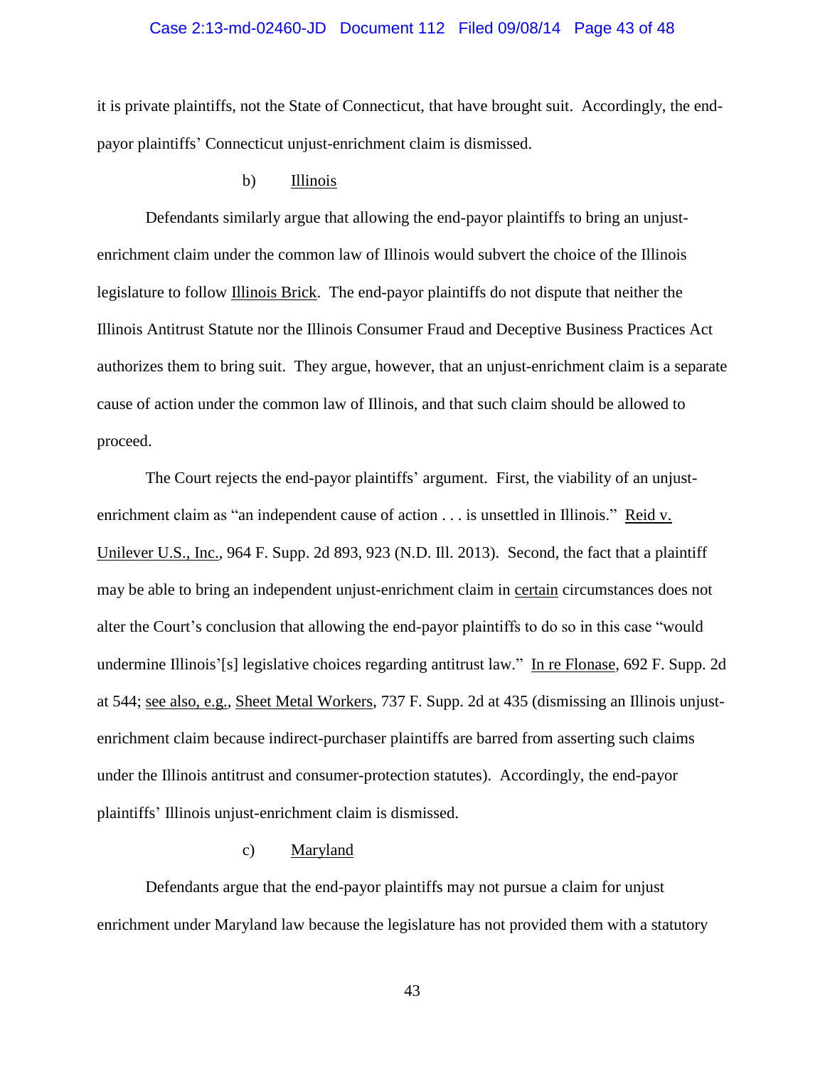it is private plaintiffs, not the State of Connecticut, that have brought suit. Accordingly, the end-payor plaintiffs' Connecticut unjust-enrichment claim is dismissed.

b) Illinois

Defendants similarly argue that allowing the end-payor plaintiffs to bring an unjust-enrichment claim under the common law of Illinois would subvert the choice of the Illinois legislature to follow Illinois Brick. The end-payor plaintiffs do not dispute that neither the Illinois Antitrust Statute nor the Illinois Consumer Fraud and Deceptive Business Practices Act authorizes them to bring suit. They argue, however, that an unjust-enrichment claim is a separate cause of action under the common law of Illinois, and that such claim should be allowed to proceed.

The Court rejects the end-payor plaintiffs' argument. First, the viability of an unjust-enrichment claim as "an independent cause of action . . . is unsettled in Illinois." Reid v. Unilever U.S., Inc., 964 F. Supp. 2d 893, 923 (N.D. Ill. 2013). Second, the fact that a plaintiff may be able to bring an independent unjust-enrichment claim in certain circumstances does not alter the Court's conclusion that allowing the end-payor plaintiffs to do so in this case "would undermine Illinois'[s] legislative choices regarding antitrust law." In re Flonase, 692 F. Supp. 2d at 544; see also, e.g., Sheet Metal Workers, 737 F. Supp. 2d at 435 (dismissing an Illinois unjust-enrichment claim because indirect-purchaser plaintiffs are barred from asserting such claims under the Illinois antitrust and consumer-protection statutes). Accordingly, the end-payor plaintiffs' Illinois unjust-enrichment claim is dismissed.

c) Maryland

Defendants argue that the end-payor plaintiffs may not pursue a claim for unjust enrichment under Maryland law because the legislature has not provided them with a statutory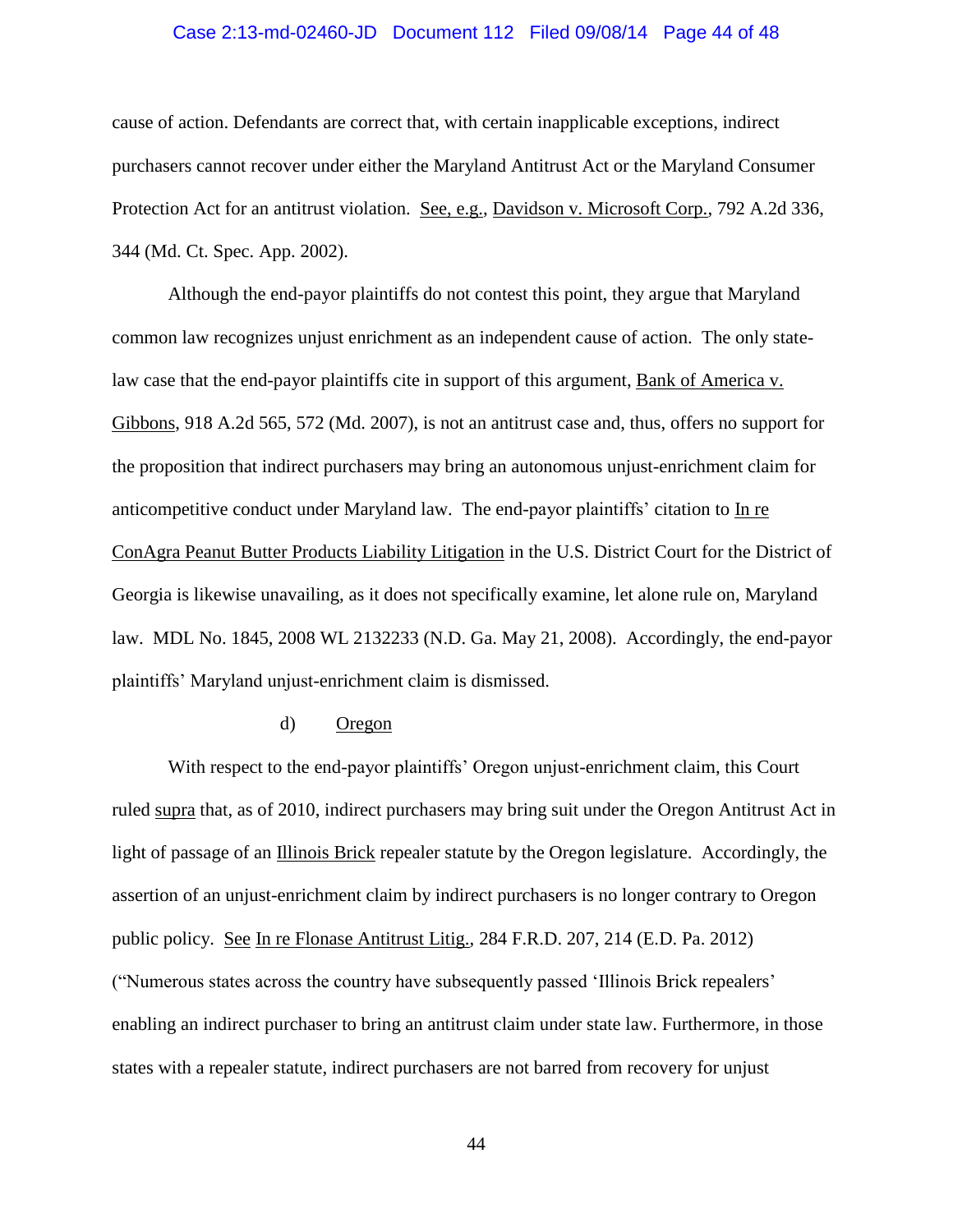cause of action. Defendants are correct that, with certain inapplicable exceptions, indirect purchasers cannot recover under either the Maryland Antitrust Act or the Maryland Consumer Protection Act for an antitrust violation. See, e.g., Davidson v. Microsoft Corp., 792 A.2d 336, 344 (Md. Ct. Spec. App. 2002).

Although the end-payor plaintiffs do not contest this point, they argue that Maryland common law recognizes unjust enrichment as an independent cause of action. The only state-law case that the end-payor plaintiffs cite in support of this argument, Bank of America v. Gibbons, 918 A.2d 565, 572 (Md. 2007), is not an antitrust case and, thus, offers no support for the proposition that indirect purchasers may bring an autonomous unjust-enrichment claim for anticompetitive conduct under Maryland law. The end-payor plaintiffs' citation to In re ConAgra Peanut Butter Products Liability Litigation in the U.S. District Court for the District of Georgia is likewise unavailing, as it does not specifically examine, let alone rule on, Maryland law. MDL No. 1845, 2008 WL 2132233 (N.D. Ga. May 21, 2008). Accordingly, the end-payor plaintiffs' Maryland unjust-enrichment claim is dismissed.

d) Oregon

With respect to the end-payor plaintiffs' Oregon unjust-enrichment claim, this Court ruled supra that, as of 2010, indirect purchasers may bring suit under the Oregon Antitrust Act in light of passage of an Illinois Brick repealer statute by the Oregon legislature. Accordingly, the assertion of an unjust-enrichment claim by indirect purchasers is no longer contrary to Oregon public policy. See In re Flonase Antitrust Litig., 284 F.R.D. 207, 214 (E.D. Pa. 2012) ("Numerous states across the country have subsequently passed 'Illinois Brick repealers' enabling an indirect purchaser to bring an antitrust claim under state law. Furthermore, in those states with a repealer statute, indirect purchasers are not barred from recovery for unjust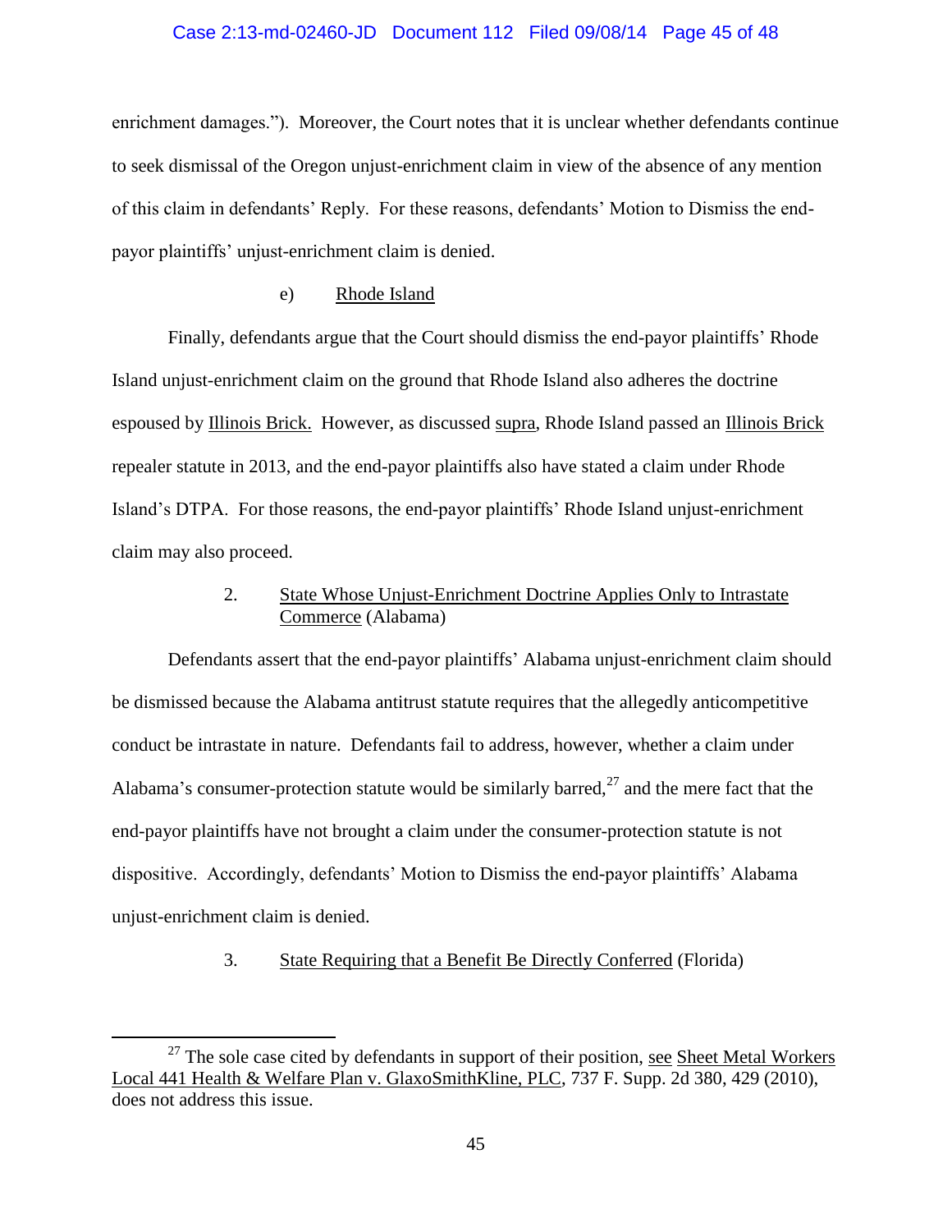enrichment damages."). Moreover, the Court notes that it is unclear whether defendants continue to seek dismissal of the Oregon unjust-enrichment claim in view of the absence of any mention of this claim in defendants' Reply. For these reasons, defendants' Motion to Dismiss the end-payor plaintiffs' unjust-enrichment claim is denied.

e) Rhode Island

Finally, defendants argue that the Court should dismiss the end-payor plaintiffs' Rhode Island unjust-enrichment claim on the ground that Rhode Island also adheres the doctrine espoused by Illinois Brick. However, as discussed supra, Rhode Island passed an Illinois Brick repealer statute in 2013, and the end-payor plaintiffs also have stated a claim under Rhode Island's DTPA. For those reasons, the end-payor plaintiffs' Rhode Island unjust-enrichment claim may also proceed.

2. State Whose Unjust-Enrichment Doctrine Applies Only to Intrastate Commerce (Alabama)

Defendants assert that the end-payor plaintiffs' Alabama unjust-enrichment claim should be dismissed because the Alabama antitrust statute requires that the allegedly anticompetitive conduct be intrastate in nature. Defendants fail to address, however, whether a claim under Alabama's consumer-protection statute would be similarly barred,[27] and the mere fact that the end-payor plaintiffs have not brought a claim under the consumer-protection statute is not dispositive. Accordingly, defendants' Motion to Dismiss the end-payor plaintiffs' Alabama unjust-enrichment claim is denied.

3. State Requiring that a Benefit Be Directly Conferred (Florida)

[27] The sole case cited by defendants in support of their position, see Sheet Metal Workers Local 441 Health & Welfare Plan v. GlaxoSmithKline, PLC, 737 F. Supp. 2d 380, 429 (2010), does not address this issue.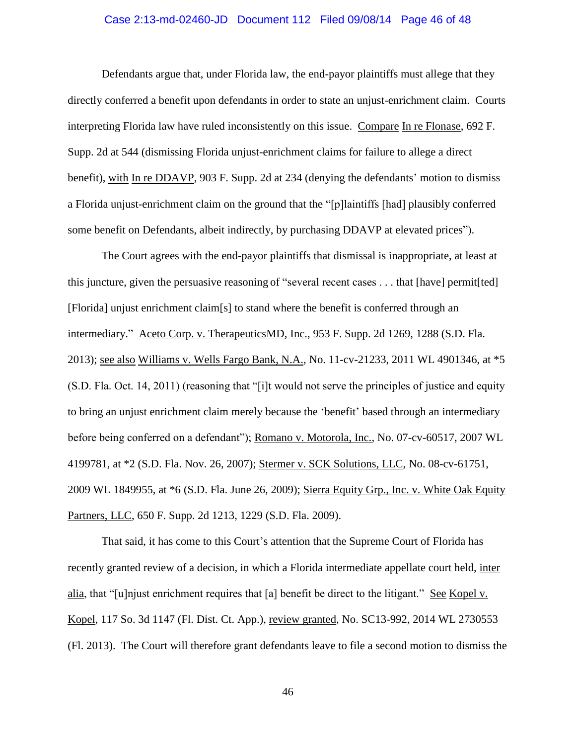Defendants argue that, under Florida law, the end-payor plaintiffs must allege that they directly conferred a benefit upon defendants in order to state an unjust-enrichment claim. Courts interpreting Florida law have ruled inconsistently on this issue. Compare In re Flonase, 692 F. Supp. 2d at 544 (dismissing Florida unjust-enrichment claims for failure to allege a direct benefit), with In re DDAVP, 903 F. Supp. 2d at 234 (denying the defendants' motion to dismiss a Florida unjust-enrichment claim on the ground that the "[p]laintiffs [had] plausibly conferred some benefit on Defendants, albeit indirectly, by purchasing DDAVP at elevated prices").

The Court agrees with the end-payor plaintiffs that dismissal is inappropriate, at least at this juncture, given the persuasive reasoning of "several recent cases . . . that [have] permit[ted] [Florida] unjust enrichment claim[s] to stand where the benefit is conferred through an intermediary." Aceto Corp. v. TherapeuticsMD, Inc., 953 F. Supp. 2d 1269, 1288 (S.D. Fla. 2013); see also Williams v. Wells Fargo Bank, N.A., No. 11-cv-21233, 2011 WL 4901346, at *5 (S.D. Fla. Oct. 14, 2011) (reasoning that "[i]t would not serve the principles of justice and equity to bring an unjust enrichment claim merely because the 'benefit' based through an intermediary before being conferred on a defendant"); Romano v. Motorola, Inc., No. 07-cv-60517, 2007 WL 4199781, at *2 (S.D. Fla. Nov. 26, 2007); Stermer v. SCK Solutions, LLC, No. 08-cv-61751, 2009 WL 1849955, at *6 (S.D. Fla. June 26, 2009); Sierra Equity Grp., Inc. v. White Oak Equity Partners, LLC, 650 F. Supp. 2d 1213, 1229 (S.D. Fla. 2009).

That said, it has come to this Court's attention that the Supreme Court of Florida has recently granted review of a decision, in which a Florida intermediate appellate court held, inter alia, that "[u]njust enrichment requires that [a] benefit be direct to the litigant." See Kopel v. Kopel, 117 So. 3d 1147 (Fl. Dist. Ct. App.), review granted, No. SC13-992, 2014 WL 2730553 (Fl. 2013). The Court will therefore grant defendants leave to file a second motion to dismiss the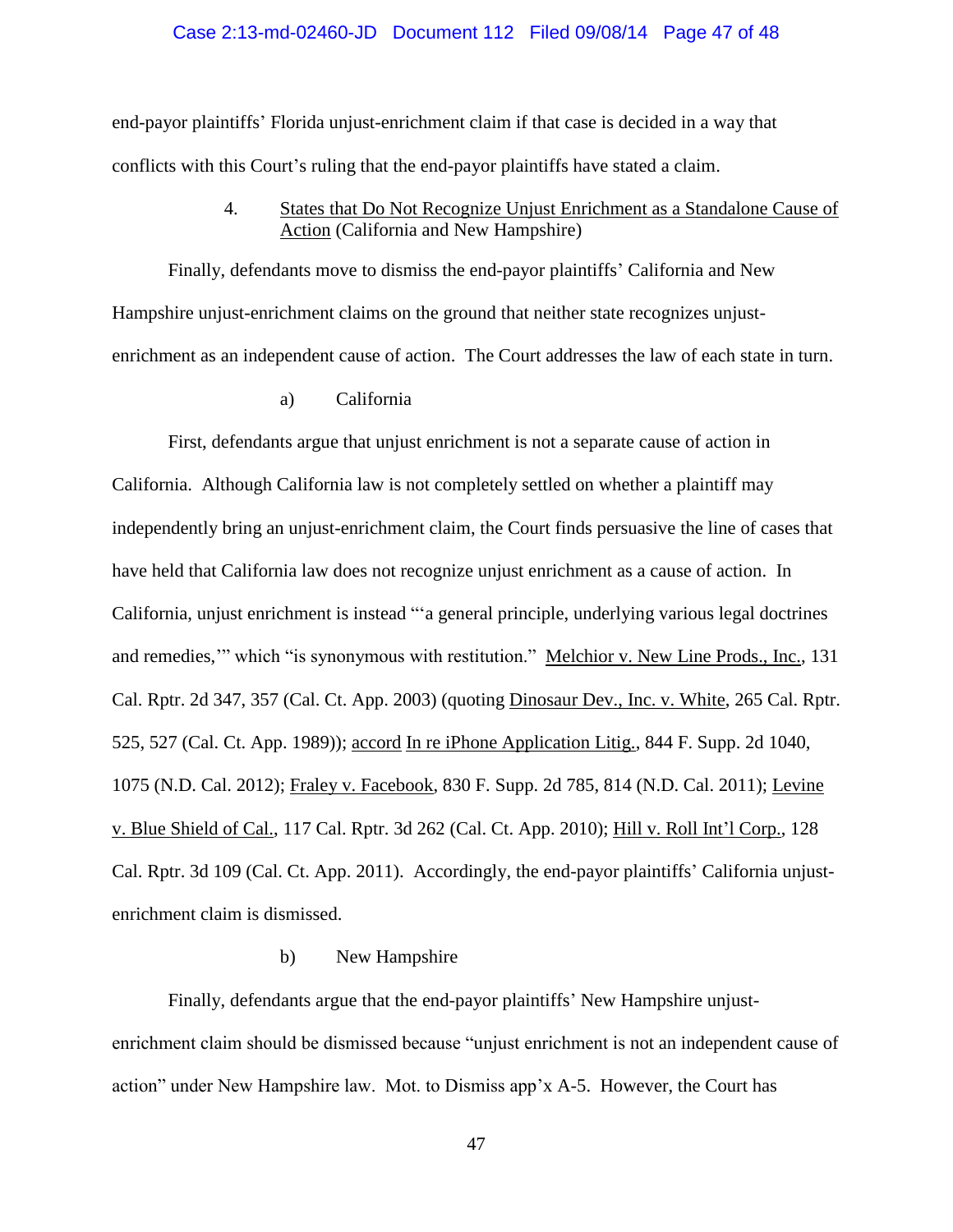end-payor plaintiffs' Florida unjust-enrichment claim if that case is decided in a way that conflicts with this Court's ruling that the end-payor plaintiffs have stated a claim.

#### 4. <u>States that Do Not Recognize Unjust Enrichment as a Standalone Cause of Action</u> (California and New Hampshire)

Finally, defendants move to dismiss the end-payor plaintiffs' California and New Hampshire unjust-enrichment claims on the ground that neither state recognizes unjust-enrichment as an independent cause of action. The Court addresses the law of each state in turn.

##### a) California

First, defendants argue that unjust enrichment is not a separate cause of action in California. Although California law is not completely settled on whether a plaintiff may independently bring an unjust-enrichment claim, the Court finds persuasive the line of cases that have held that California law does not recognize unjust enrichment as a cause of action. In California, unjust enrichment is instead "'a general principle, underlying various legal doctrines and remedies,'" which "is synonymous with restitution." <u>Melchior v. New Line Prods., Inc.</u>, 131 Cal. Rptr. 2d 347, 357 (Cal. Ct. App. 2003) (quoting <u>Dinosaur Dev., Inc. v. White</u>, 265 Cal. Rptr. 525, 527 (Cal. Ct. App. 1989)); <u>accord</u> <u>In re iPhone Application Litig.</u>, 844 F. Supp. 2d 1040, 1075 (N.D. Cal. 2012); <u>Fraley v. Facebook</u>, 830 F. Supp. 2d 785, 814 (N.D. Cal. 2011); <u>Levine v. Blue Shield of Cal.</u>, 117 Cal. Rptr. 3d 262 (Cal. Ct. App. 2010); <u>Hill v. Roll Int'l Corp.</u>, 128 Cal. Rptr. 3d 109 (Cal. Ct. App. 2011). Accordingly, the end-payor plaintiffs' California unjust-enrichment claim is dismissed.

##### b) New Hampshire

Finally, defendants argue that the end-payor plaintiffs' New Hampshire unjust-enrichment claim should be dismissed because "unjust enrichment is not an independent cause of action" under New Hampshire law. Mot. to Dismiss app'x A-5. However, the Court has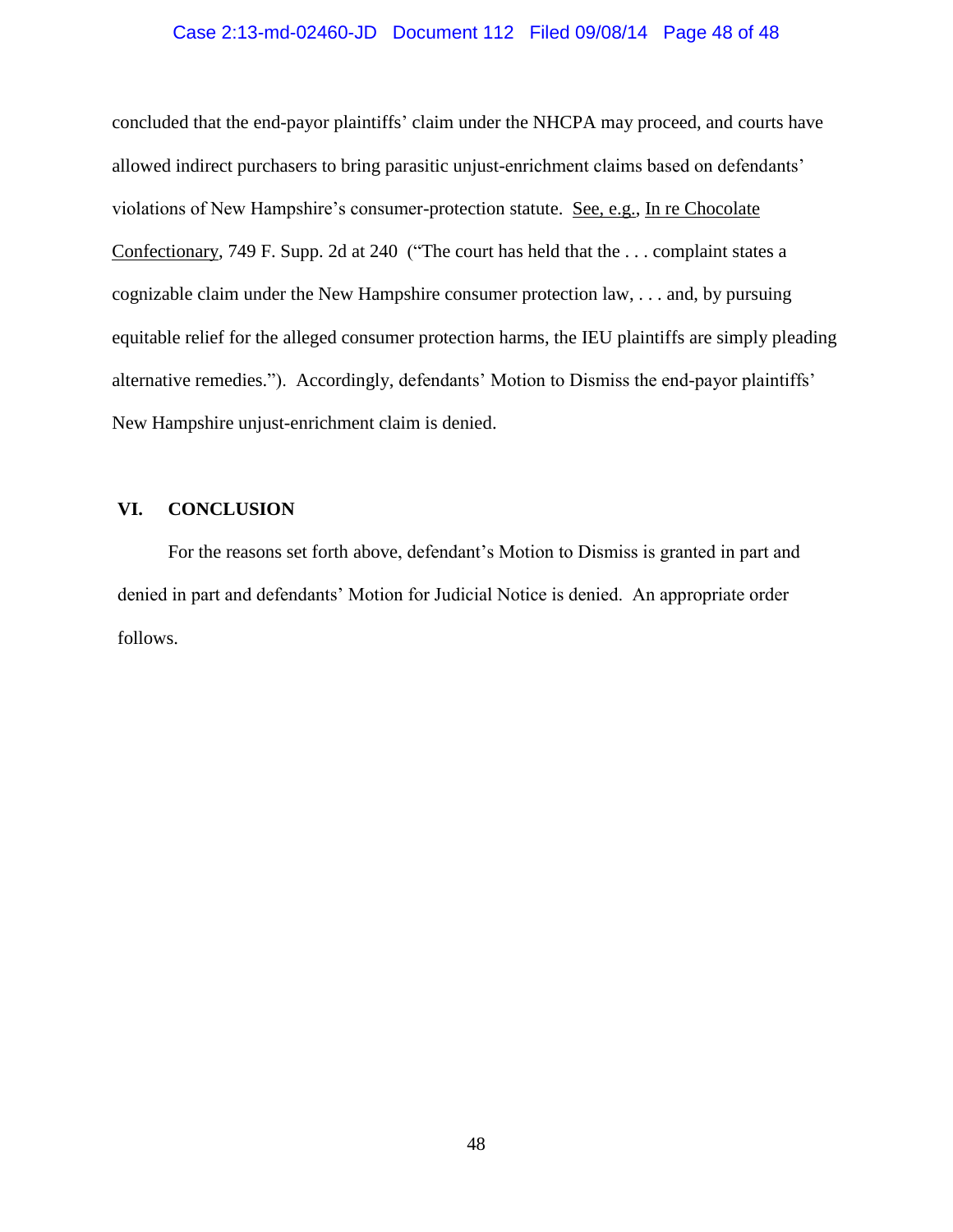concluded that the end-payor plaintiffs' claim under the NHCPA may proceed, and courts have allowed indirect purchasers to bring parasitic unjust-enrichment claims based on defendants' violations of New Hampshire's consumer-protection statute. See, e.g., In re Chocolate Confectionary, 749 F. Supp. 2d at 240 ("The court has held that the . . . complaint states a cognizable claim under the New Hampshire consumer protection law, . . . and, by pursuing equitable relief for the alleged consumer protection harms, the IEU plaintiffs are simply pleading alternative remedies."). Accordingly, defendants' Motion to Dismiss the end-payor plaintiffs' New Hampshire unjust-enrichment claim is denied.

## VI. CONCLUSION

For the reasons set forth above, defendant's Motion to Dismiss is granted in part and denied in part and defendants' Motion for Judicial Notice is denied. An appropriate order follows.